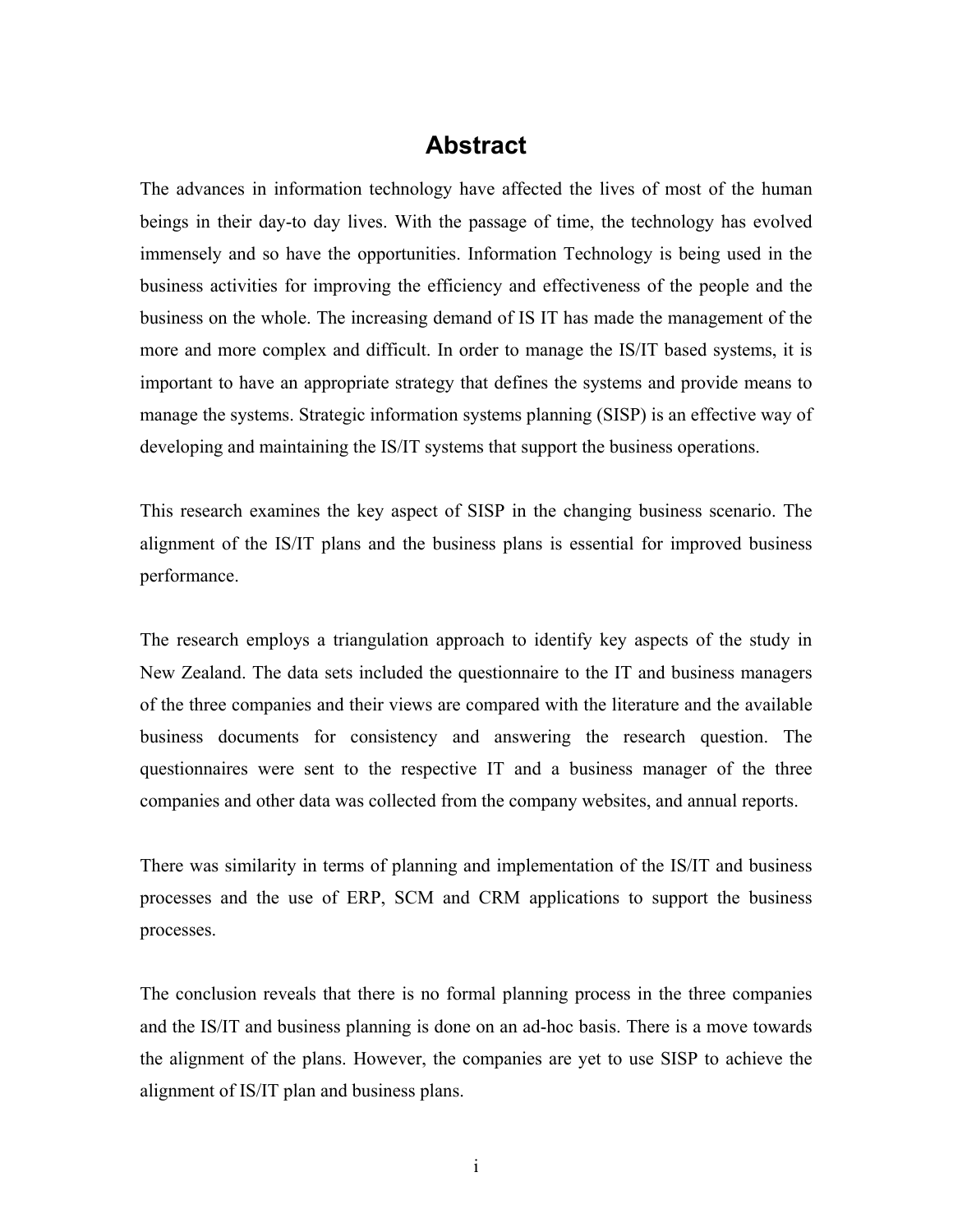# Abstract

The advances in information technology have affected the lives of most of the human beings in their day-to day lives. With the passage of time, the technology has evolved immensely and so have the opportunities. Information Technology is being used in the business activities for improving the efficiency and effectiveness of the people and the business on the whole. The increasing demand of IS IT has made the management of the more and more complex and difficult. In order to manage the IS/IT based systems, it is important to have an appropriate strategy that defines the systems and provide means to manage the systems. Strategic information systems planning (SISP) is an effective way of developing and maintaining the IS/IT systems that support the business operations.

This research examines the key aspect of SISP in the changing business scenario. The alignment of the IS/IT plans and the business plans is essential for improved business performance.

The research employs a triangulation approach to identify key aspects of the study in New Zealand. The data sets included the questionnaire to the IT and business managers of the three companies and their views are compared with the literature and the available business documents for consistency and answering the research question. The questionnaires were sent to the respective IT and a business manager of the three companies and other data was collected from the company websites, and annual reports.

There was similarity in terms of planning and implementation of the IS/IT and business processes and the use of ERP, SCM and CRM applications to support the business processes.

The conclusion reveals that there is no formal planning process in the three companies and the IS/IT and business planning is done on an ad-hoc basis. There is a move towards the alignment of the plans. However, the companies are yet to use SISP to achieve the alignment of IS/IT plan and business plans.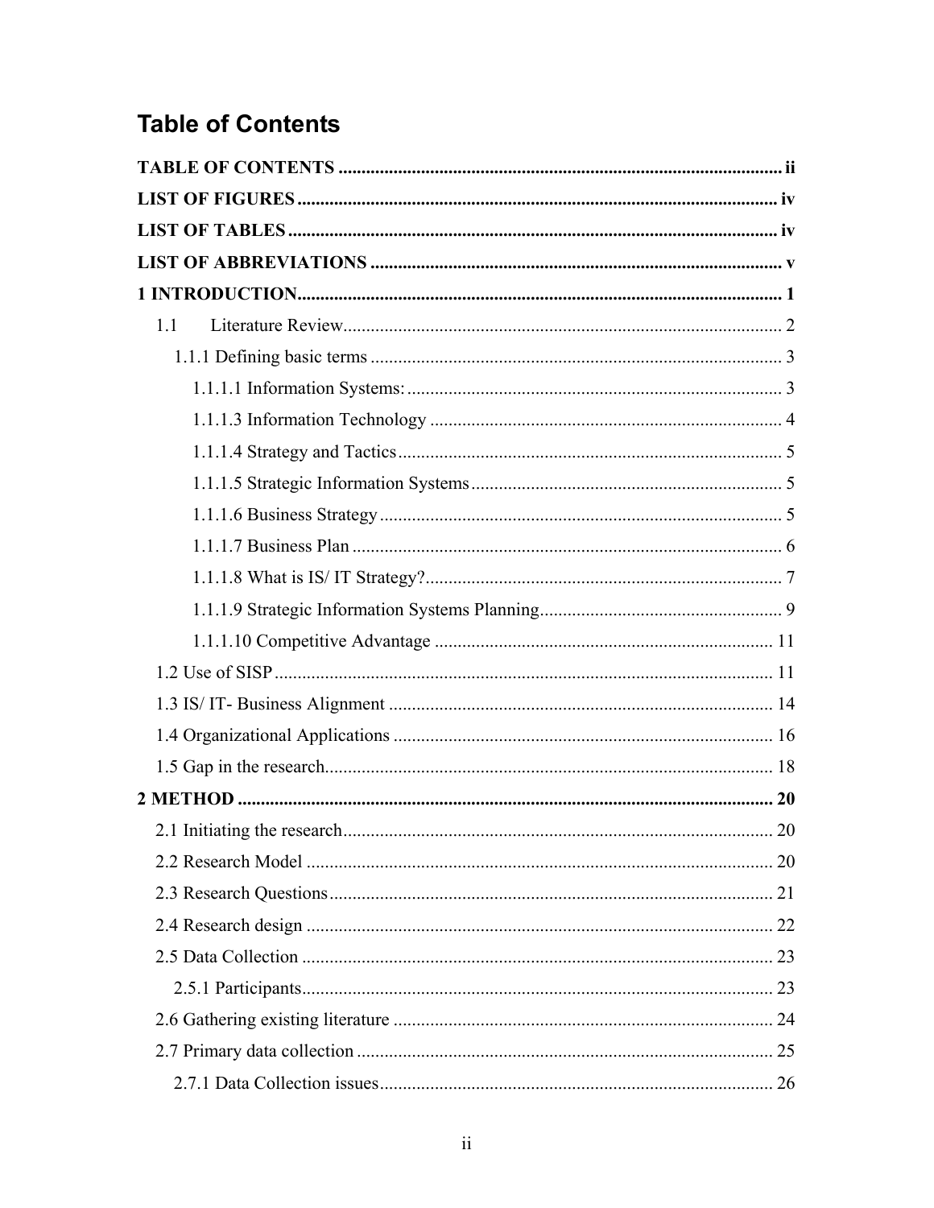# Table of Contents

**TABLE OF CONTENTS** ........ ii

**LIST OF FIGURES** ........ iv

**LIST OF TABLES** ........ iv

**LIST OF ABBREVIATIONS** ........ v

**1 INTRODUCTION** ........ 1

- 1.1 Literature Review ........ 2
  - 1.1.1 Defining basic terms ........ 3
    - 1.1.1.1 Information Systems: ........ 3
    - 1.1.1.3 Information Technology ........ 4
    - 1.1.1.4 Strategy and Tactics ........ 5
    - 1.1.1.5 Strategic Information Systems ........ 5
    - 1.1.1.6 Business Strategy ........ 5
    - 1.1.1.7 Business Plan ........ 6
    - 1.1.1.8 What is IS/ IT Strategy? ........ 7
    - 1.1.1.9 Strategic Information Systems Planning ........ 9
    - 1.1.1.10 Competitive Advantage ........ 11
- 1.2 Use of SISP ........ 11
- 1.3 IS/ IT- Business Alignment ........ 14
- 1.4 Organizational Applications ........ 16
- 1.5 Gap in the research ........ 18

**2 METHOD** ........ 20

- 2.1 Initiating the research ........ 20
- 2.2 Research Model ........ 20
- 2.3 Research Questions ........ 21
- 2.4 Research design ........ 22
- 2.5 Data Collection ........ 23
  - 2.5.1 Participants ........ 23
- 2.6 Gathering existing literature ........ 24
- 2.7 Primary data collection ........ 25
  - 2.7.1 Data Collection issues ........ 26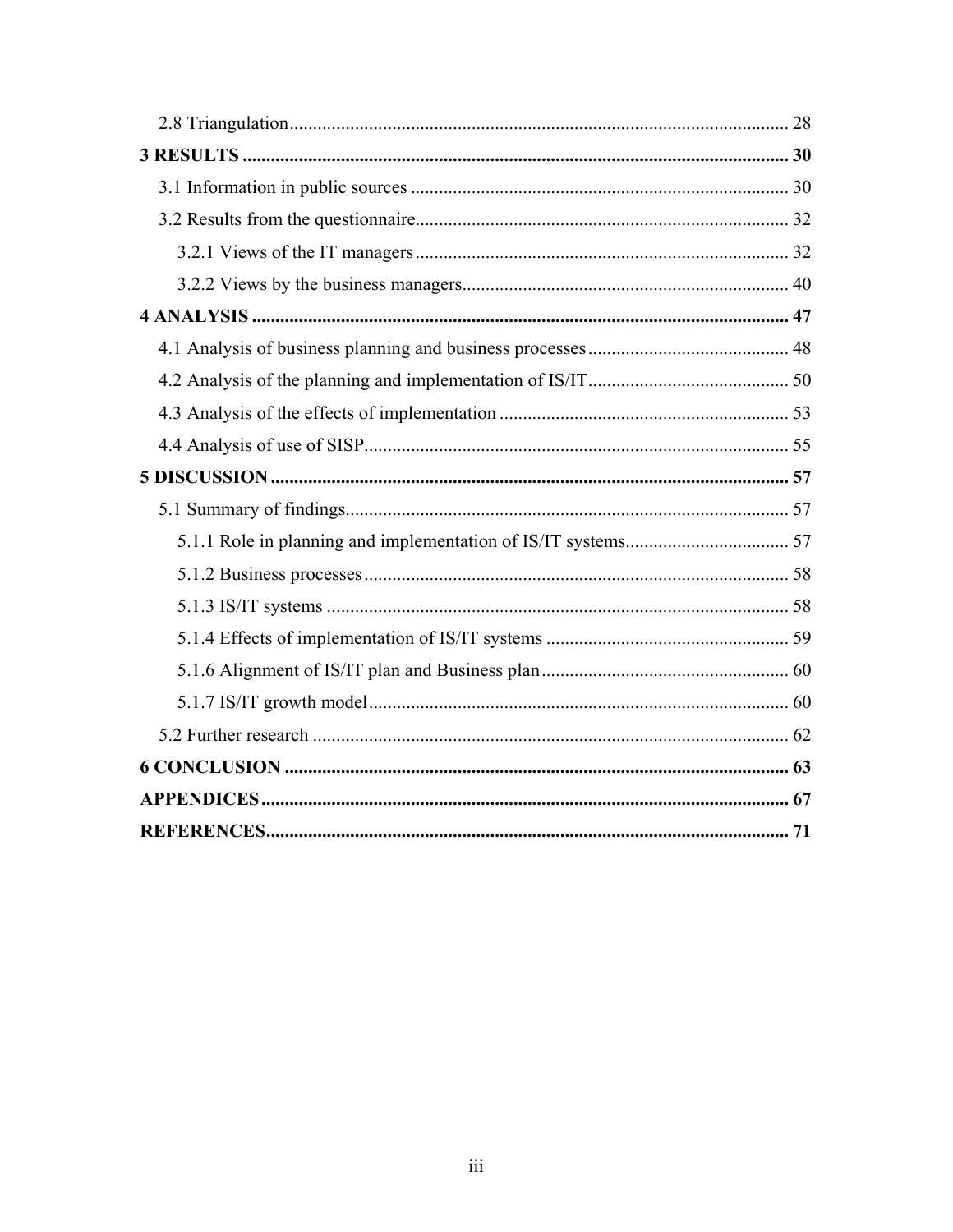2.8 Triangulation ........................................................................................................ 28

**3 RESULTS ..................................................................................................................... 30**

3.1 Information in public sources ................................................................................ 30

3.2 Results from the questionnaire............................................................................... 32

3.2.1 Views of the IT managers ............................................................................... 32

3.2.2 Views by the business managers..................................................................... 40

**4 ANALYSIS ................................................................................................................... 47**

4.1 Analysis of business planning and business processes ........................................... 48

4.2 Analysis of the planning and implementation of IS/IT........................................... 50

4.3 Analysis of the effects of implementation ............................................................. 53

4.4 Analysis of use of SISP.......................................................................................... 55

**5 DISCUSSION ............................................................................................................... 57**

5.1 Summary of findings.............................................................................................. 57

5.1.1 Role in planning and implementation of IS/IT systems................................... 57

5.1.2 Business processes .......................................................................................... 58

5.1.3 IS/IT systems .................................................................................................. 58

5.1.4 Effects of implementation of IS/IT systems .................................................... 59

5.1.6 Alignment of IS/IT plan and Business plan..................................................... 60

5.1.7 IS/IT growth model......................................................................................... 60

5.2 Further research ..................................................................................................... 62

**6 CONCLUSION ............................................................................................................ 63**

**APPENDICES ................................................................................................................. 67**

**REFERENCES................................................................................................................ 71**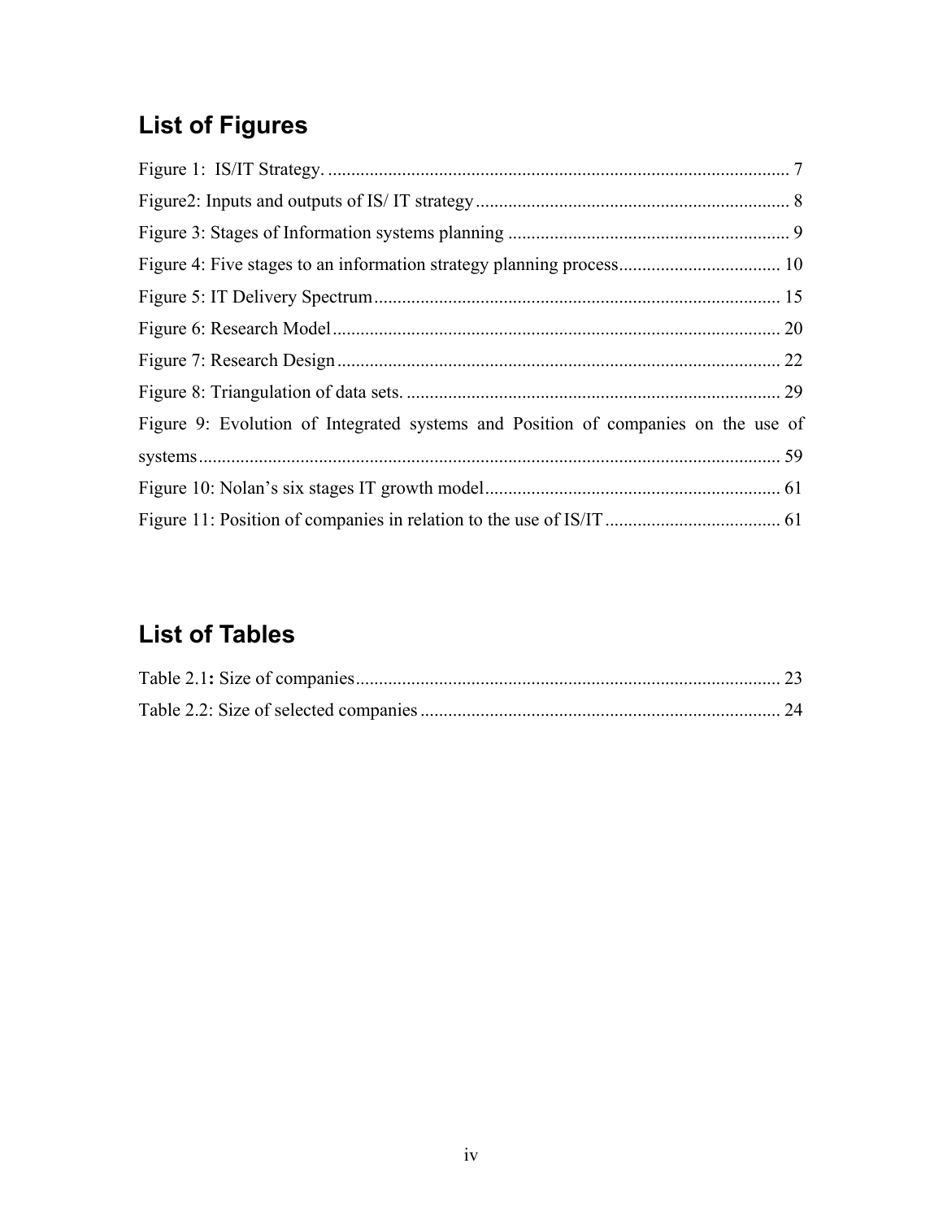## List of Figures

Figure 1: IS/IT Strategy. .................................................................................................. 7

Figure2: Inputs and outputs of IS/ IT strategy ................................................................... 8

Figure 3: Stages of Information systems planning ............................................................ 9

Figure 4: Five stages to an information strategy planning process................................... 10

Figure 5: IT Delivery Spectrum ....................................................................................... 15

Figure 6: Research Model ................................................................................................ 20

Figure 7: Research Design ............................................................................................... 22

Figure 8: Triangulation of data sets. ................................................................................ 29

Figure 9: Evolution of Integrated systems and Position of companies on the use of systems ............................................................................................................................ 59

Figure 10: Nolan's six stages IT growth model................................................................ 61

Figure 11: Position of companies in relation to the use of IS/IT ...................................... 61

## List of Tables

Table 2.1**:** Size of companies........................................................................................... 23

Table 2.2: Size of selected companies ............................................................................. 24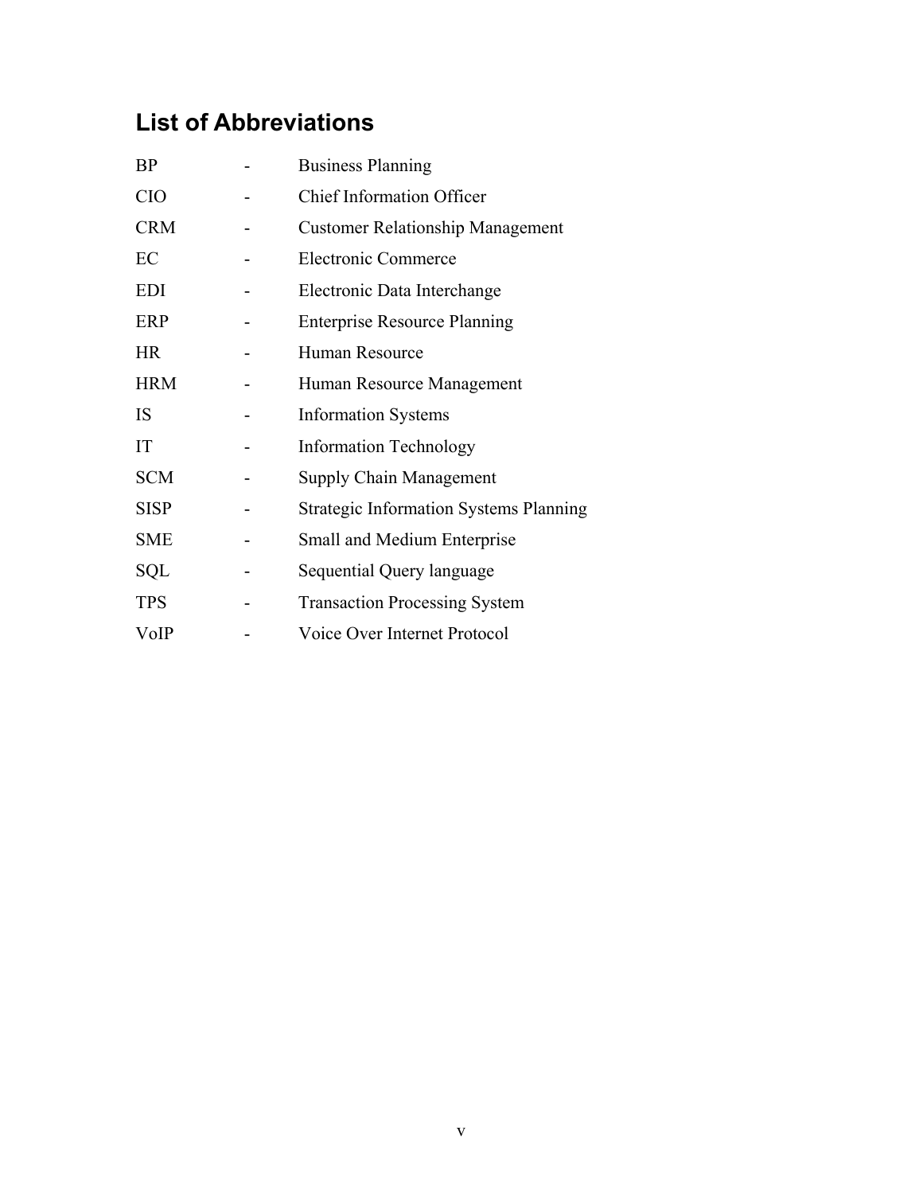## List of Abbreviations

| | | |
|---|---|---|
| BP | - | Business Planning |
| CIO | - | Chief Information Officer |
| CRM | - | Customer Relationship Management |
| EC | - | Electronic Commerce |
| EDI | - | Electronic Data Interchange |
| ERP | - | Enterprise Resource Planning |
| HR | - | Human Resource |
| HRM | - | Human Resource Management |
| IS | - | Information Systems |
| IT | - | Information Technology |
| SCM | - | Supply Chain Management |
| SISP | - | Strategic Information Systems Planning |
| SME | - | Small and Medium Enterprise |
| SQL | - | Sequential Query language |
| TPS | - | Transaction Processing System |
| VoIP | - | Voice Over Internet Protocol |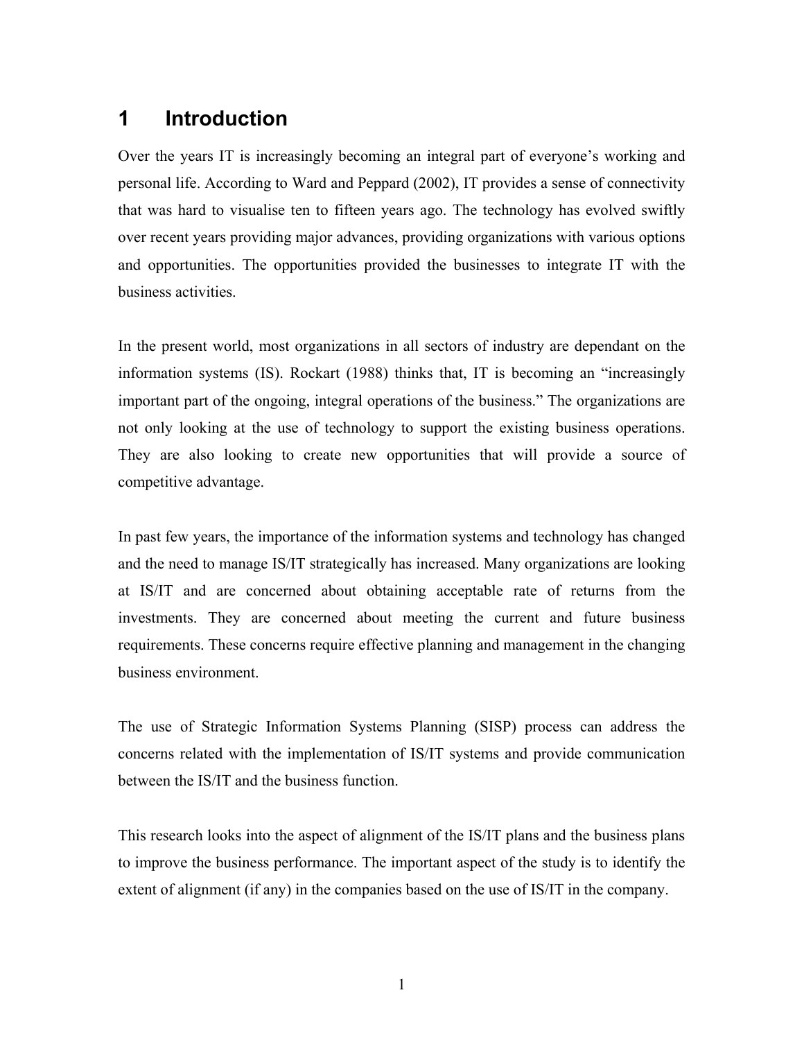# 1 Introduction

Over the years IT is increasingly becoming an integral part of everyone's working and personal life. According to Ward and Peppard (2002), IT provides a sense of connectivity that was hard to visualise ten to fifteen years ago. The technology has evolved swiftly over recent years providing major advances, providing organizations with various options and opportunities. The opportunities provided the businesses to integrate IT with the business activities.

In the present world, most organizations in all sectors of industry are dependant on the information systems (IS). Rockart (1988) thinks that, IT is becoming an "increasingly important part of the ongoing, integral operations of the business." The organizations are not only looking at the use of technology to support the existing business operations. They are also looking to create new opportunities that will provide a source of competitive advantage.

In past few years, the importance of the information systems and technology has changed and the need to manage IS/IT strategically has increased. Many organizations are looking at IS/IT and are concerned about obtaining acceptable rate of returns from the investments. They are concerned about meeting the current and future business requirements. These concerns require effective planning and management in the changing business environment.

The use of Strategic Information Systems Planning (SISP) process can address the concerns related with the implementation of IS/IT systems and provide communication between the IS/IT and the business function.

This research looks into the aspect of alignment of the IS/IT plans and the business plans to improve the business performance. The important aspect of the study is to identify the extent of alignment (if any) in the companies based on the use of IS/IT in the company.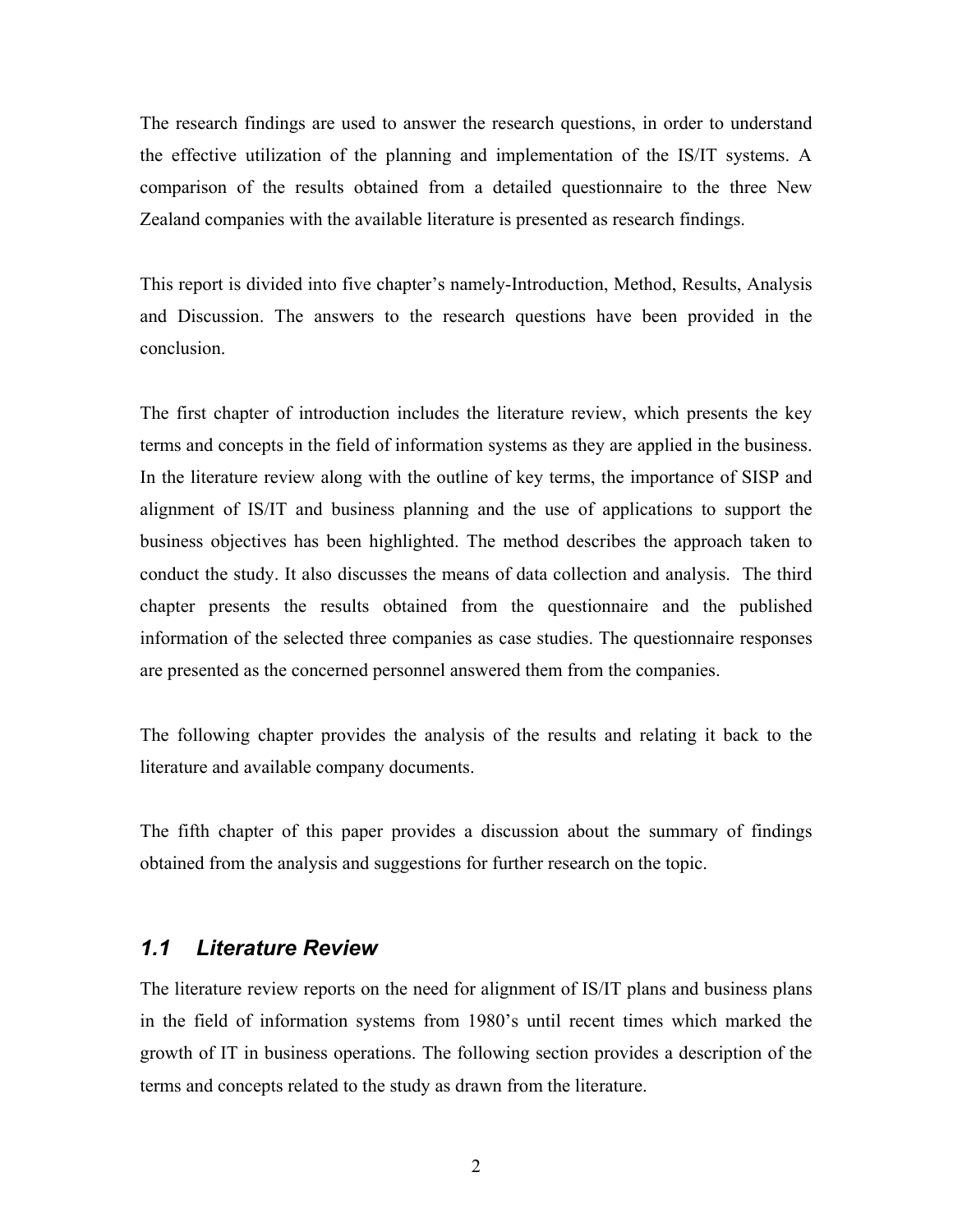The research findings are used to answer the research questions, in order to understand the effective utilization of the planning and implementation of the IS/IT systems. A comparison of the results obtained from a detailed questionnaire to the three New Zealand companies with the available literature is presented as research findings.

This report is divided into five chapter's namely-Introduction, Method, Results, Analysis and Discussion. The answers to the research questions have been provided in the conclusion.

The first chapter of introduction includes the literature review, which presents the key terms and concepts in the field of information systems as they are applied in the business. In the literature review along with the outline of key terms, the importance of SISP and alignment of IS/IT and business planning and the use of applications to support the business objectives has been highlighted. The method describes the approach taken to conduct the study. It also discusses the means of data collection and analysis. The third chapter presents the results obtained from the questionnaire and the published information of the selected three companies as case studies. The questionnaire responses are presented as the concerned personnel answered them from the companies.

The following chapter provides the analysis of the results and relating it back to the literature and available company documents.

The fifth chapter of this paper provides a discussion about the summary of findings obtained from the analysis and suggestions for further research on the topic.

## *1.1 Literature Review*

The literature review reports on the need for alignment of IS/IT plans and business plans in the field of information systems from 1980's until recent times which marked the growth of IT in business operations. The following section provides a description of the terms and concepts related to the study as drawn from the literature.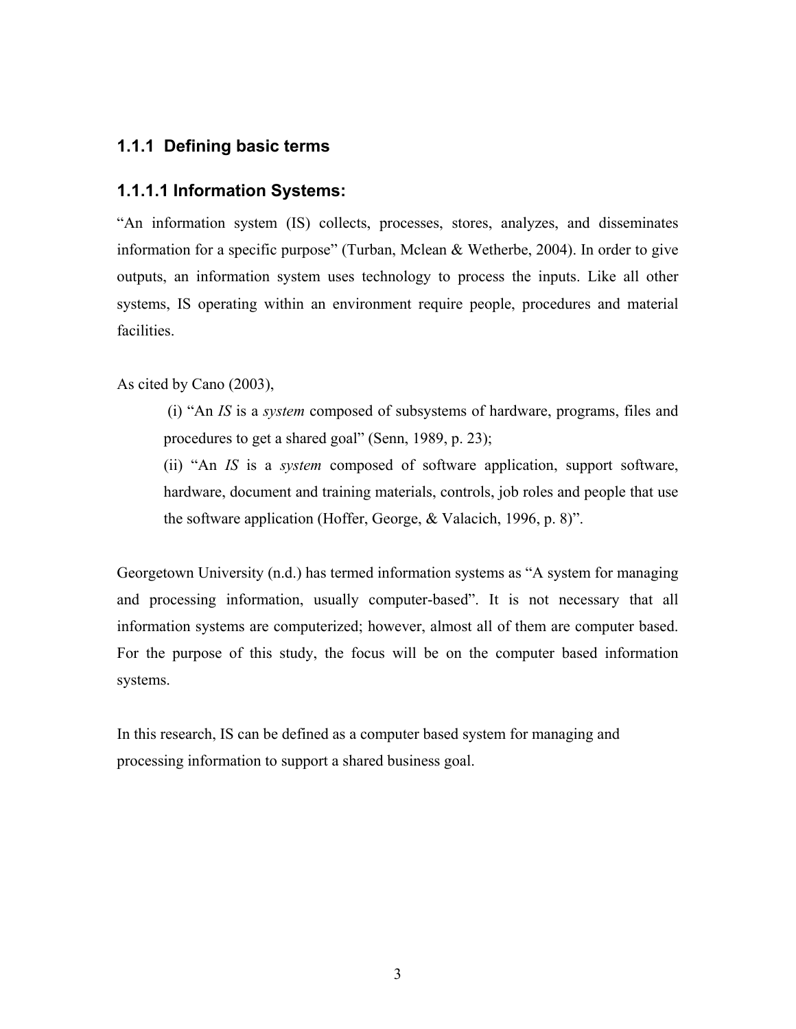### 1.1.1 Defining basic terms

#### 1.1.1.1 Information Systems:

"An information system (IS) collects, processes, stores, analyzes, and disseminates information for a specific purpose" (Turban, Mclean & Wetherbe, 2004). In order to give outputs, an information system uses technology to process the inputs. Like all other systems, IS operating within an environment require people, procedures and material facilities.

As cited by Cano (2003),

> (i) "An *IS* is a *system* composed of subsystems of hardware, programs, files and procedures to get a shared goal" (Senn, 1989, p. 23);
>
> (ii) "An *IS* is a *system* composed of software application, support software, hardware, document and training materials, controls, job roles and people that use the software application (Hoffer, George, & Valacich, 1996, p. 8)".

Georgetown University (n.d.) has termed information systems as "A system for managing and processing information, usually computer-based". It is not necessary that all information systems are computerized; however, almost all of them are computer based. For the purpose of this study, the focus will be on the computer based information systems.

In this research, IS can be defined as a computer based system for managing and processing information to support a shared business goal.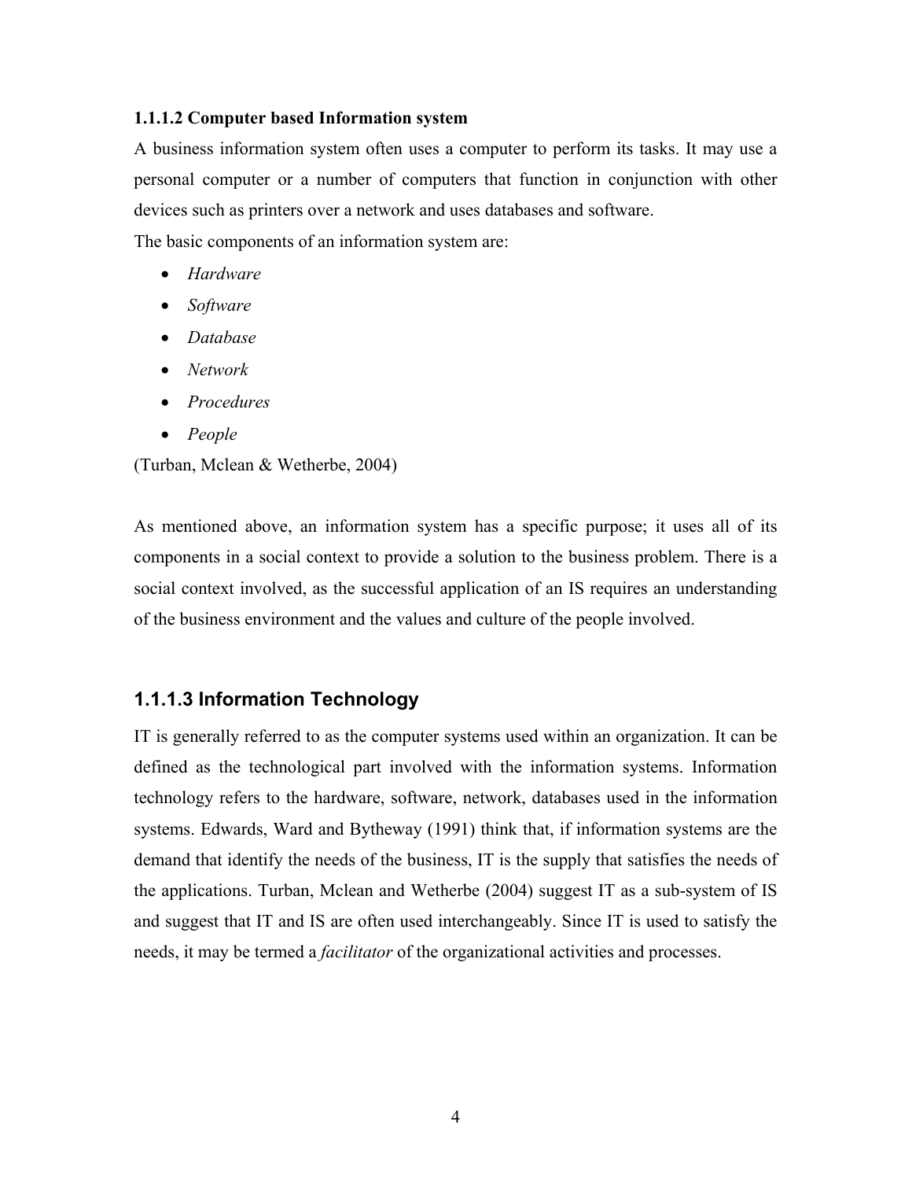#### 1.1.1.2 Computer based Information system

A business information system often uses a computer to perform its tasks. It may use a personal computer or a number of computers that function in conjunction with other devices such as printers over a network and uses databases and software.

The basic components of an information system are:

- *Hardware*
- *Software*
- *Database*
- *Network*
- *Procedures*
- *People*

(Turban, Mclean & Wetherbe, 2004)

As mentioned above, an information system has a specific purpose; it uses all of its components in a social context to provide a solution to the business problem. There is a social context involved, as the successful application of an IS requires an understanding of the business environment and the values and culture of the people involved.

#### 1.1.1.3 Information Technology

IT is generally referred to as the computer systems used within an organization. It can be defined as the technological part involved with the information systems. Information technology refers to the hardware, software, network, databases used in the information systems. Edwards, Ward and Bytheway (1991) think that, if information systems are the demand that identify the needs of the business, IT is the supply that satisfies the needs of the applications. Turban, Mclean and Wetherbe (2004) suggest IT as a sub-system of IS and suggest that IT and IS are often used interchangeably. Since IT is used to satisfy the needs, it may be termed a *facilitator* of the organizational activities and processes.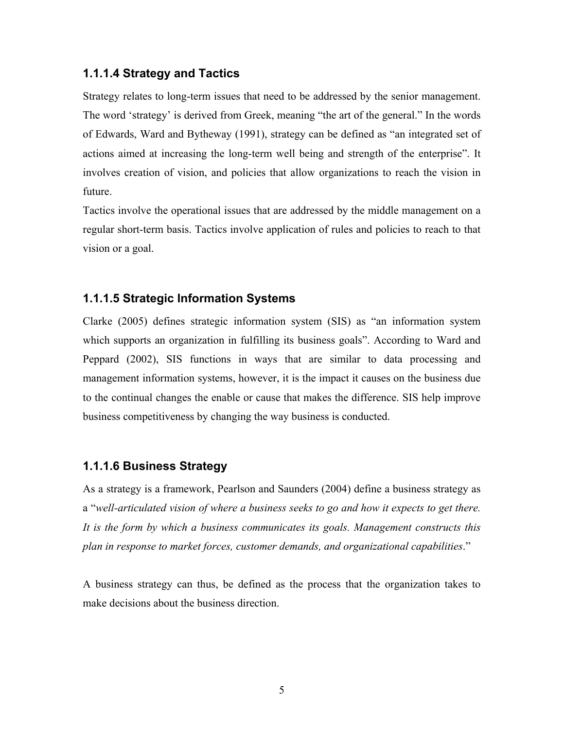### 1.1.1.4 Strategy and Tactics

Strategy relates to long-term issues that need to be addressed by the senior management. The word 'strategy' is derived from Greek, meaning "the art of the general." In the words of Edwards, Ward and Bytheway (1991), strategy can be defined as "an integrated set of actions aimed at increasing the long-term well being and strength of the enterprise". It involves creation of vision, and policies that allow organizations to reach the vision in future.

Tactics involve the operational issues that are addressed by the middle management on a regular short-term basis. Tactics involve application of rules and policies to reach to that vision or a goal.

### 1.1.1.5 Strategic Information Systems

Clarke (2005) defines strategic information system (SIS) as "an information system which supports an organization in fulfilling its business goals". According to Ward and Peppard (2002), SIS functions in ways that are similar to data processing and management information systems, however, it is the impact it causes on the business due to the continual changes the enable or cause that makes the difference. SIS help improve business competitiveness by changing the way business is conducted.

### 1.1.1.6 Business Strategy

As a strategy is a framework, Pearlson and Saunders (2004) define a business strategy as a "*well-articulated vision of where a business seeks to go and how it expects to get there. It is the form by which a business communicates its goals. Management constructs this plan in response to market forces, customer demands, and organizational capabilities*."

A business strategy can thus, be defined as the process that the organization takes to make decisions about the business direction.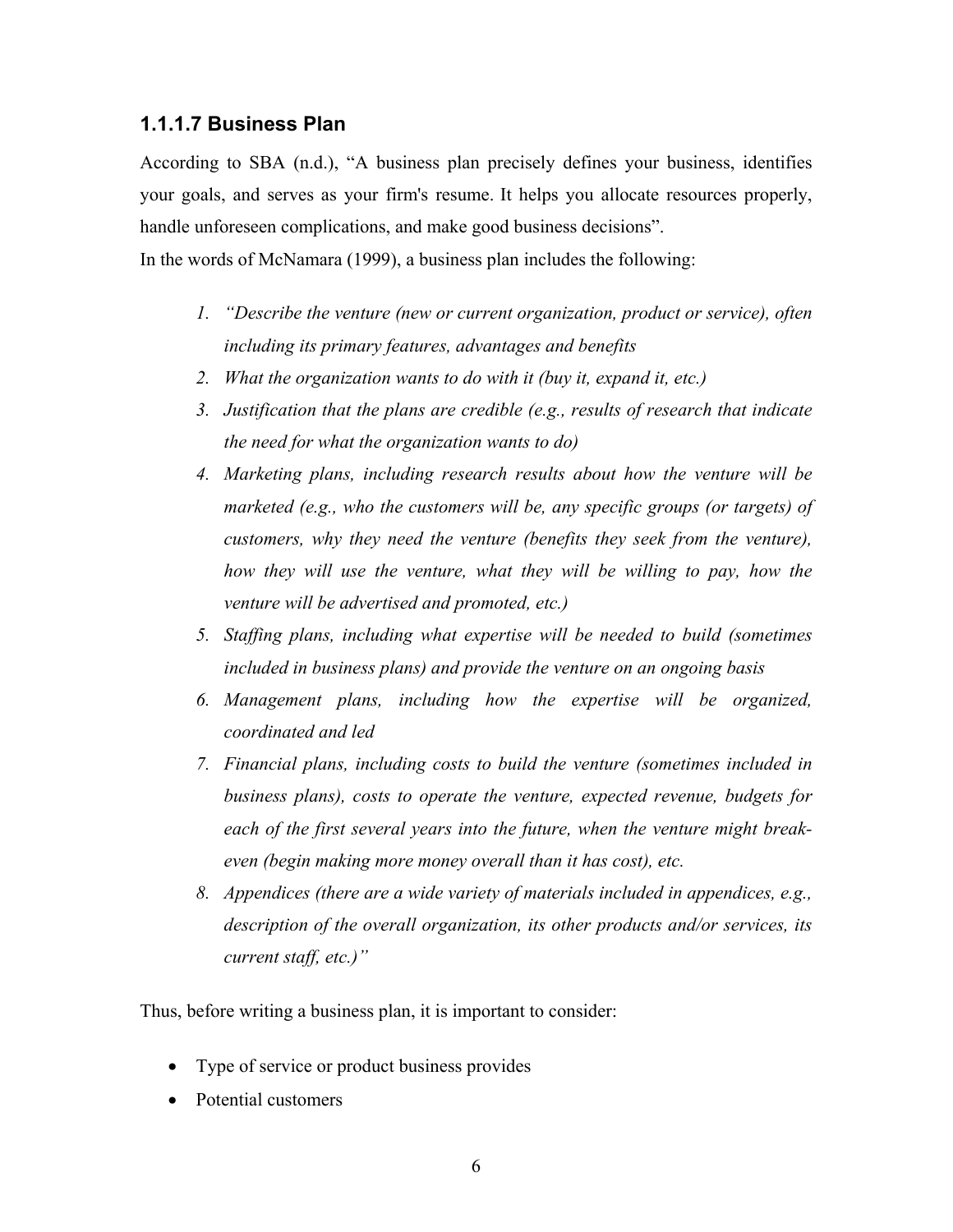### 1.1.1.7 Business Plan

According to SBA (n.d.), "A business plan precisely defines your business, identifies your goals, and serves as your firm's resume. It helps you allocate resources properly, handle unforeseen complications, and make good business decisions".

In the words of McNamara (1999), a business plan includes the following:

1. *"Describe the venture (new or current organization, product or service), often including its primary features, advantages and benefits*
2. *What the organization wants to do with it (buy it, expand it, etc.)*
3. *Justification that the plans are credible (e.g., results of research that indicate the need for what the organization wants to do)*
4. *Marketing plans, including research results about how the venture will be marketed (e.g., who the customers will be, any specific groups (or targets) of customers, why they need the venture (benefits they seek from the venture), how they will use the venture, what they will be willing to pay, how the venture will be advertised and promoted, etc.)*
5. *Staffing plans, including what expertise will be needed to build (sometimes included in business plans) and provide the venture on an ongoing basis*
6. *Management plans, including how the expertise will be organized, coordinated and led*
7. *Financial plans, including costs to build the venture (sometimes included in business plans), costs to operate the venture, expected revenue, budgets for each of the first several years into the future, when the venture might break-even (begin making more money overall than it has cost), etc.*
8. *Appendices (there are a wide variety of materials included in appendices, e.g., description of the overall organization, its other products and/or services, its current staff, etc.)"*

Thus, before writing a business plan, it is important to consider:

- Type of service or product business provides
- Potential customers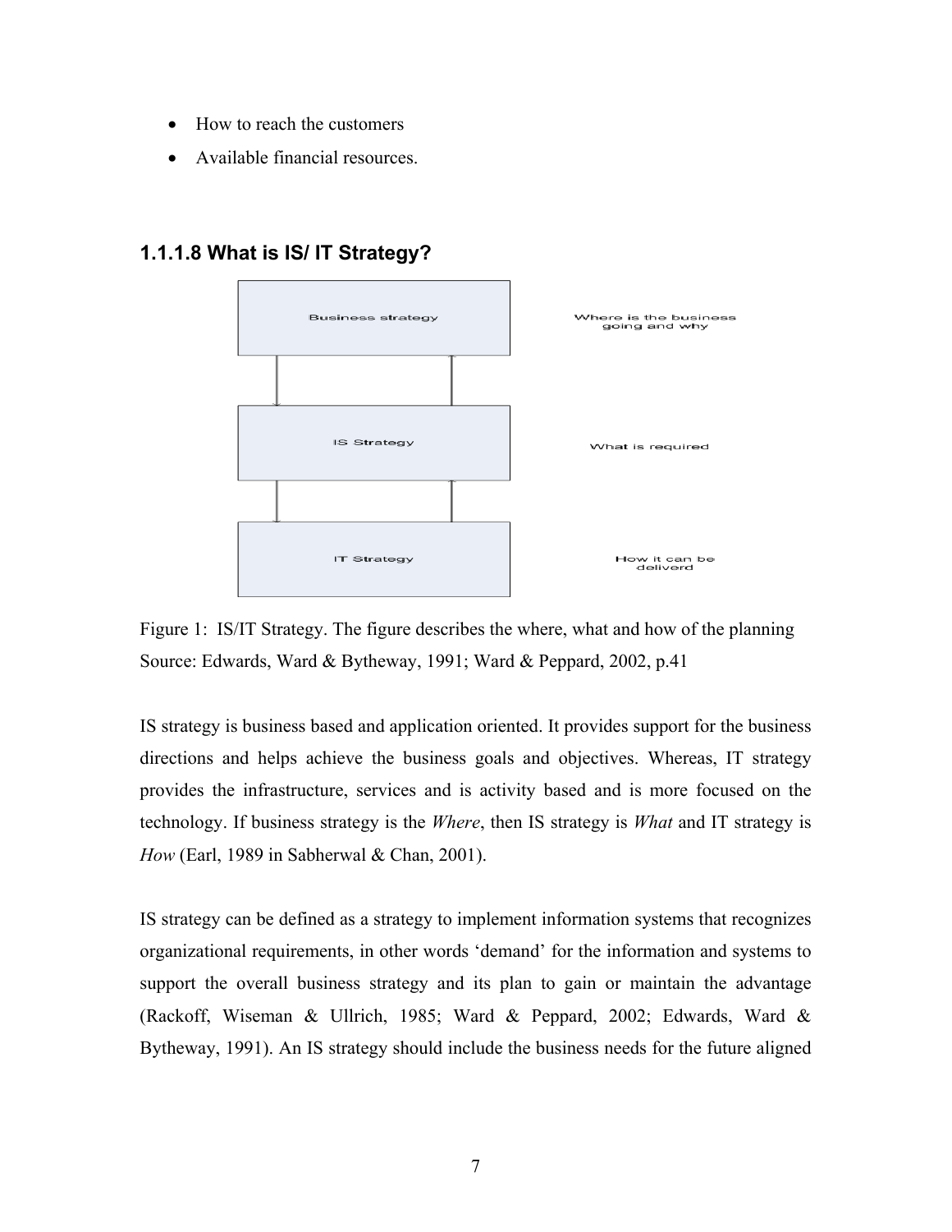- How to reach the customers
- Available financial resources.

### 1.1.1.8 What is IS/ IT Strategy?

Business strategy — Where is the business going and why

IS Strategy — What is required

IT Strategy — How it can be deliverd

Figure 1: IS/IT Strategy. The figure describes the where, what and how of the planning
Source: Edwards, Ward & Bytheway, 1991; Ward & Peppard, 2002, p.41

IS strategy is business based and application oriented. It provides support for the business directions and helps achieve the business goals and objectives. Whereas, IT strategy provides the infrastructure, services and is activity based and is more focused on the technology. If business strategy is the *Where*, then IS strategy is *What* and IT strategy is *How* (Earl, 1989 in Sabherwal & Chan, 2001).

IS strategy can be defined as a strategy to implement information systems that recognizes organizational requirements, in other words 'demand' for the information and systems to support the overall business strategy and its plan to gain or maintain the advantage (Rackoff, Wiseman & Ullrich, 1985; Ward & Peppard, 2002; Edwards, Ward & Bytheway, 1991). An IS strategy should include the business needs for the future aligned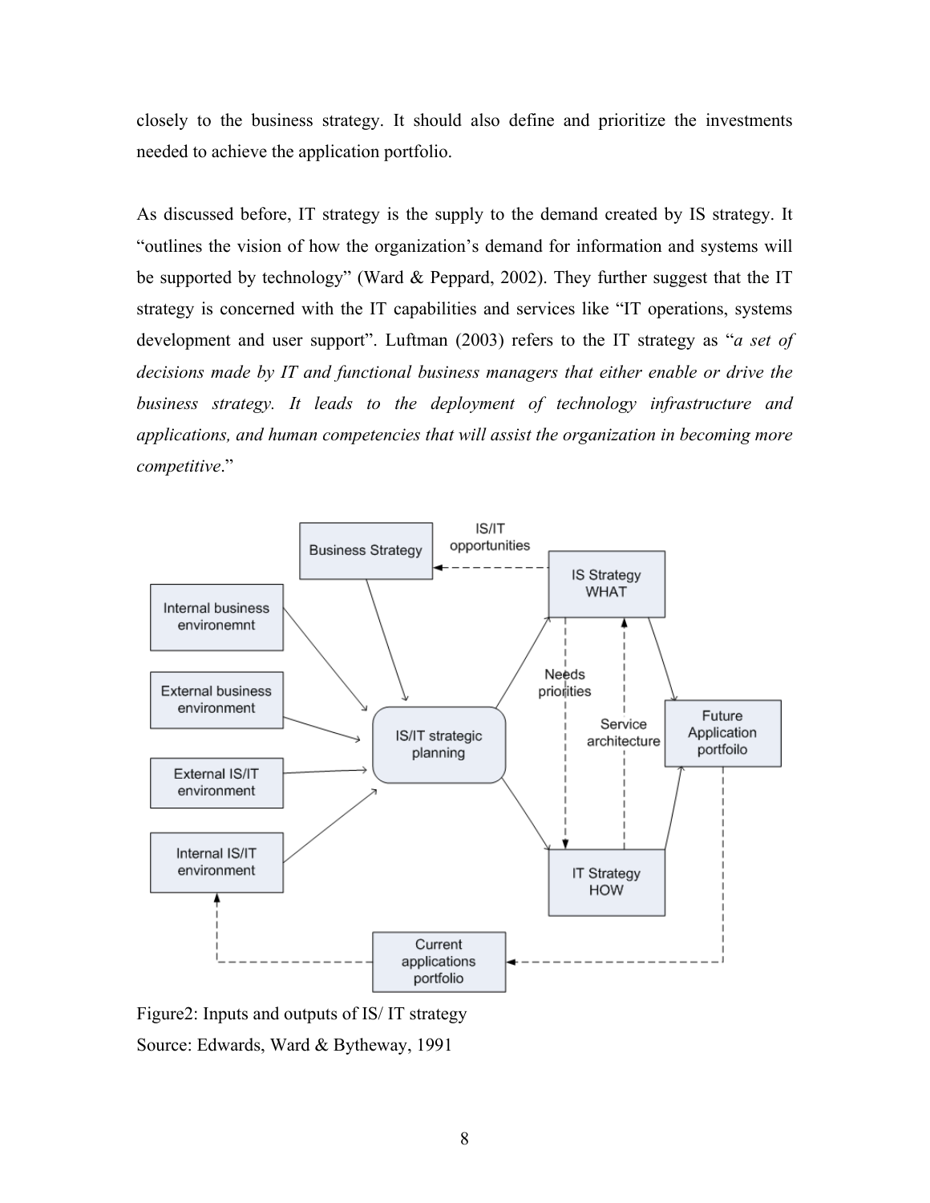closely to the business strategy. It should also define and prioritize the investments needed to achieve the application portfolio.

As discussed before, IT strategy is the supply to the demand created by IS strategy. It "outlines the vision of how the organization's demand for information and systems will be supported by technology" (Ward & Peppard, 2002). They further suggest that the IT strategy is concerned with the IT capabilities and services like "IT operations, systems development and user support". Luftman (2003) refers to the IT strategy as "*a set of decisions made by IT and functional business managers that either enable or drive the business strategy. It leads to the deployment of technology infrastructure and applications, and human competencies that will assist the organization in becoming more competitive*."

Figure2: Inputs and outputs of IS/ IT strategy
Source: Edwards, Ward & Bytheway, 1991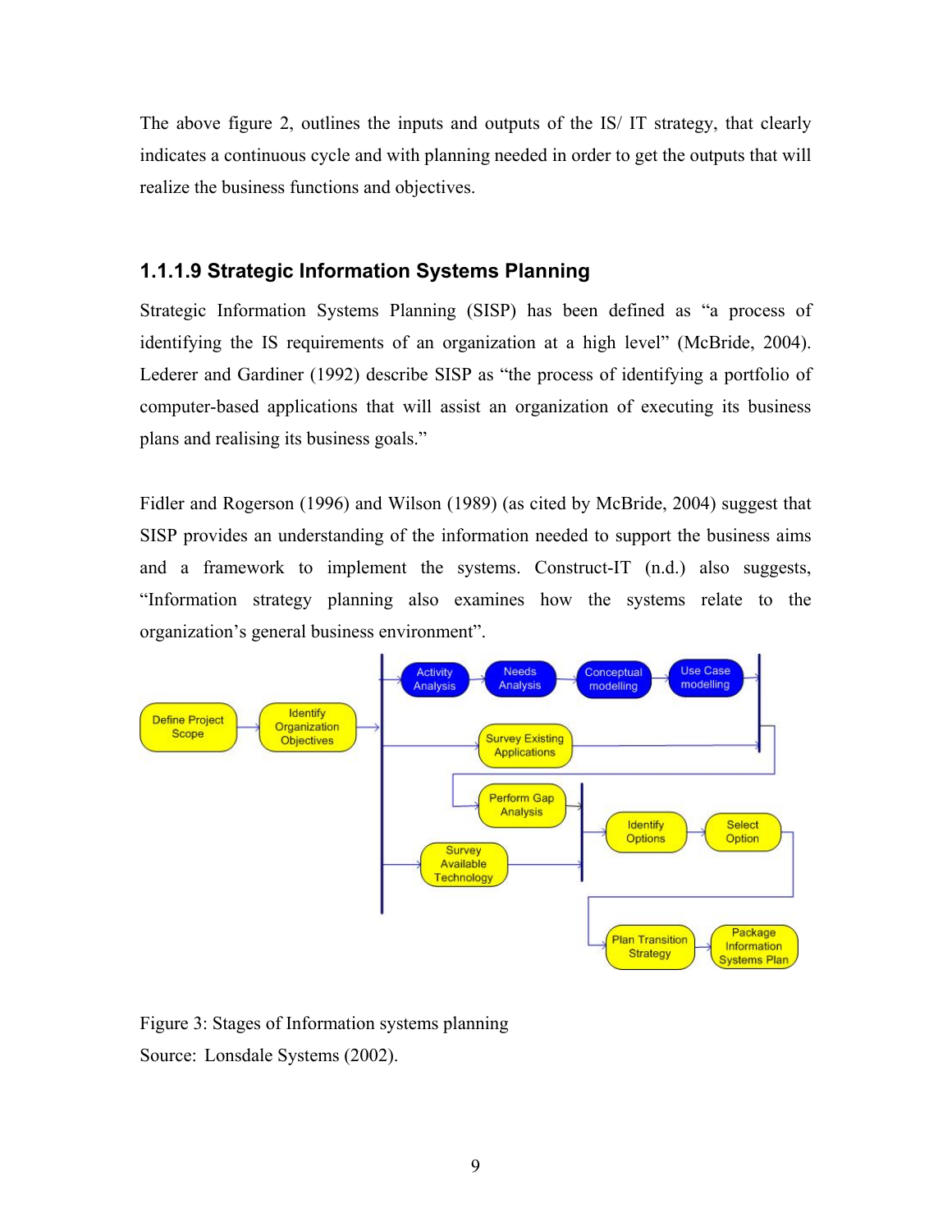The above figure 2, outlines the inputs and outputs of the IS/ IT strategy, that clearly indicates a continuous cycle and with planning needed in order to get the outputs that will realize the business functions and objectives.

### 1.1.1.9 Strategic Information Systems Planning

Strategic Information Systems Planning (SISP) has been defined as "a process of identifying the IS requirements of an organization at a high level" (McBride, 2004). Lederer and Gardiner (1992) describe SISP as "the process of identifying a portfolio of computer-based applications that will assist an organization of executing its business plans and realising its business goals."

Fidler and Rogerson (1996) and Wilson (1989) (as cited by McBride, 2004) suggest that SISP provides an understanding of the information needed to support the business aims and a framework to implement the systems. Construct-IT (n.d.) also suggests, "Information strategy planning also examines how the systems relate to the organization's general business environment".

Figure 3: Stages of Information systems planning

Source: Lonsdale Systems (2002).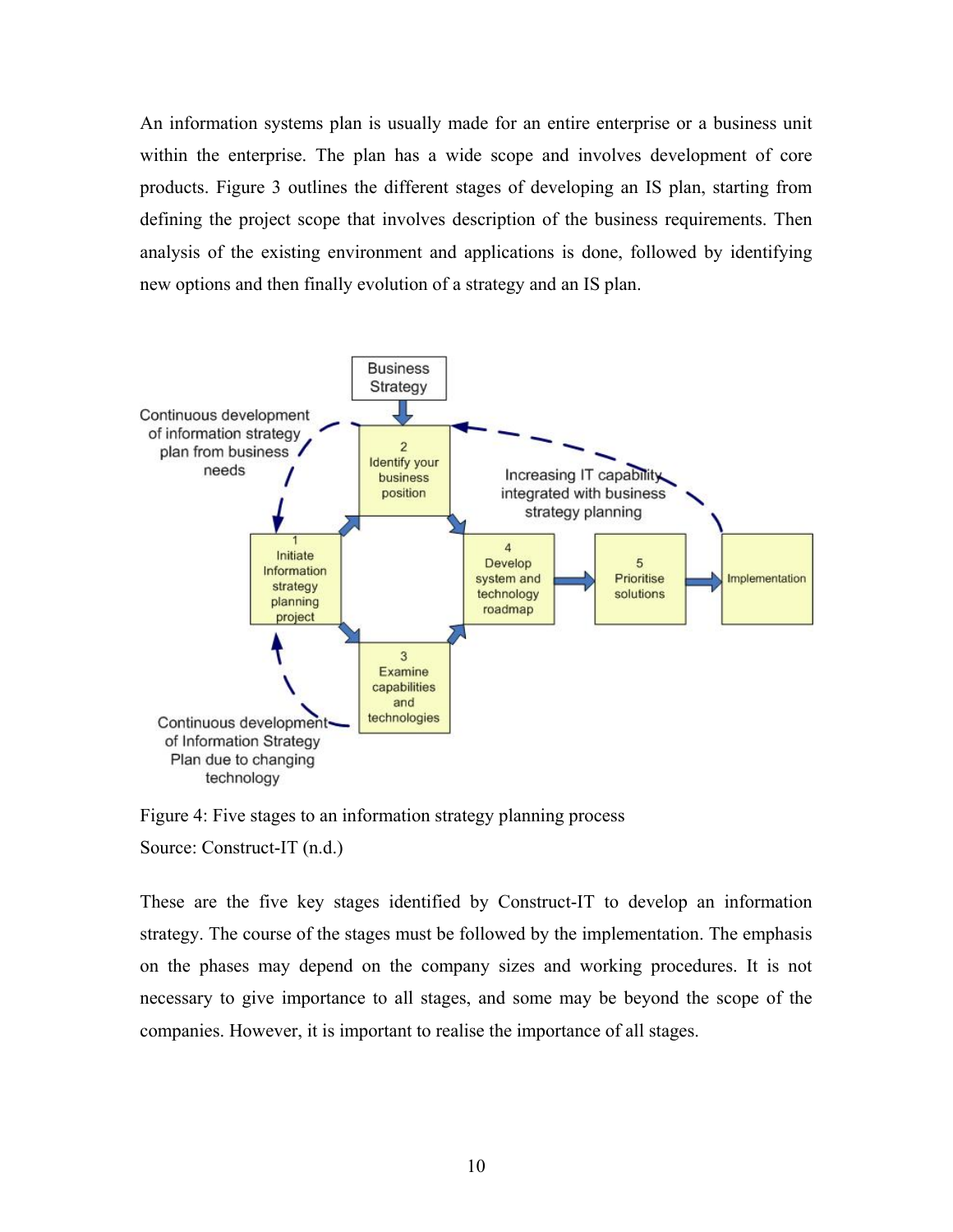An information systems plan is usually made for an entire enterprise or a business unit within the enterprise. The plan has a wide scope and involves development of core products. Figure 3 outlines the different stages of developing an IS plan, starting from defining the project scope that involves description of the business requirements. Then analysis of the existing environment and applications is done, followed by identifying new options and then finally evolution of a strategy and an IS plan.

Figure 4: Five stages to an information strategy planning process
Source: Construct-IT (n.d.)

These are the five key stages identified by Construct-IT to develop an information strategy. The course of the stages must be followed by the implementation. The emphasis on the phases may depend on the company sizes and working procedures. It is not necessary to give importance to all stages, and some may be beyond the scope of the companies. However, it is important to realise the importance of all stages.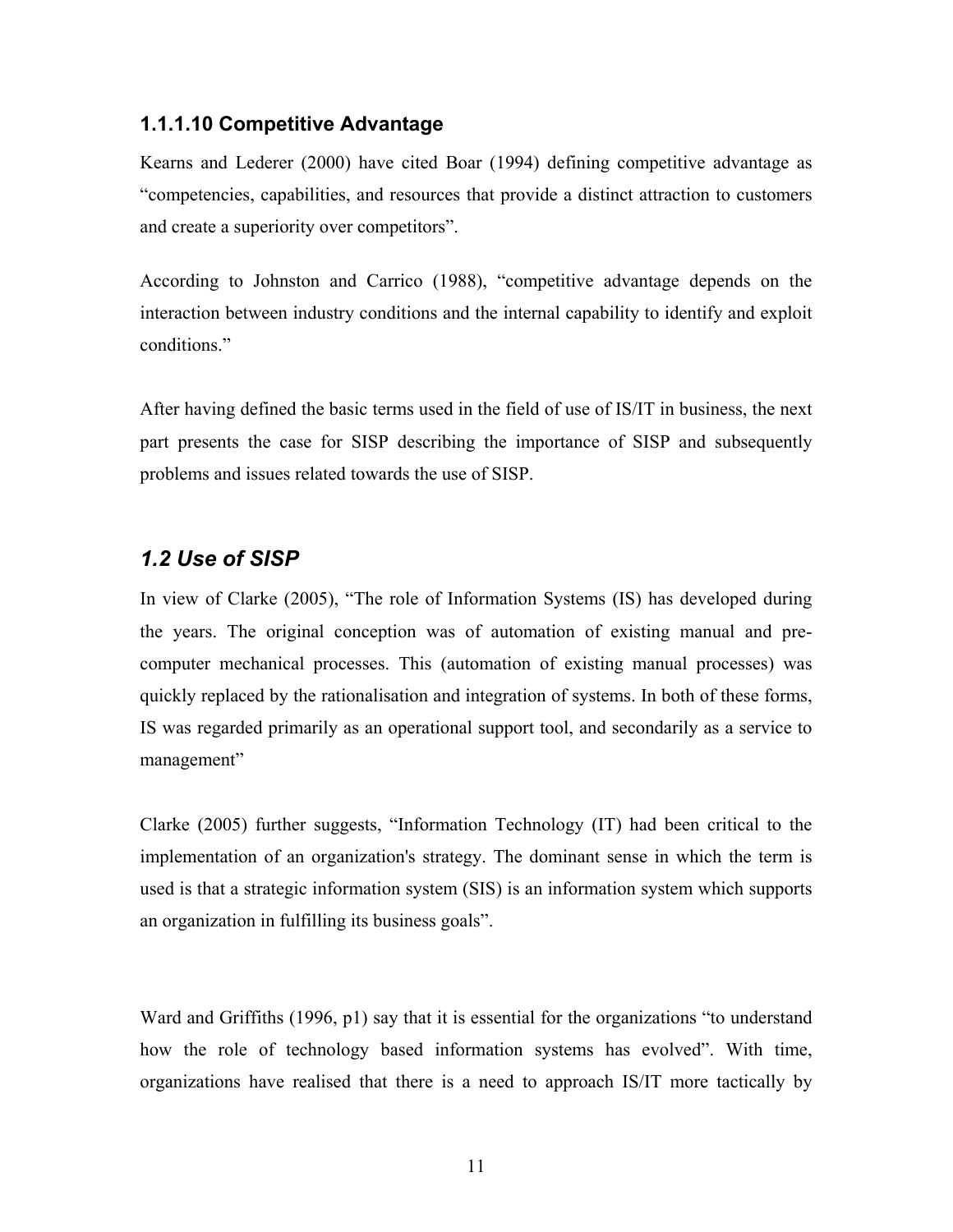#### 1.1.1.10 Competitive Advantage

Kearns and Lederer (2000) have cited Boar (1994) defining competitive advantage as "competencies, capabilities, and resources that provide a distinct attraction to customers and create a superiority over competitors".

According to Johnston and Carrico (1988), "competitive advantage depends on the interaction between industry conditions and the internal capability to identify and exploit conditions."

After having defined the basic terms used in the field of use of IS/IT in business, the next part presents the case for SISP describing the importance of SISP and subsequently problems and issues related towards the use of SISP.

## *1.2 Use of SISP*

In view of Clarke (2005), "The role of Information Systems (IS) has developed during the years. The original conception was of automation of existing manual and pre-computer mechanical processes. This (automation of existing manual processes) was quickly replaced by the rationalisation and integration of systems. In both of these forms, IS was regarded primarily as an operational support tool, and secondarily as a service to management"

Clarke (2005) further suggests, "Information Technology (IT) had been critical to the implementation of an organization's strategy. The dominant sense in which the term is used is that a strategic information system (SIS) is an information system which supports an organization in fulfilling its business goals".

Ward and Griffiths (1996, p1) say that it is essential for the organizations "to understand how the role of technology based information systems has evolved". With time, organizations have realised that there is a need to approach IS/IT more tactically by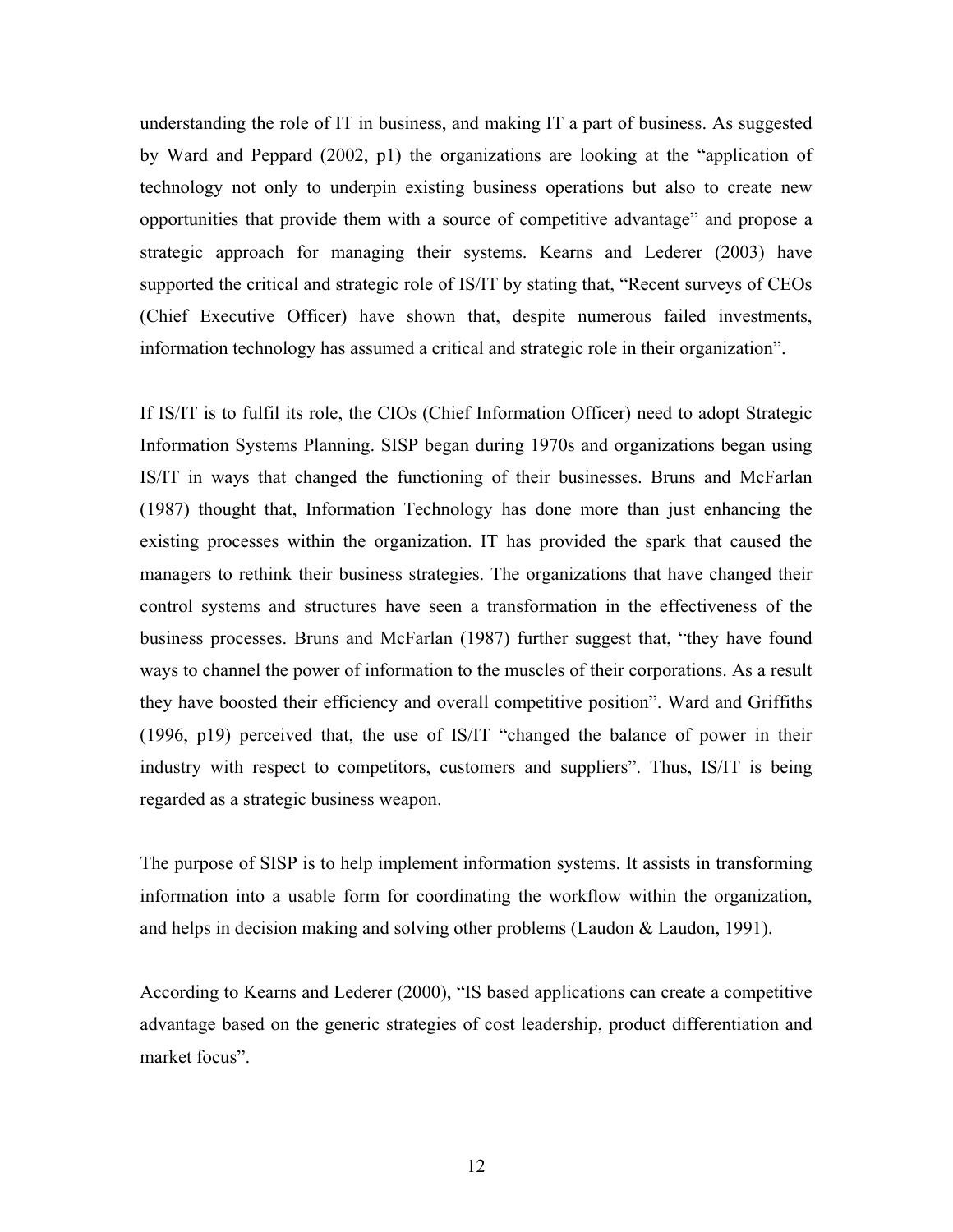understanding the role of IT in business, and making IT a part of business. As suggested by Ward and Peppard (2002, p1) the organizations are looking at the "application of technology not only to underpin existing business operations but also to create new opportunities that provide them with a source of competitive advantage" and propose a strategic approach for managing their systems. Kearns and Lederer (2003) have supported the critical and strategic role of IS/IT by stating that, "Recent surveys of CEOs (Chief Executive Officer) have shown that, despite numerous failed investments, information technology has assumed a critical and strategic role in their organization".

If IS/IT is to fulfil its role, the CIOs (Chief Information Officer) need to adopt Strategic Information Systems Planning. SISP began during 1970s and organizations began using IS/IT in ways that changed the functioning of their businesses. Bruns and McFarlan (1987) thought that, Information Technology has done more than just enhancing the existing processes within the organization. IT has provided the spark that caused the managers to rethink their business strategies. The organizations that have changed their control systems and structures have seen a transformation in the effectiveness of the business processes. Bruns and McFarlan (1987) further suggest that, "they have found ways to channel the power of information to the muscles of their corporations. As a result they have boosted their efficiency and overall competitive position". Ward and Griffiths (1996, p19) perceived that, the use of IS/IT "changed the balance of power in their industry with respect to competitors, customers and suppliers". Thus, IS/IT is being regarded as a strategic business weapon.

The purpose of SISP is to help implement information systems. It assists in transforming information into a usable form for coordinating the workflow within the organization, and helps in decision making and solving other problems (Laudon & Laudon, 1991).

According to Kearns and Lederer (2000), "IS based applications can create a competitive advantage based on the generic strategies of cost leadership, product differentiation and market focus".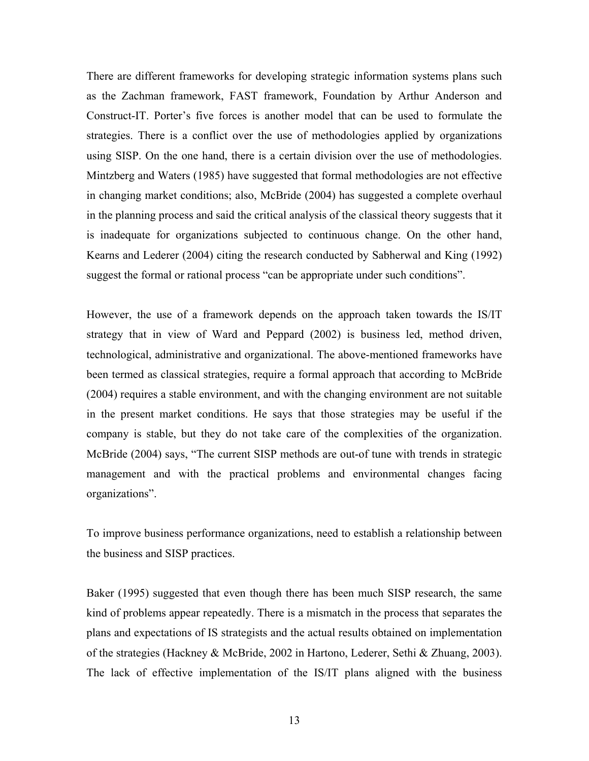There are different frameworks for developing strategic information systems plans such as the Zachman framework, FAST framework, Foundation by Arthur Anderson and Construct-IT. Porter's five forces is another model that can be used to formulate the strategies. There is a conflict over the use of methodologies applied by organizations using SISP. On the one hand, there is a certain division over the use of methodologies. Mintzberg and Waters (1985) have suggested that formal methodologies are not effective in changing market conditions; also, McBride (2004) has suggested a complete overhaul in the planning process and said the critical analysis of the classical theory suggests that it is inadequate for organizations subjected to continuous change. On the other hand, Kearns and Lederer (2004) citing the research conducted by Sabherwal and King (1992) suggest the formal or rational process "can be appropriate under such conditions".

However, the use of a framework depends on the approach taken towards the IS/IT strategy that in view of Ward and Peppard (2002) is business led, method driven, technological, administrative and organizational. The above-mentioned frameworks have been termed as classical strategies, require a formal approach that according to McBride (2004) requires a stable environment, and with the changing environment are not suitable in the present market conditions. He says that those strategies may be useful if the company is stable, but they do not take care of the complexities of the organization. McBride (2004) says, "The current SISP methods are out-of tune with trends in strategic management and with the practical problems and environmental changes facing organizations".

To improve business performance organizations, need to establish a relationship between the business and SISP practices.

Baker (1995) suggested that even though there has been much SISP research, the same kind of problems appear repeatedly. There is a mismatch in the process that separates the plans and expectations of IS strategists and the actual results obtained on implementation of the strategies (Hackney & McBride, 2002 in Hartono, Lederer, Sethi & Zhuang, 2003). The lack of effective implementation of the IS/IT plans aligned with the business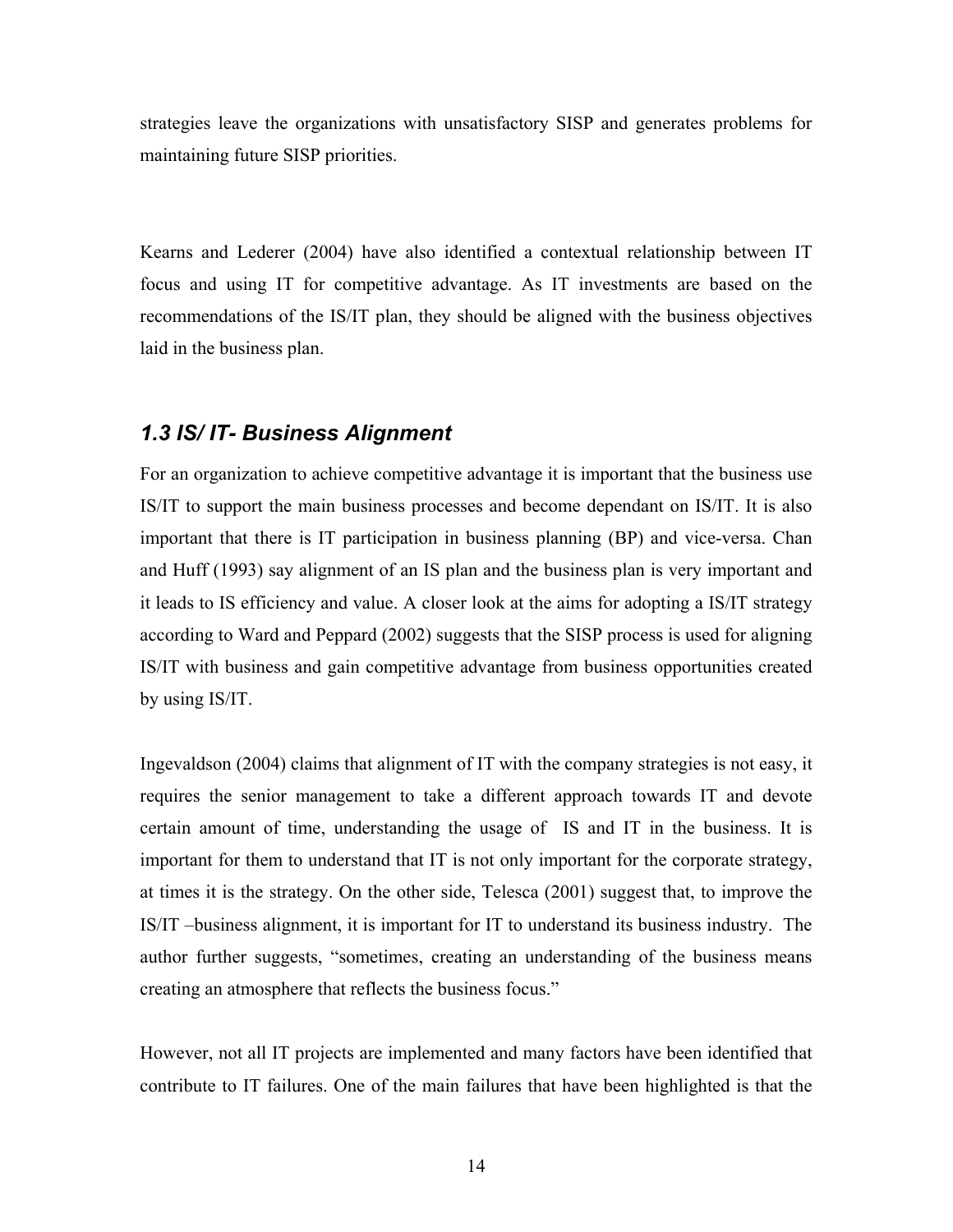strategies leave the organizations with unsatisfactory SISP and generates problems for maintaining future SISP priorities.

Kearns and Lederer (2004) have also identified a contextual relationship between IT focus and using IT for competitive advantage. As IT investments are based on the recommendations of the IS/IT plan, they should be aligned with the business objectives laid in the business plan.

### *1.3 IS/ IT- Business Alignment*

For an organization to achieve competitive advantage it is important that the business use IS/IT to support the main business processes and become dependant on IS/IT. It is also important that there is IT participation in business planning (BP) and vice-versa. Chan and Huff (1993) say alignment of an IS plan and the business plan is very important and it leads to IS efficiency and value. A closer look at the aims for adopting a IS/IT strategy according to Ward and Peppard (2002) suggests that the SISP process is used for aligning IS/IT with business and gain competitive advantage from business opportunities created by using IS/IT.

Ingevaldson (2004) claims that alignment of IT with the company strategies is not easy, it requires the senior management to take a different approach towards IT and devote certain amount of time, understanding the usage of IS and IT in the business. It is important for them to understand that IT is not only important for the corporate strategy, at times it is the strategy. On the other side, Telesca (2001) suggest that, to improve the IS/IT –business alignment, it is important for IT to understand its business industry. The author further suggests, "sometimes, creating an understanding of the business means creating an atmosphere that reflects the business focus."

However, not all IT projects are implemented and many factors have been identified that contribute to IT failures. One of the main failures that have been highlighted is that the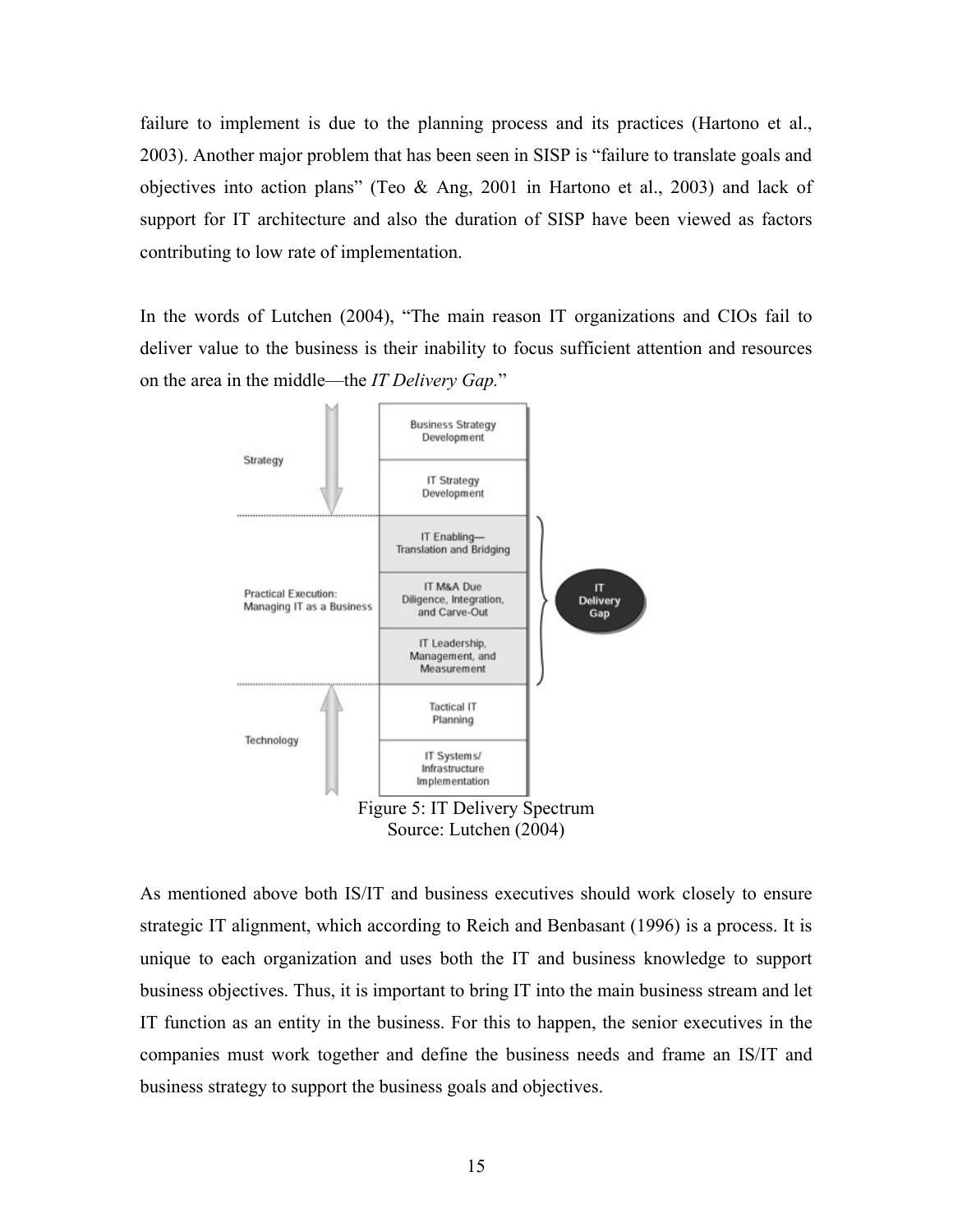failure to implement is due to the planning process and its practices (Hartono et al., 2003). Another major problem that has been seen in SISP is "failure to translate goals and objectives into action plans" (Teo & Ang, 2001 in Hartono et al., 2003) and lack of support for IT architecture and also the duration of SISP have been viewed as factors contributing to low rate of implementation.

In the words of Lutchen (2004), "The main reason IT organizations and CIOs fail to deliver value to the business is their inability to focus sufficient attention and resources on the area in the middle—the *IT Delivery Gap.*"

Figure 5: IT Delivery Spectrum
Source: Lutchen (2004)

As mentioned above both IS/IT and business executives should work closely to ensure strategic IT alignment, which according to Reich and Benbasant (1996) is a process. It is unique to each organization and uses both the IT and business knowledge to support business objectives. Thus, it is important to bring IT into the main business stream and let IT function as an entity in the business. For this to happen, the senior executives in the companies must work together and define the business needs and frame an IS/IT and business strategy to support the business goals and objectives.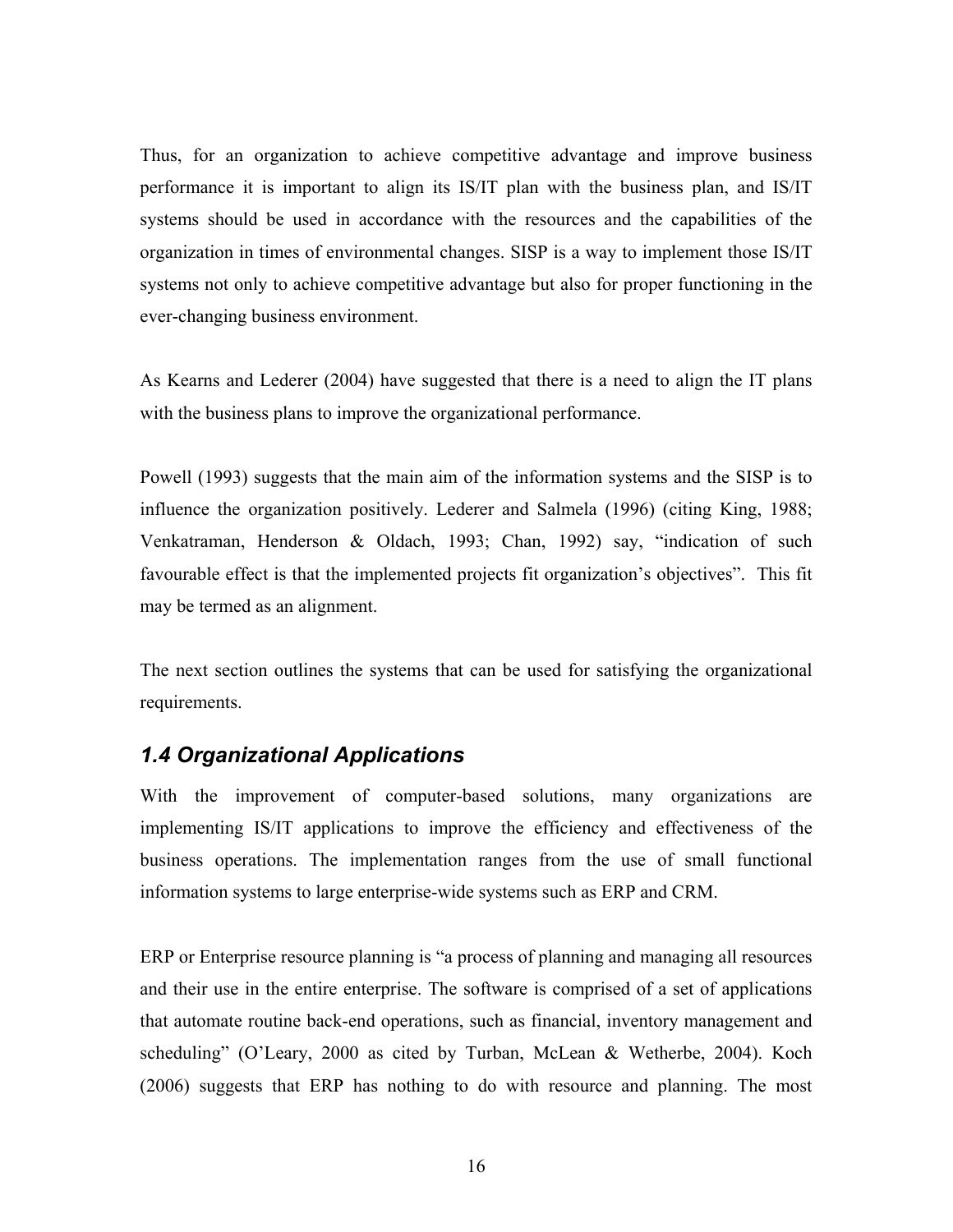Thus, for an organization to achieve competitive advantage and improve business performance it is important to align its IS/IT plan with the business plan, and IS/IT systems should be used in accordance with the resources and the capabilities of the organization in times of environmental changes. SISP is a way to implement those IS/IT systems not only to achieve competitive advantage but also for proper functioning in the ever-changing business environment.

As Kearns and Lederer (2004) have suggested that there is a need to align the IT plans with the business plans to improve the organizational performance.

Powell (1993) suggests that the main aim of the information systems and the SISP is to influence the organization positively. Lederer and Salmela (1996) (citing King, 1988; Venkatraman, Henderson & Oldach, 1993; Chan, 1992) say, "indication of such favourable effect is that the implemented projects fit organization's objectives". This fit may be termed as an alignment.

The next section outlines the systems that can be used for satisfying the organizational requirements.

## *1.4 Organizational Applications*

With the improvement of computer-based solutions, many organizations are implementing IS/IT applications to improve the efficiency and effectiveness of the business operations. The implementation ranges from the use of small functional information systems to large enterprise-wide systems such as ERP and CRM.

ERP or Enterprise resource planning is "a process of planning and managing all resources and their use in the entire enterprise. The software is comprised of a set of applications that automate routine back-end operations, such as financial, inventory management and scheduling" (O'Leary, 2000 as cited by Turban, McLean & Wetherbe, 2004). Koch (2006) suggests that ERP has nothing to do with resource and planning. The most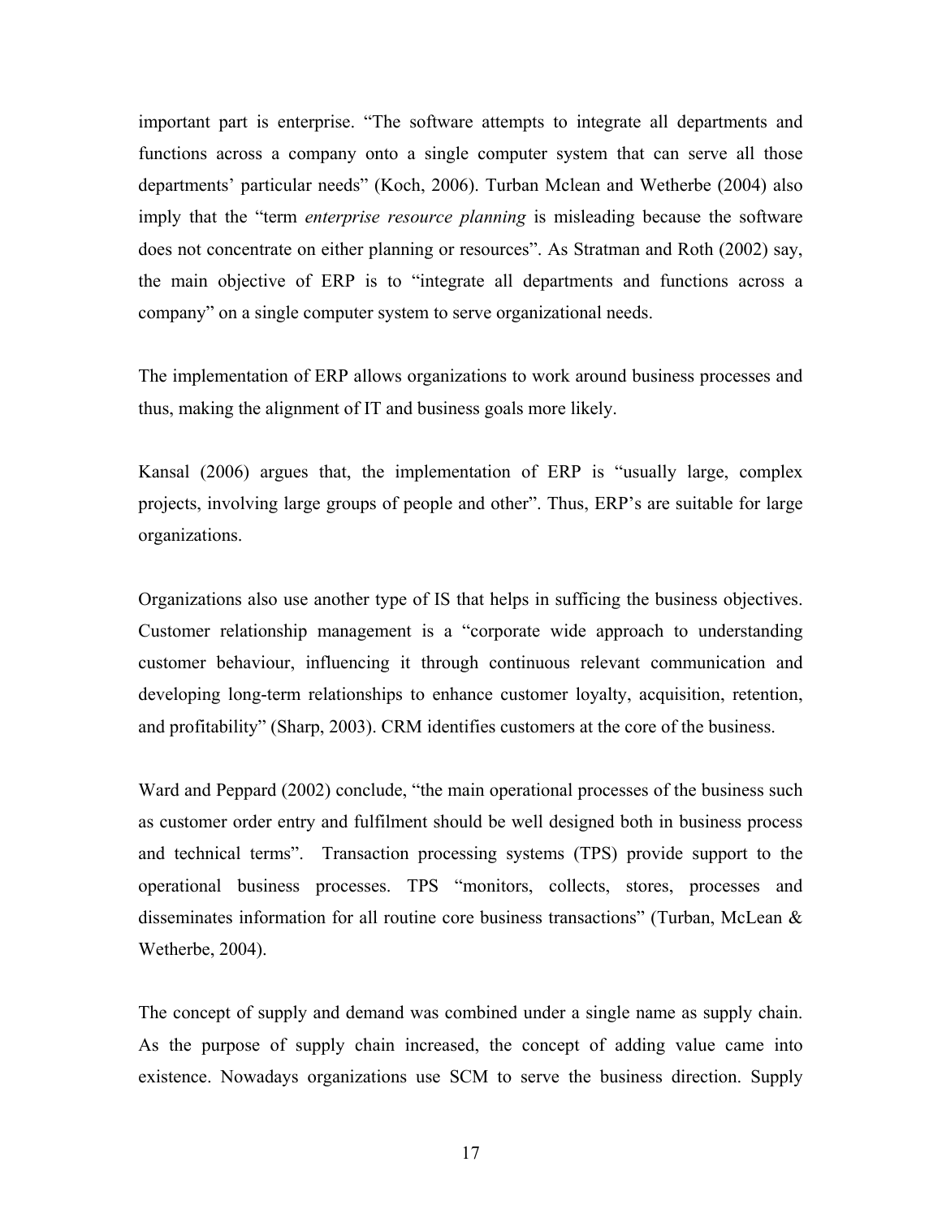important part is enterprise. "The software attempts to integrate all departments and functions across a company onto a single computer system that can serve all those departments' particular needs" (Koch, 2006). Turban Mclean and Wetherbe (2004) also imply that the "term *enterprise resource planning* is misleading because the software does not concentrate on either planning or resources". As Stratman and Roth (2002) say, the main objective of ERP is to "integrate all departments and functions across a company" on a single computer system to serve organizational needs.

The implementation of ERP allows organizations to work around business processes and thus, making the alignment of IT and business goals more likely.

Kansal (2006) argues that, the implementation of ERP is "usually large, complex projects, involving large groups of people and other". Thus, ERP's are suitable for large organizations.

Organizations also use another type of IS that helps in sufficing the business objectives. Customer relationship management is a "corporate wide approach to understanding customer behaviour, influencing it through continuous relevant communication and developing long-term relationships to enhance customer loyalty, acquisition, retention, and profitability" (Sharp, 2003). CRM identifies customers at the core of the business.

Ward and Peppard (2002) conclude, "the main operational processes of the business such as customer order entry and fulfilment should be well designed both in business process and technical terms". Transaction processing systems (TPS) provide support to the operational business processes. TPS "monitors, collects, stores, processes and disseminates information for all routine core business transactions" (Turban, McLean & Wetherbe, 2004).

The concept of supply and demand was combined under a single name as supply chain. As the purpose of supply chain increased, the concept of adding value came into existence. Nowadays organizations use SCM to serve the business direction. Supply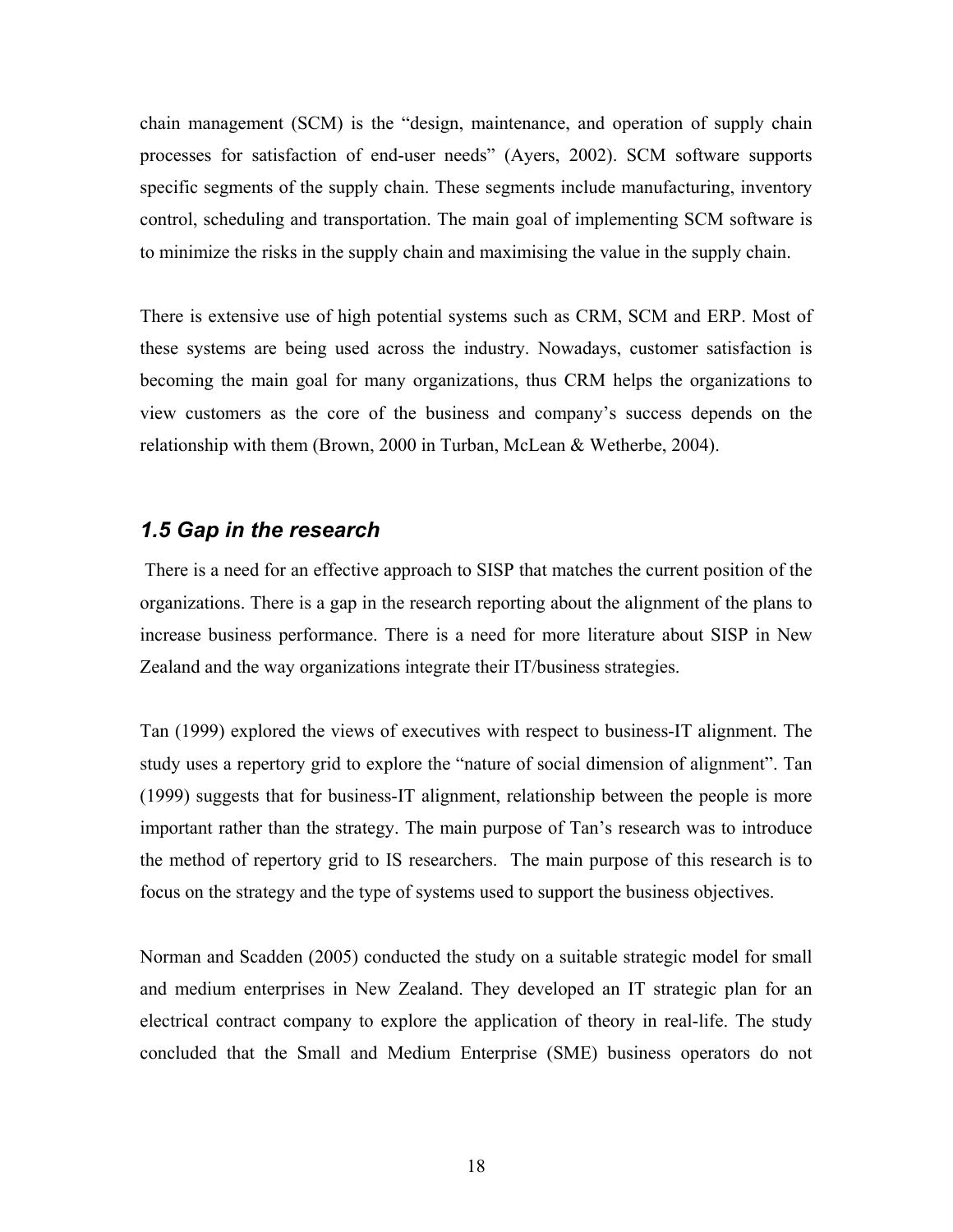chain management (SCM) is the “design, maintenance, and operation of supply chain processes for satisfaction of end-user needs” (Ayers, 2002). SCM software supports specific segments of the supply chain. These segments include manufacturing, inventory control, scheduling and transportation. The main goal of implementing SCM software is to minimize the risks in the supply chain and maximising the value in the supply chain.

There is extensive use of high potential systems such as CRM, SCM and ERP. Most of these systems are being used across the industry. Nowadays, customer satisfaction is becoming the main goal for many organizations, thus CRM helps the organizations to view customers as the core of the business and company’s success depends on the relationship with them (Brown, 2000 in Turban, McLean & Wetherbe, 2004).

### *1.5 Gap in the research*

There is a need for an effective approach to SISP that matches the current position of the organizations. There is a gap in the research reporting about the alignment of the plans to increase business performance. There is a need for more literature about SISP in New Zealand and the way organizations integrate their IT/business strategies.

Tan (1999) explored the views of executives with respect to business-IT alignment. The study uses a repertory grid to explore the “nature of social dimension of alignment”. Tan (1999) suggests that for business-IT alignment, relationship between the people is more important rather than the strategy. The main purpose of Tan’s research was to introduce the method of repertory grid to IS researchers. The main purpose of this research is to focus on the strategy and the type of systems used to support the business objectives.

Norman and Scadden (2005) conducted the study on a suitable strategic model for small and medium enterprises in New Zealand. They developed an IT strategic plan for an electrical contract company to explore the application of theory in real-life. The study concluded that the Small and Medium Enterprise (SME) business operators do not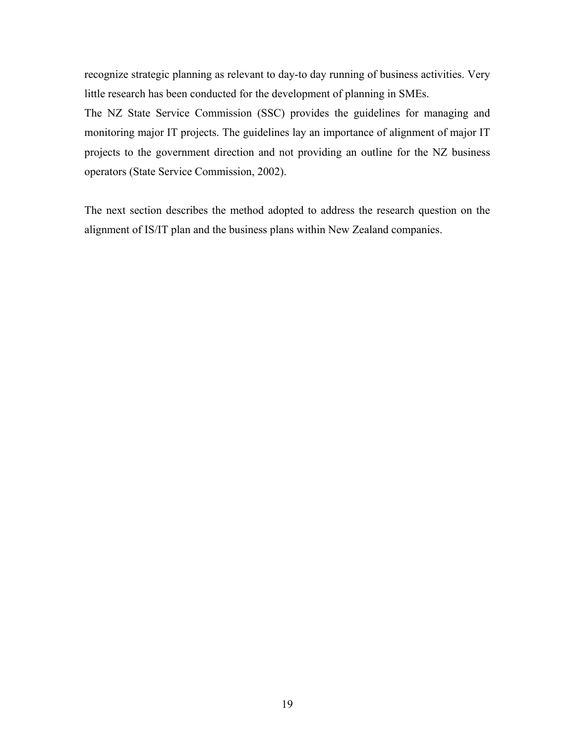recognize strategic planning as relevant to day-to day running of business activities. Very little research has been conducted for the development of planning in SMEs.

The NZ State Service Commission (SSC) provides the guidelines for managing and monitoring major IT projects. The guidelines lay an importance of alignment of major IT projects to the government direction and not providing an outline for the NZ business operators (State Service Commission, 2002).

The next section describes the method adopted to address the research question on the alignment of IS/IT plan and the business plans within New Zealand companies.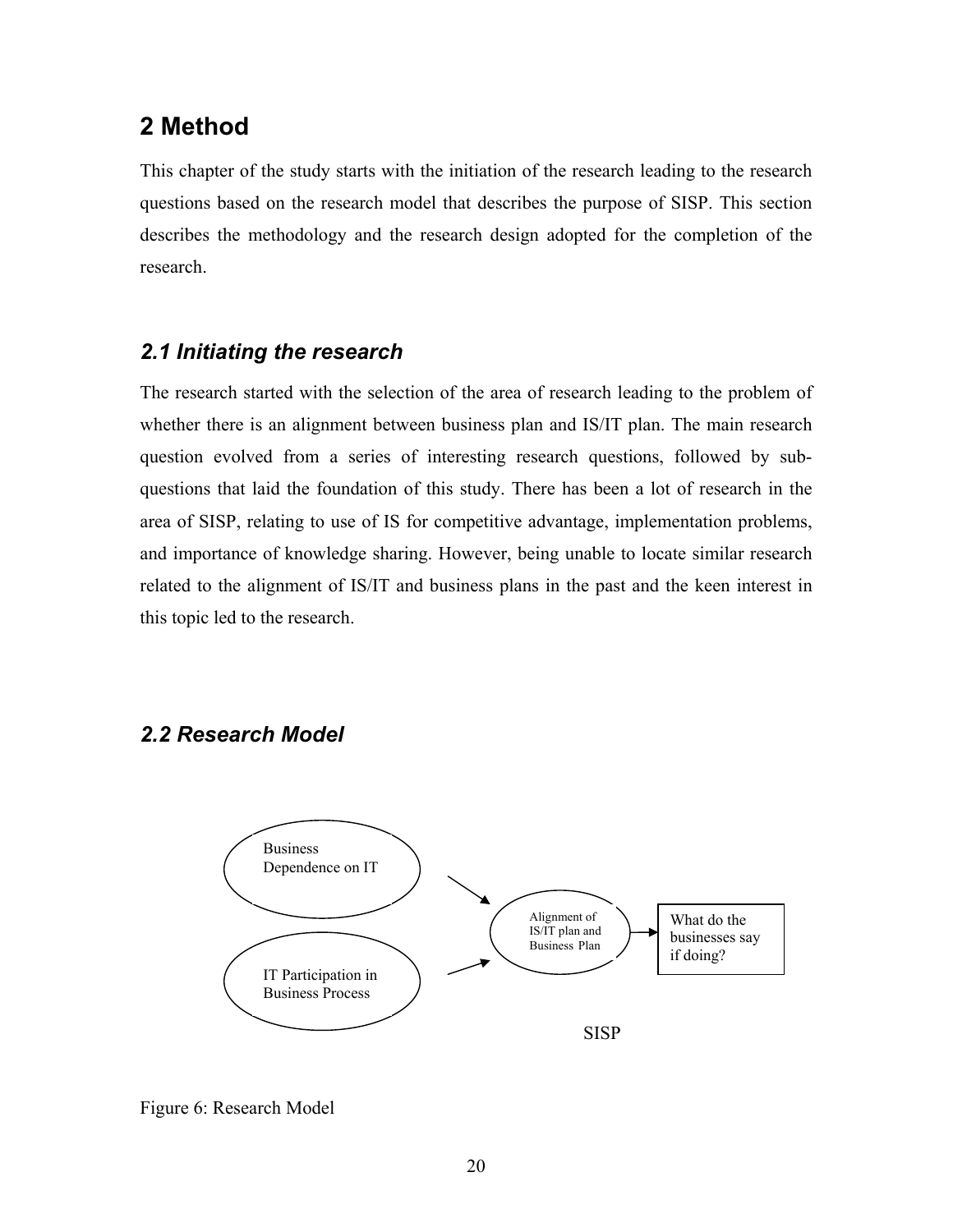# 2 Method

This chapter of the study starts with the initiation of the research leading to the research questions based on the research model that describes the purpose of SISP. This section describes the methodology and the research design adopted for the completion of the research.

## *2.1 Initiating the research*

The research started with the selection of the area of research leading to the problem of whether there is an alignment between business plan and IS/IT plan. The main research question evolved from a series of interesting research questions, followed by sub-questions that laid the foundation of this study. There has been a lot of research in the area of SISP, relating to use of IS for competitive advantage, implementation problems, and importance of knowledge sharing. However, being unable to locate similar research related to the alignment of IS/IT and business plans in the past and the keen interest in this topic led to the research.

## *2.2 Research Model*

Business Dependence on IT

IT Participation in Business Process

Alignment of IS/IT plan and Business Plan

What do the businesses say if doing?

SISP

Figure 6: Research Model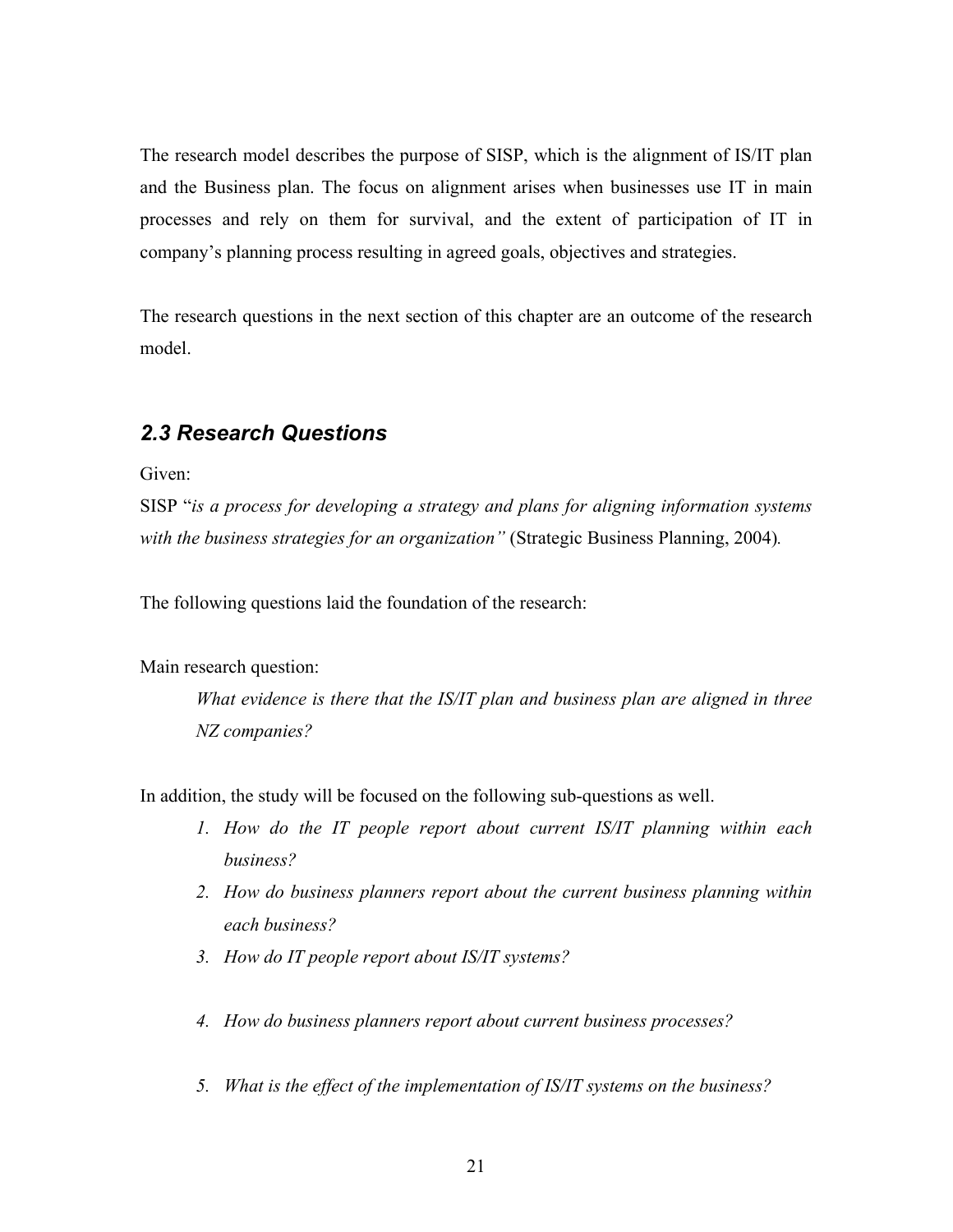The research model describes the purpose of SISP, which is the alignment of IS/IT plan and the Business plan. The focus on alignment arises when businesses use IT in main processes and rely on them for survival, and the extent of participation of IT in company's planning process resulting in agreed goals, objectives and strategies.

The research questions in the next section of this chapter are an outcome of the research model.

## *2.3 Research Questions*

Given:

SISP "*is a process for developing a strategy and plans for aligning information systems with the business strategies for an organization"* (Strategic Business Planning, 2004).

The following questions laid the foundation of the research:

Main research question:

> *What evidence is there that the IS/IT plan and business plan are aligned in three NZ companies?*

In addition, the study will be focused on the following sub-questions as well.

1. *How do the IT people report about current IS/IT planning within each business?*
2. *How do business planners report about the current business planning within each business?*
3. *How do IT people report about IS/IT systems?*
4. *How do business planners report about current business processes?*
5. *What is the effect of the implementation of IS/IT systems on the business?*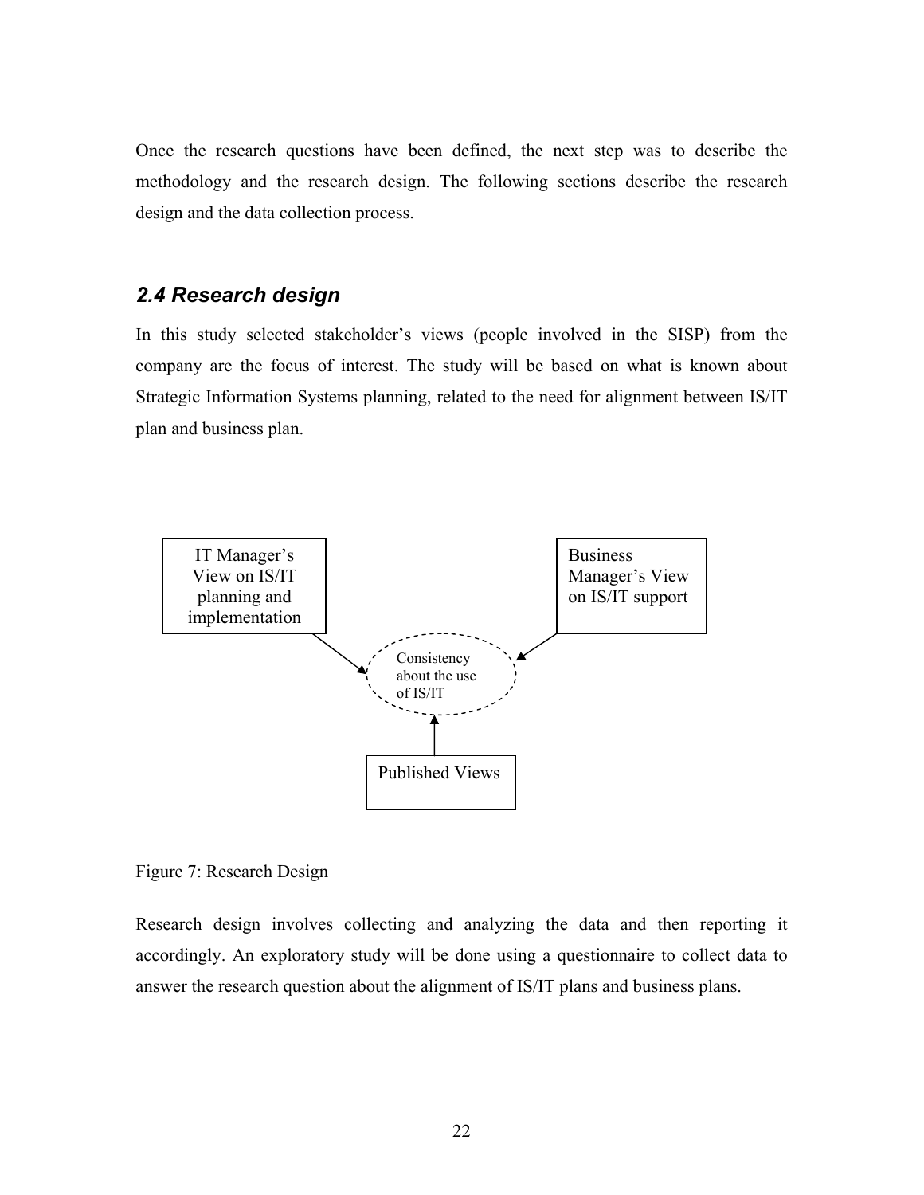Once the research questions have been defined, the next step was to describe the methodology and the research design. The following sections describe the research design and the data collection process.

## *2.4 Research design*

In this study selected stakeholder's views (people involved in the SISP) from the company are the focus of interest. The study will be based on what is known about Strategic Information Systems planning, related to the need for alignment between IS/IT plan and business plan.

IT Manager's View on IS/IT planning and implementation

Business Manager's View on IS/IT support

Consistency about the use of IS/IT

Published Views

Figure 7: Research Design

Research design involves collecting and analyzing the data and then reporting it accordingly. An exploratory study will be done using a questionnaire to collect data to answer the research question about the alignment of IS/IT plans and business plans.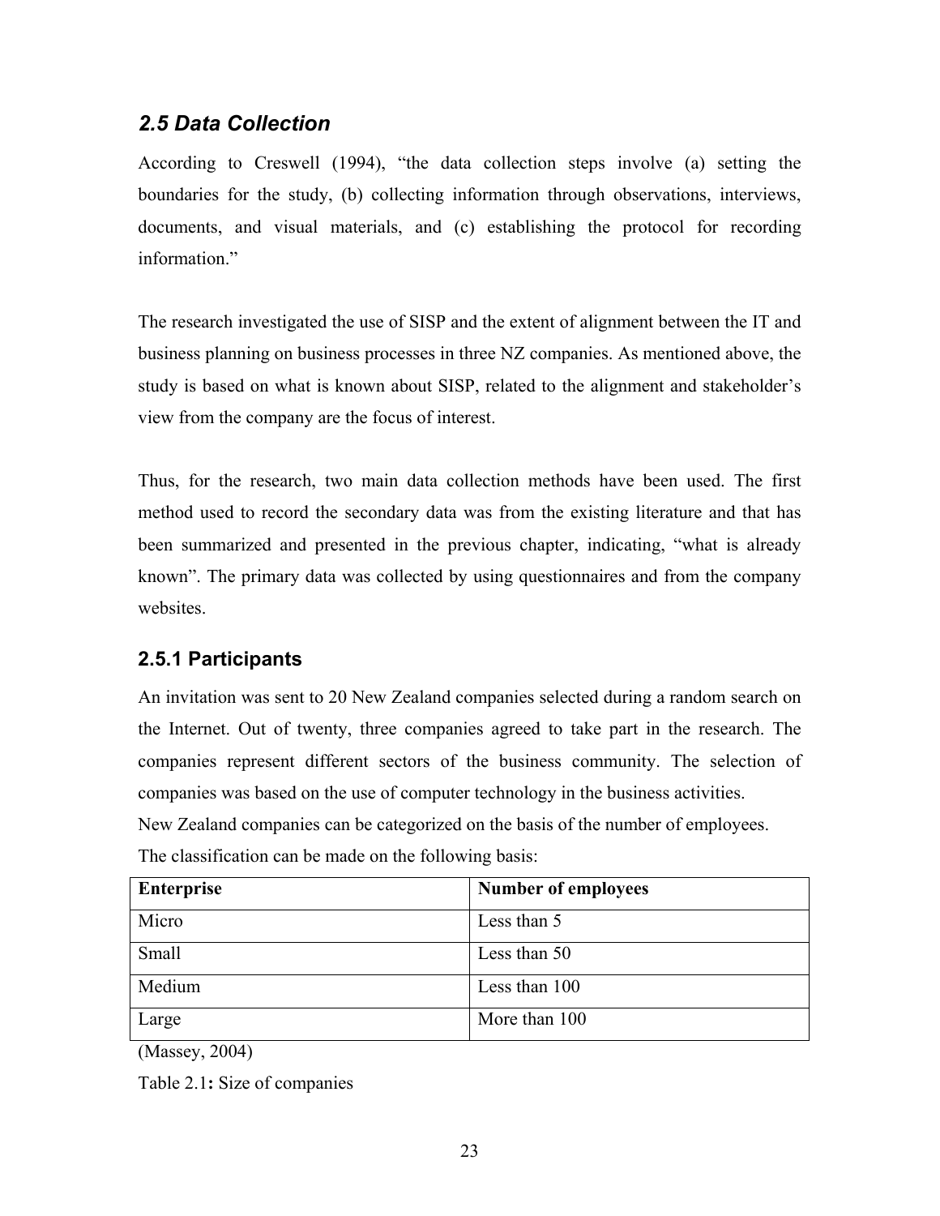## 2.5 Data Collection

According to Creswell (1994), "the data collection steps involve (a) setting the boundaries for the study, (b) collecting information through observations, interviews, documents, and visual materials, and (c) establishing the protocol for recording information."

The research investigated the use of SISP and the extent of alignment between the IT and business planning on business processes in three NZ companies. As mentioned above, the study is based on what is known about SISP, related to the alignment and stakeholder's view from the company are the focus of interest.

Thus, for the research, two main data collection methods have been used. The first method used to record the secondary data was from the existing literature and that has been summarized and presented in the previous chapter, indicating, "what is already known". The primary data was collected by using questionnaires and from the company websites.

### 2.5.1 Participants

An invitation was sent to 20 New Zealand companies selected during a random search on the Internet. Out of twenty, three companies agreed to take part in the research. The companies represent different sectors of the business community. The selection of companies was based on the use of computer technology in the business activities.

New Zealand companies can be categorized on the basis of the number of employees.

The classification can be made on the following basis:

| Enterprise | Number of employees |
|---|---|
| Micro | Less than 5 |
| Small | Less than 50 |
| Medium | Less than 100 |
| Large | More than 100 |

(Massey, 2004)

Table 2.1**:** Size of companies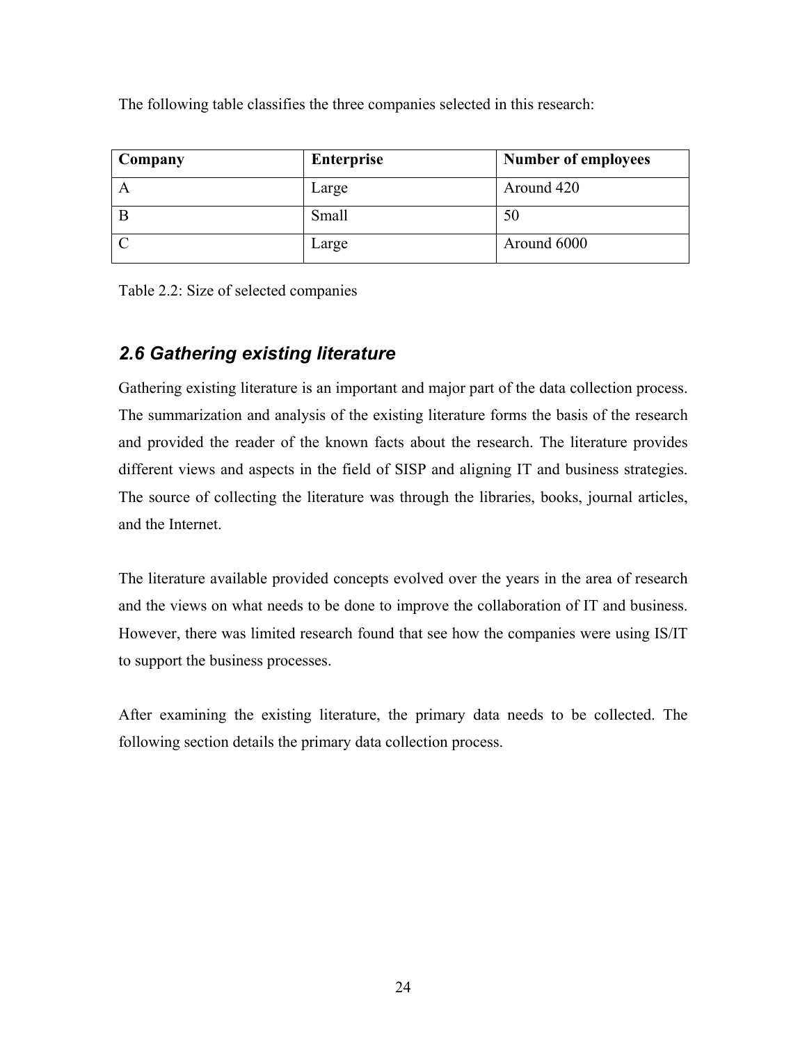The following table classifies the three companies selected in this research:

| Company | Enterprise | Number of employees |
| --- | --- | --- |
| A | Large | Around 420 |
| B | Small | 50 |
| C | Large | Around 6000 |

Table 2.2: Size of selected companies

## *2.6 Gathering existing literature*

Gathering existing literature is an important and major part of the data collection process. The summarization and analysis of the existing literature forms the basis of the research and provided the reader of the known facts about the research. The literature provides different views and aspects in the field of SISP and aligning IT and business strategies. The source of collecting the literature was through the libraries, books, journal articles, and the Internet.

The literature available provided concepts evolved over the years in the area of research and the views on what needs to be done to improve the collaboration of IT and business. However, there was limited research found that see how the companies were using IS/IT to support the business processes.

After examining the existing literature, the primary data needs to be collected. The following section details the primary data collection process.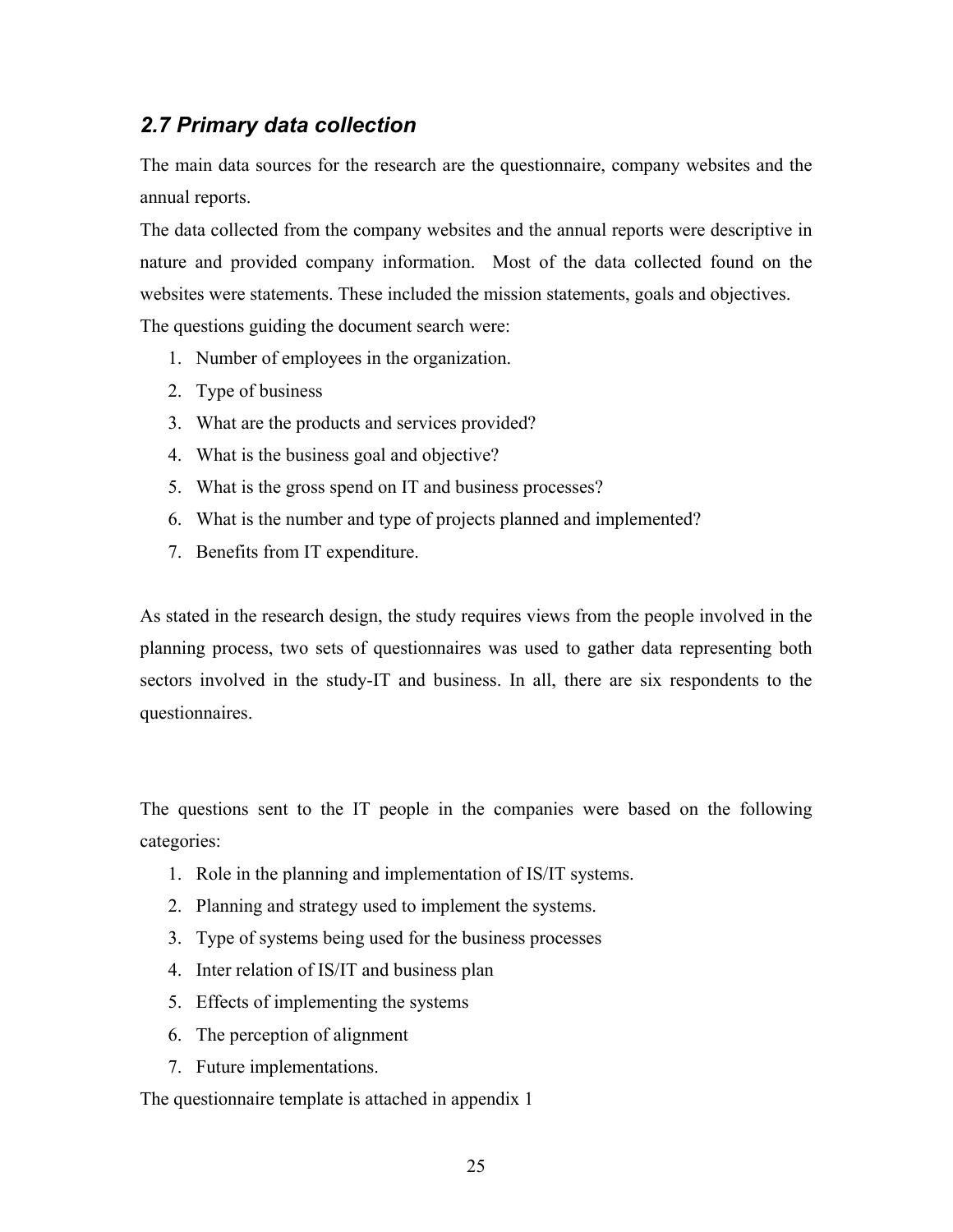### *2.7 Primary data collection*

The main data sources for the research are the questionnaire, company websites and the annual reports.

The data collected from the company websites and the annual reports were descriptive in nature and provided company information. Most of the data collected found on the websites were statements. These included the mission statements, goals and objectives.

The questions guiding the document search were:

1. Number of employees in the organization.
2. Type of business
3. What are the products and services provided?
4. What is the business goal and objective?
5. What is the gross spend on IT and business processes?
6. What is the number and type of projects planned and implemented?
7. Benefits from IT expenditure.

As stated in the research design, the study requires views from the people involved in the planning process, two sets of questionnaires was used to gather data representing both sectors involved in the study-IT and business. In all, there are six respondents to the questionnaires.

The questions sent to the IT people in the companies were based on the following categories:

1. Role in the planning and implementation of IS/IT systems.
2. Planning and strategy used to implement the systems.
3. Type of systems being used for the business processes
4. Inter relation of IS/IT and business plan
5. Effects of implementing the systems
6. The perception of alignment
7. Future implementations.

The questionnaire template is attached in appendix 1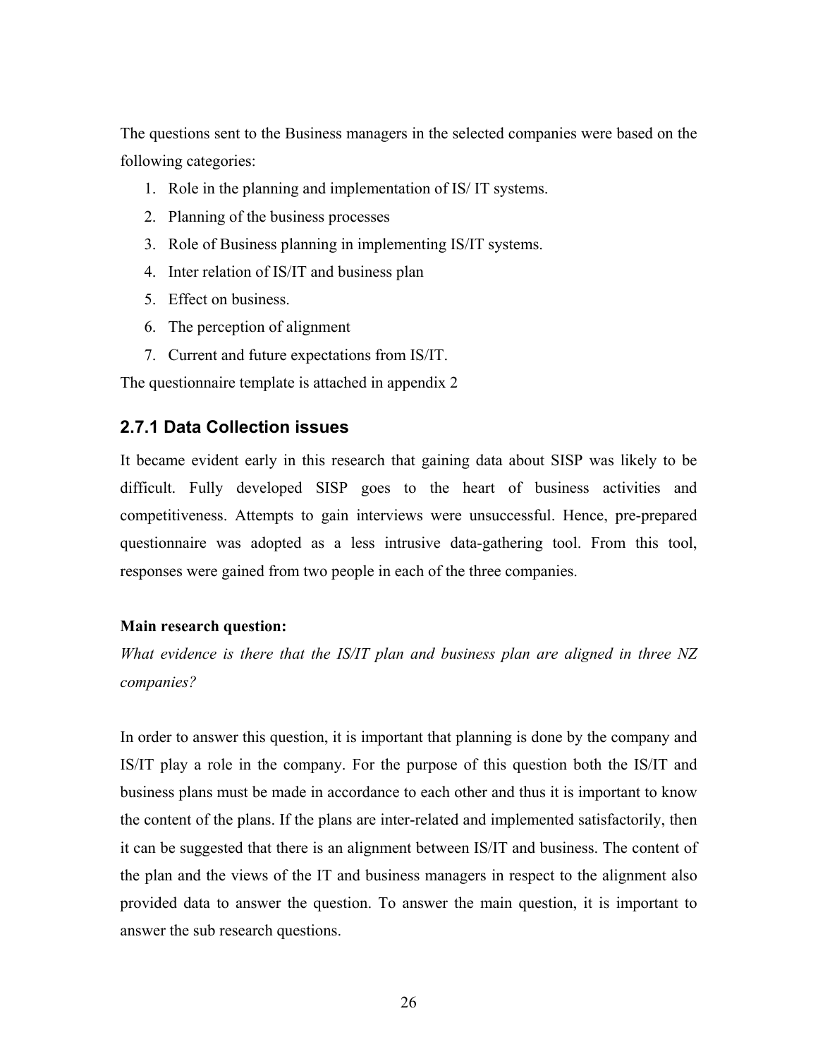The questions sent to the Business managers in the selected companies were based on the following categories:

1. Role in the planning and implementation of IS/ IT systems.
2. Planning of the business processes
3. Role of Business planning in implementing IS/IT systems.
4. Inter relation of IS/IT and business plan
5. Effect on business.
6. The perception of alignment
7. Current and future expectations from IS/IT.

The questionnaire template is attached in appendix 2

### 2.7.1 Data Collection issues

It became evident early in this research that gaining data about SISP was likely to be difficult. Fully developed SISP goes to the heart of business activities and competitiveness. Attempts to gain interviews were unsuccessful. Hence, pre-prepared questionnaire was adopted as a less intrusive data-gathering tool. From this tool, responses were gained from two people in each of the three companies.

**Main research question:**

*What evidence is there that the IS/IT plan and business plan are aligned in three NZ companies?*

In order to answer this question, it is important that planning is done by the company and IS/IT play a role in the company. For the purpose of this question both the IS/IT and business plans must be made in accordance to each other and thus it is important to know the content of the plans. If the plans are inter-related and implemented satisfactorily, then it can be suggested that there is an alignment between IS/IT and business. The content of the plan and the views of the IT and business managers in respect to the alignment also provided data to answer the question. To answer the main question, it is important to answer the sub research questions.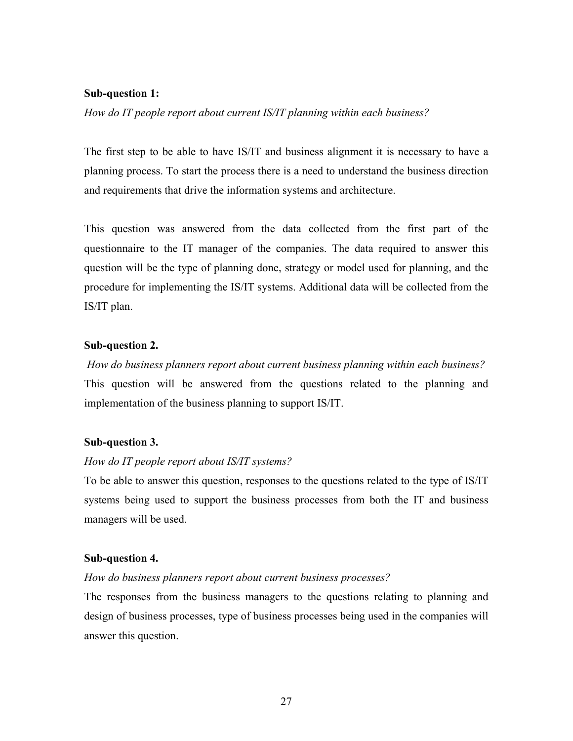**Sub-question 1:**

*How do IT people report about current IS/IT planning within each business?*

The first step to be able to have IS/IT and business alignment it is necessary to have a planning process. To start the process there is a need to understand the business direction and requirements that drive the information systems and architecture.

This question was answered from the data collected from the first part of the questionnaire to the IT manager of the companies. The data required to answer this question will be the type of planning done, strategy or model used for planning, and the procedure for implementing the IS/IT systems. Additional data will be collected from the IS/IT plan.

**Sub-question 2.**

*How do business planners report about current business planning within each business?*

This question will be answered from the questions related to the planning and implementation of the business planning to support IS/IT.

**Sub-question 3.**

*How do IT people report about IS/IT systems?*

To be able to answer this question, responses to the questions related to the type of IS/IT systems being used to support the business processes from both the IT and business managers will be used.

**Sub-question 4.**

*How do business planners report about current business processes?*

The responses from the business managers to the questions relating to planning and design of business processes, type of business processes being used in the companies will answer this question.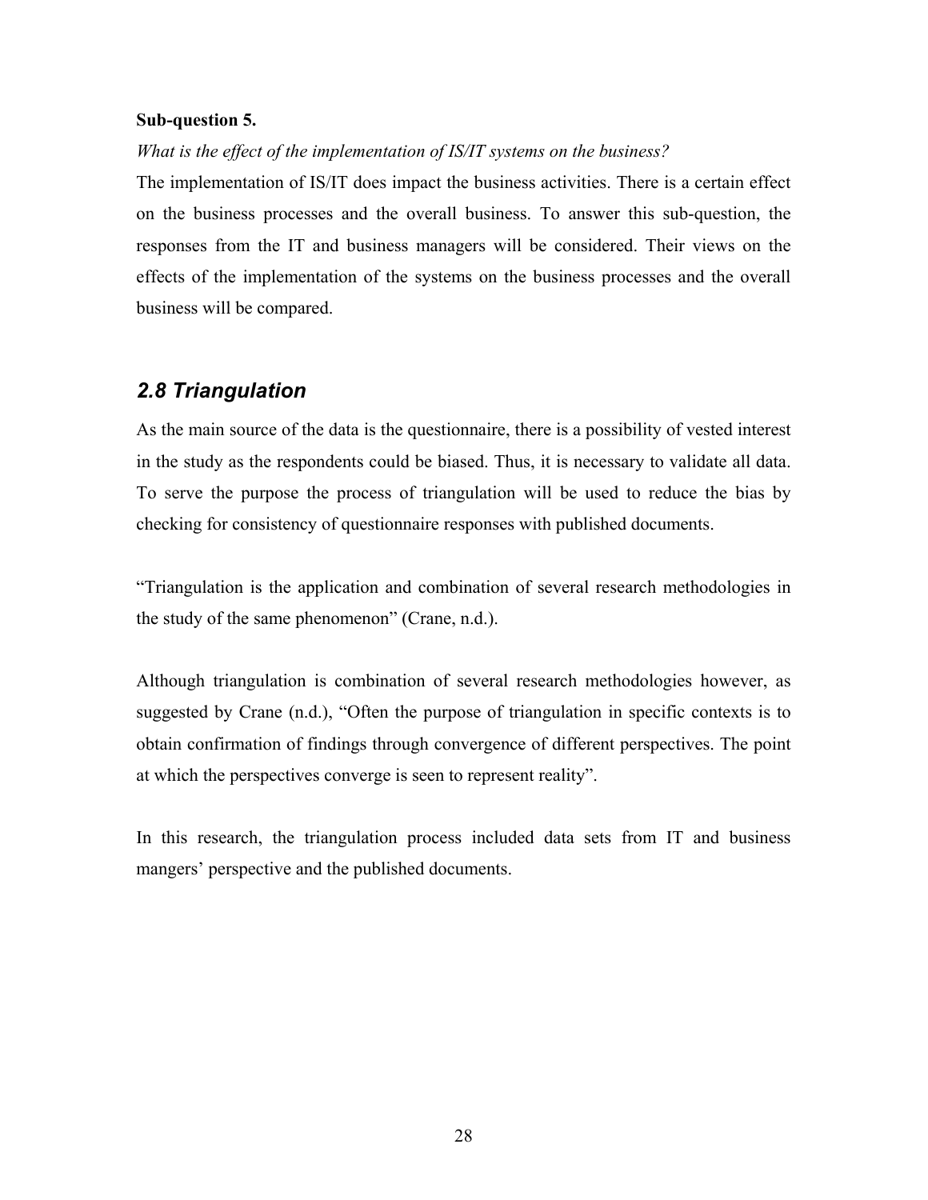**Sub-question 5.**

*What is the effect of the implementation of IS/IT systems on the business?*

The implementation of IS/IT does impact the business activities. There is a certain effect on the business processes and the overall business. To answer this sub-question, the responses from the IT and business managers will be considered. Their views on the effects of the implementation of the systems on the business processes and the overall business will be compared.

## *2.8 Triangulation*

As the main source of the data is the questionnaire, there is a possibility of vested interest in the study as the respondents could be biased. Thus, it is necessary to validate all data. To serve the purpose the process of triangulation will be used to reduce the bias by checking for consistency of questionnaire responses with published documents.

"Triangulation is the application and combination of several research methodologies in the study of the same phenomenon" (Crane, n.d.).

Although triangulation is combination of several research methodologies however, as suggested by Crane (n.d.), "Often the purpose of triangulation in specific contexts is to obtain confirmation of findings through convergence of different perspectives. The point at which the perspectives converge is seen to represent reality".

In this research, the triangulation process included data sets from IT and business mangers' perspective and the published documents.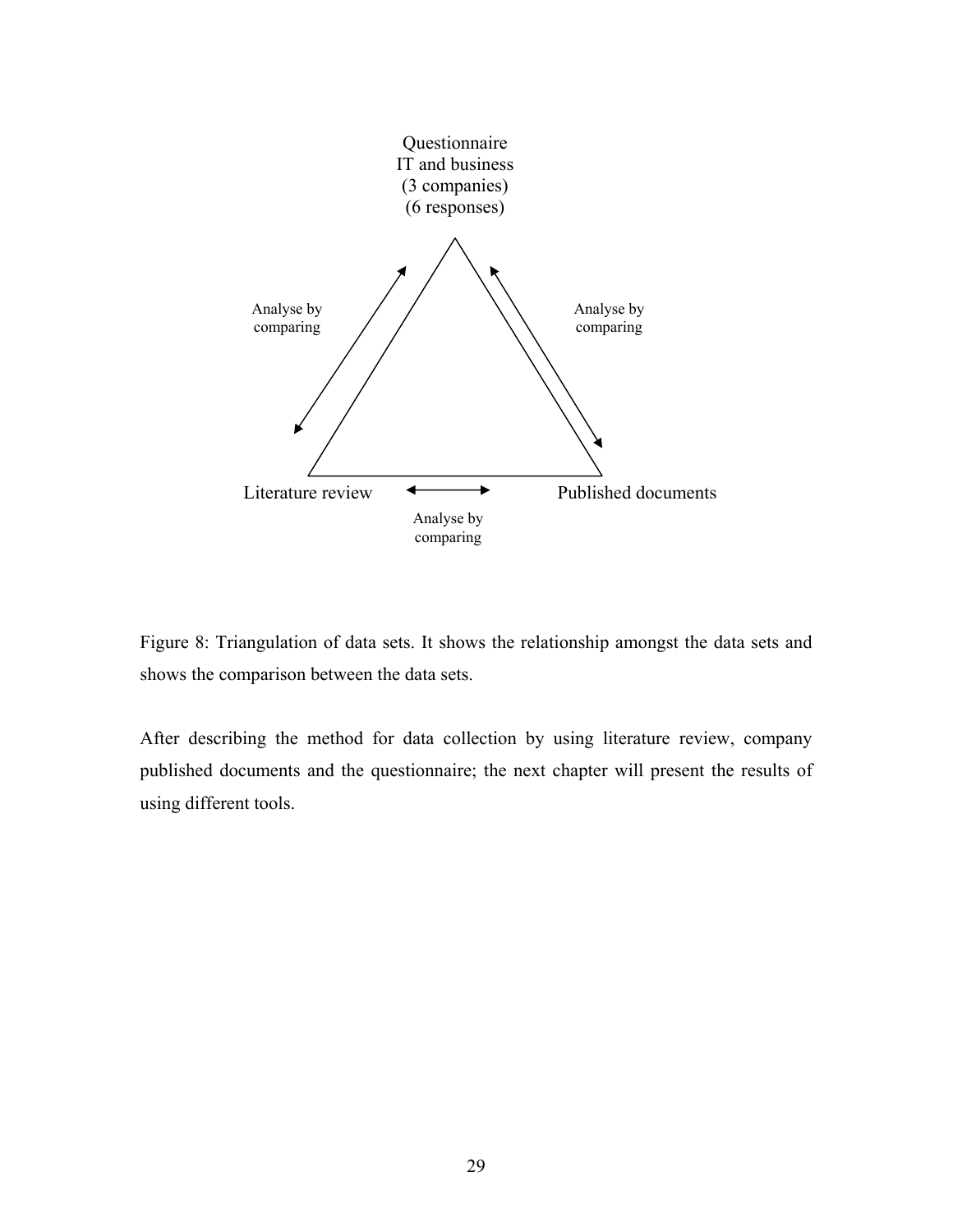Questionnaire
IT and business
(3 companies)
(6 responses)

Analyse by comparing

Analyse by comparing

Literature review

Analyse by comparing

Published documents

Figure 8: Triangulation of data sets. It shows the relationship amongst the data sets and shows the comparison between the data sets.

After describing the method for data collection by using literature review, company published documents and the questionnaire; the next chapter will present the results of using different tools.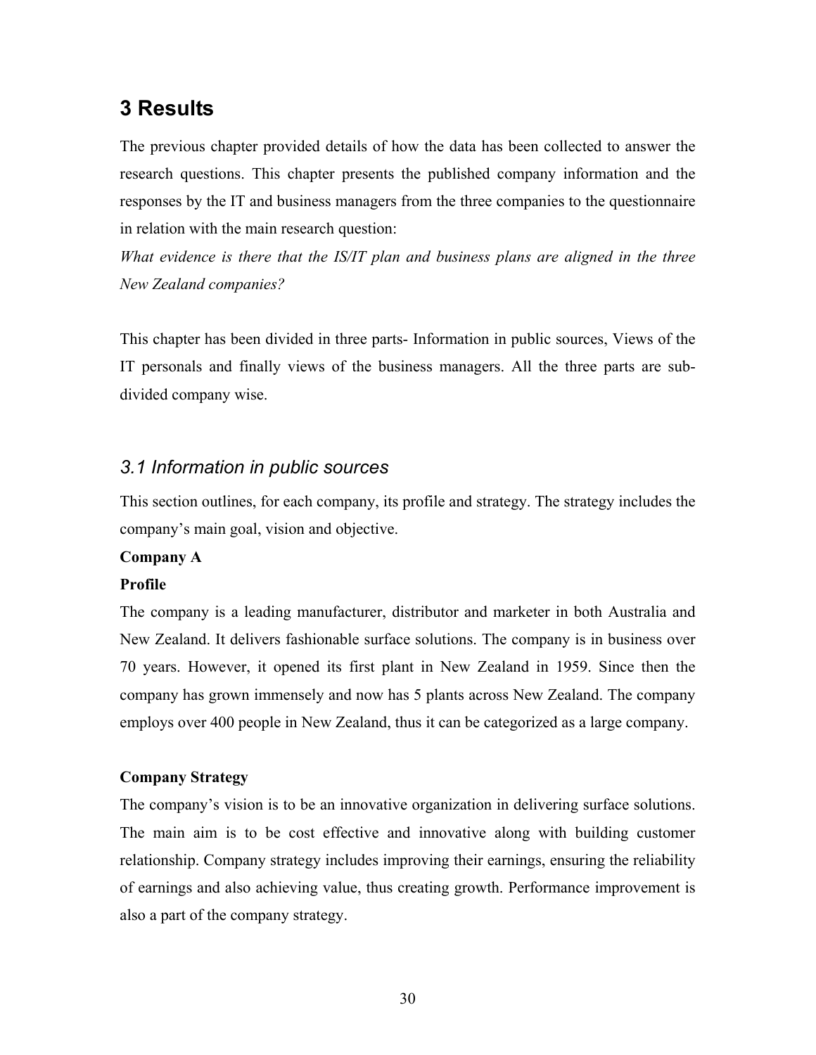# 3 Results

The previous chapter provided details of how the data has been collected to answer the research questions. This chapter presents the published company information and the responses by the IT and business managers from the three companies to the questionnaire in relation with the main research question:

*What evidence is there that the IS/IT plan and business plans are aligned in the three New Zealand companies?*

This chapter has been divided in three parts- Information in public sources, Views of the IT personals and finally views of the business managers. All the three parts are sub-divided company wise.

## *3.1 Information in public sources*

This section outlines, for each company, its profile and strategy. The strategy includes the company's main goal, vision and objective.

**Company A**

**Profile**

The company is a leading manufacturer, distributor and marketer in both Australia and New Zealand. It delivers fashionable surface solutions. The company is in business over 70 years. However, it opened its first plant in New Zealand in 1959. Since then the company has grown immensely and now has 5 plants across New Zealand. The company employs over 400 people in New Zealand, thus it can be categorized as a large company.

**Company Strategy**

The company's vision is to be an innovative organization in delivering surface solutions. The main aim is to be cost effective and innovative along with building customer relationship. Company strategy includes improving their earnings, ensuring the reliability of earnings and also achieving value, thus creating growth. Performance improvement is also a part of the company strategy.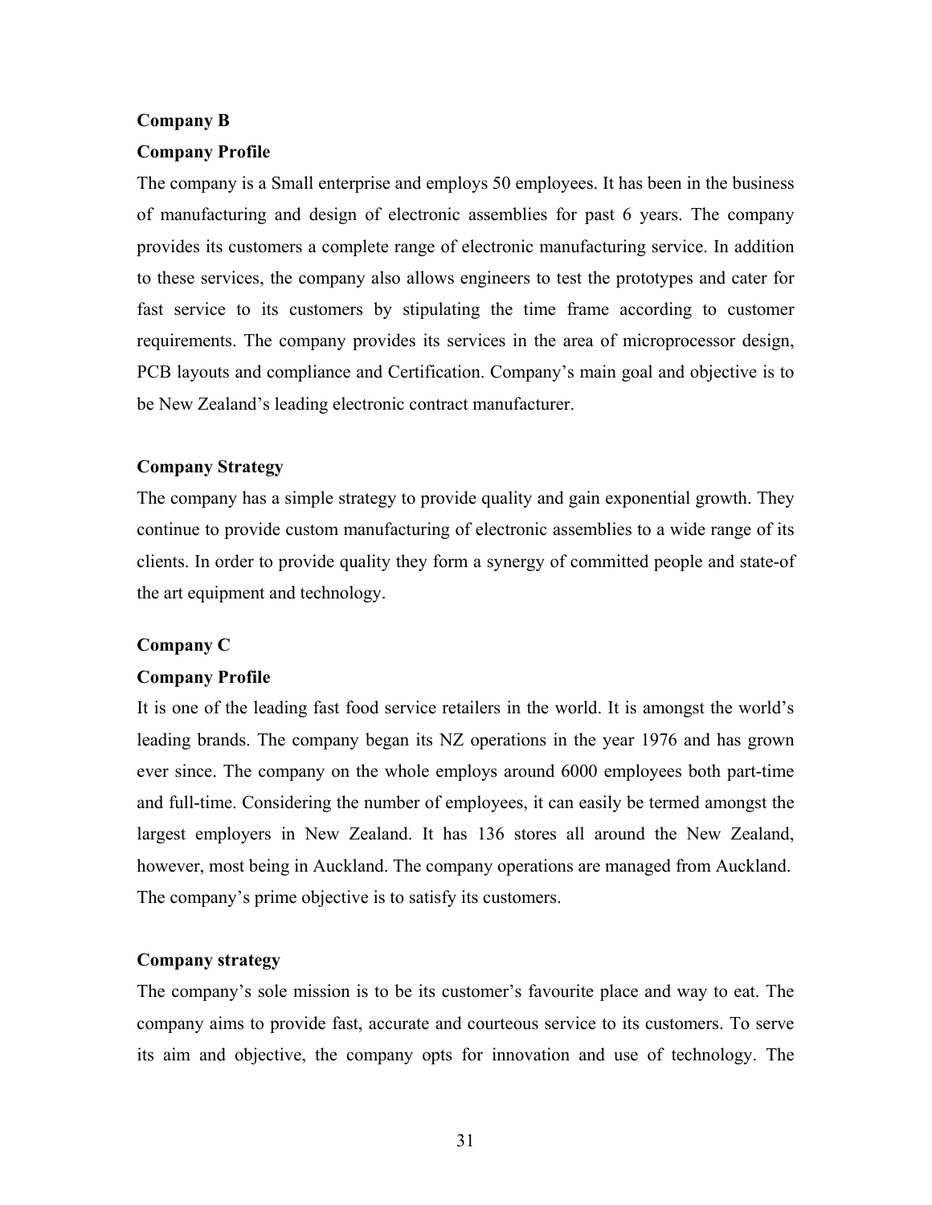**Company B**

**Company Profile**

The company is a Small enterprise and employs 50 employees. It has been in the business of manufacturing and design of electronic assemblies for past 6 years. The company provides its customers a complete range of electronic manufacturing service. In addition to these services, the company also allows engineers to test the prototypes and cater for fast service to its customers by stipulating the time frame according to customer requirements. The company provides its services in the area of microprocessor design, PCB layouts and compliance and Certification. Company's main goal and objective is to be New Zealand's leading electronic contract manufacturer.

**Company Strategy**

The company has a simple strategy to provide quality and gain exponential growth. They continue to provide custom manufacturing of electronic assemblies to a wide range of its clients. In order to provide quality they form a synergy of committed people and state-of the art equipment and technology.

**Company C**

**Company Profile**

It is one of the leading fast food service retailers in the world. It is amongst the world's leading brands. The company began its NZ operations in the year 1976 and has grown ever since. The company on the whole employs around 6000 employees both part-time and full-time. Considering the number of employees, it can easily be termed amongst the largest employers in New Zealand. It has 136 stores all around the New Zealand, however, most being in Auckland. The company operations are managed from Auckland. The company's prime objective is to satisfy its customers.

**Company strategy**

The company's sole mission is to be its customer's favourite place and way to eat. The company aims to provide fast, accurate and courteous service to its customers. To serve its aim and objective, the company opts for innovation and use of technology. The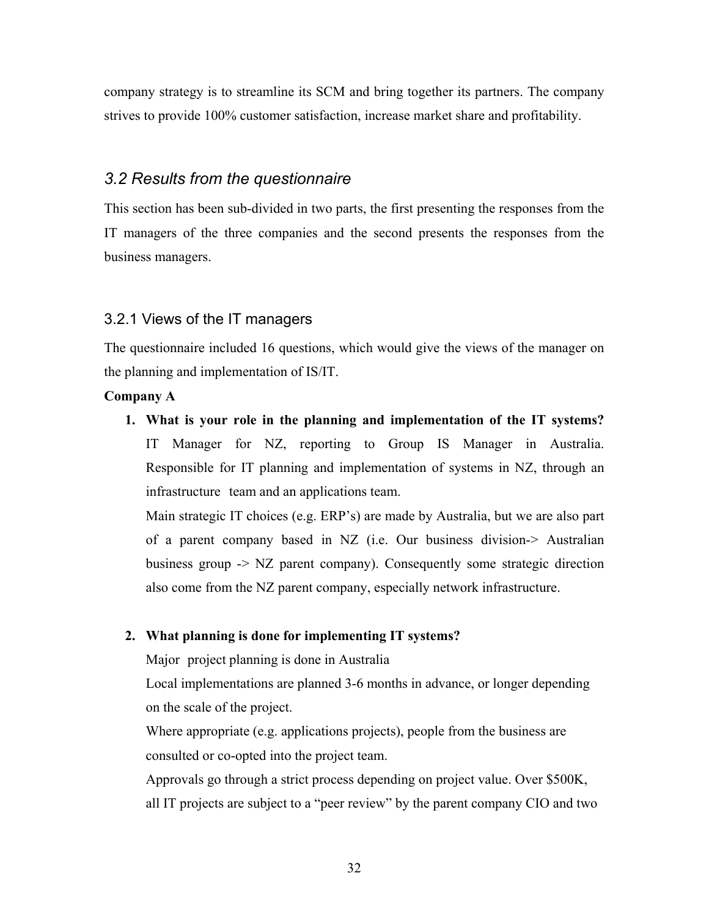company strategy is to streamline its SCM and bring together its partners. The company strives to provide 100% customer satisfaction, increase market share and profitability.

## *3.2 Results from the questionnaire*

This section has been sub-divided in two parts, the first presenting the responses from the IT managers of the three companies and the second presents the responses from the business managers.

### 3.2.1 Views of the IT managers

The questionnaire included 16 questions, which would give the views of the manager on the planning and implementation of IS/IT.

**Company A**

1. **What is your role in the planning and implementation of the IT systems?**
   IT Manager for NZ, reporting to Group IS Manager in Australia. Responsible for IT planning and implementation of systems in NZ, through an infrastructure team and an applications team.
   Main strategic IT choices (e.g. ERP's) are made by Australia, but we are also part of a parent company based in NZ (i.e. Our business division-> Australian business group -> NZ parent company). Consequently some strategic direction also come from the NZ parent company, especially network infrastructure.

2. **What planning is done for implementing IT systems?**
   Major project planning is done in Australia
   Local implementations are planned 3-6 months in advance, or longer depending on the scale of the project.
   Where appropriate (e.g. applications projects), people from the business are consulted or co-opted into the project team.
   Approvals go through a strict process depending on project value. Over $500K, all IT projects are subject to a "peer review" by the parent company CIO and two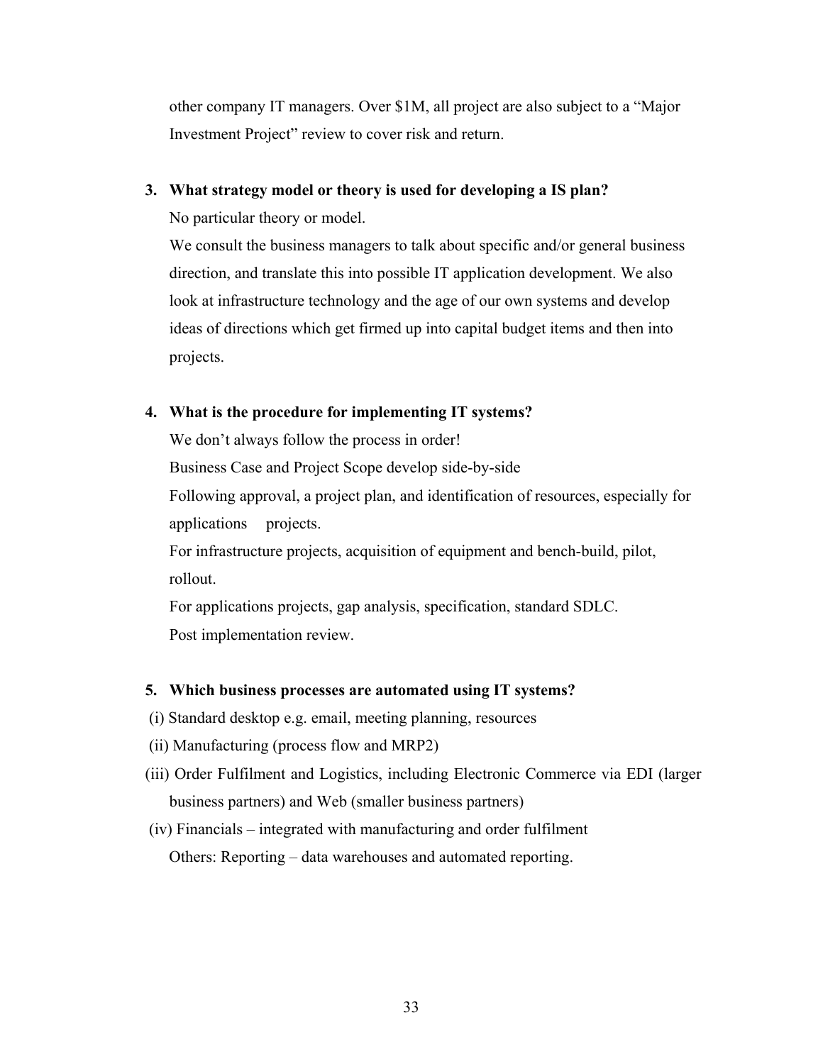other company IT managers. Over $1M, all project are also subject to a "Major Investment Project" review to cover risk and return.

**3. What strategy model or theory is used for developing a IS plan?**

No particular theory or model.

We consult the business managers to talk about specific and/or general business direction, and translate this into possible IT application development. We also look at infrastructure technology and the age of our own systems and develop ideas of directions which get firmed up into capital budget items and then into projects.

**4. What is the procedure for implementing IT systems?**

We don't always follow the process in order!

Business Case and Project Scope develop side-by-side

Following approval, a project plan, and identification of resources, especially for applications projects.

For infrastructure projects, acquisition of equipment and bench-build, pilot, rollout.

For applications projects, gap analysis, specification, standard SDLC.

Post implementation review.

**5. Which business processes are automated using IT systems?**

(i) Standard desktop e.g. email, meeting planning, resources

(ii) Manufacturing (process flow and MRP2)

(iii) Order Fulfilment and Logistics, including Electronic Commerce via EDI (larger business partners) and Web (smaller business partners)

(iv) Financials – integrated with manufacturing and order fulfilment

Others: Reporting – data warehouses and automated reporting.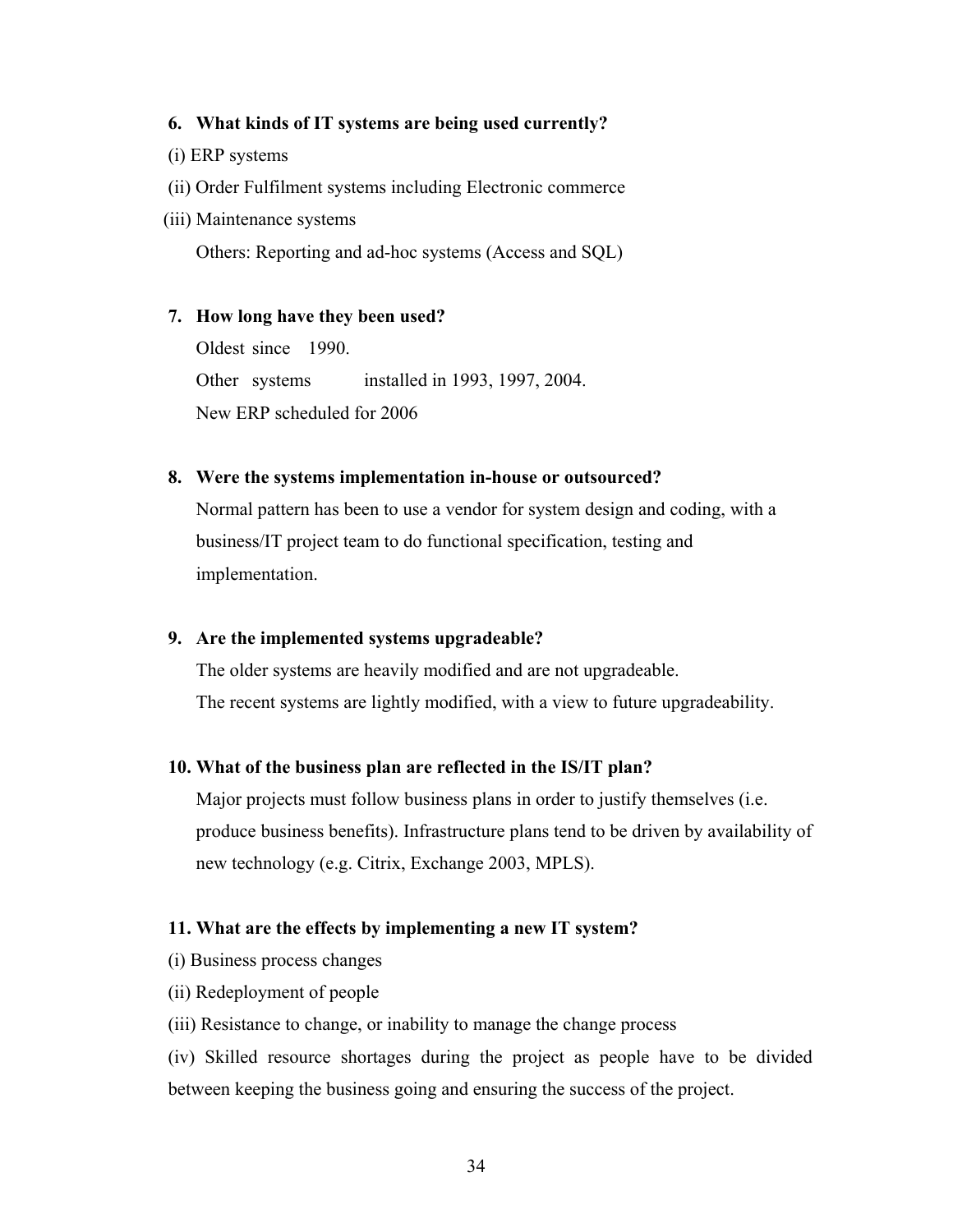**6. What kinds of IT systems are being used currently?**

(i) ERP systems

(ii) Order Fulfilment systems including Electronic commerce

(iii) Maintenance systems

Others: Reporting and ad-hoc systems (Access and SQL)

**7. How long have they been used?**

Oldest since 1990.

Other systems installed in 1993, 1997, 2004.

New ERP scheduled for 2006

**8. Were the systems implementation in-house or outsourced?**

Normal pattern has been to use a vendor for system design and coding, with a business/IT project team to do functional specification, testing and implementation.

**9. Are the implemented systems upgradeable?**

The older systems are heavily modified and are not upgradeable.

The recent systems are lightly modified, with a view to future upgradeability.

**10. What of the business plan are reflected in the IS/IT plan?**

Major projects must follow business plans in order to justify themselves (i.e. produce business benefits). Infrastructure plans tend to be driven by availability of new technology (e.g. Citrix, Exchange 2003, MPLS).

**11. What are the effects by implementing a new IT system?**

(i) Business process changes

(ii) Redeployment of people

(iii) Resistance to change, or inability to manage the change process

(iv) Skilled resource shortages during the project as people have to be divided between keeping the business going and ensuring the success of the project.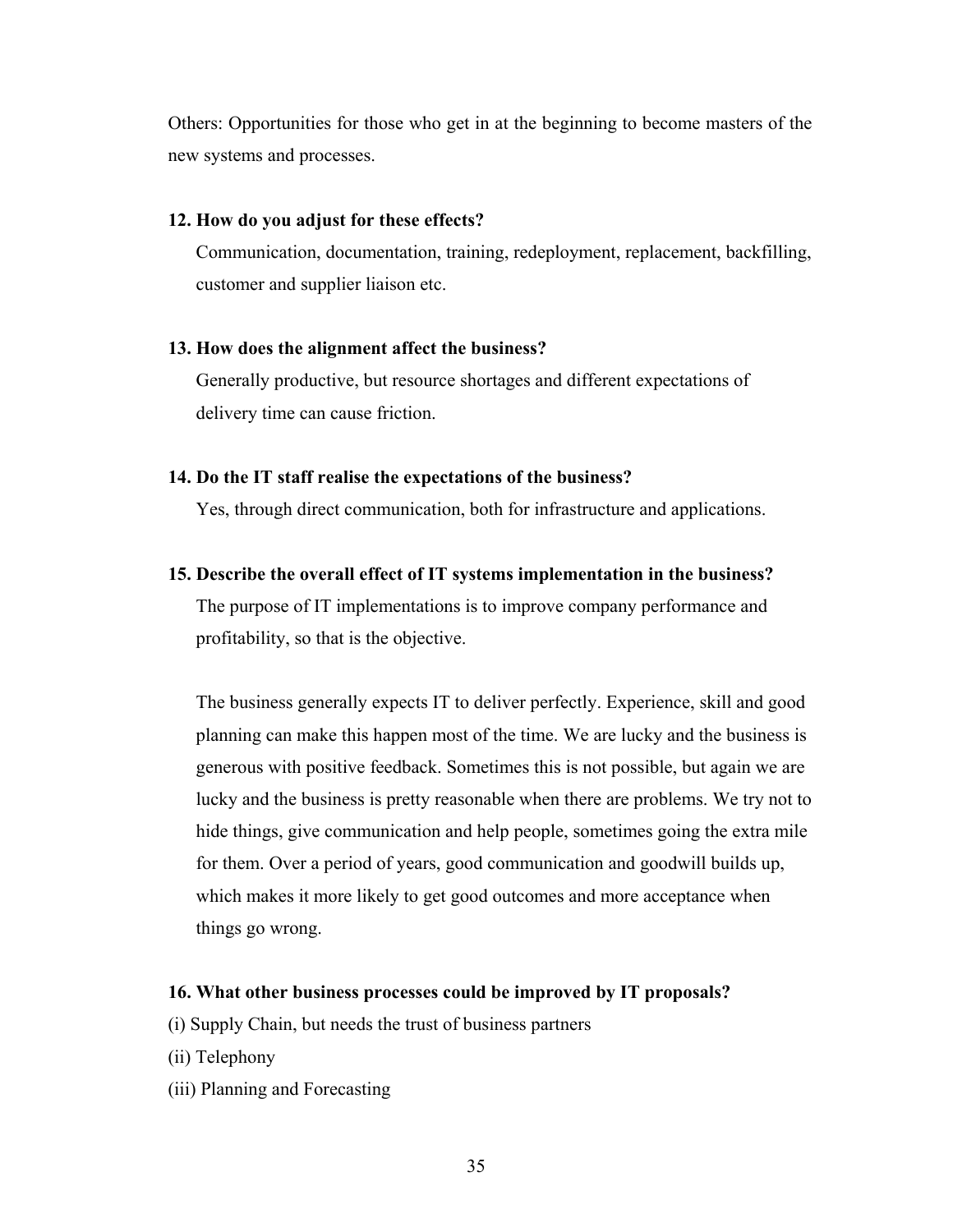Others: Opportunities for those who get in at the beginning to become masters of the new systems and processes.

**12. How do you adjust for these effects?**

Communication, documentation, training, redeployment, replacement, backfilling, customer and supplier liaison etc.

**13. How does the alignment affect the business?**

Generally productive, but resource shortages and different expectations of delivery time can cause friction.

**14. Do the IT staff realise the expectations of the business?**

Yes, through direct communication, both for infrastructure and applications.

**15. Describe the overall effect of IT systems implementation in the business?**

The purpose of IT implementations is to improve company performance and profitability, so that is the objective.

The business generally expects IT to deliver perfectly. Experience, skill and good planning can make this happen most of the time. We are lucky and the business is generous with positive feedback. Sometimes this is not possible, but again we are lucky and the business is pretty reasonable when there are problems. We try not to hide things, give communication and help people, sometimes going the extra mile for them. Over a period of years, good communication and goodwill builds up, which makes it more likely to get good outcomes and more acceptance when things go wrong.

**16. What other business processes could be improved by IT proposals?**

(i) Supply Chain, but needs the trust of business partners

(ii) Telephony

(iii) Planning and Forecasting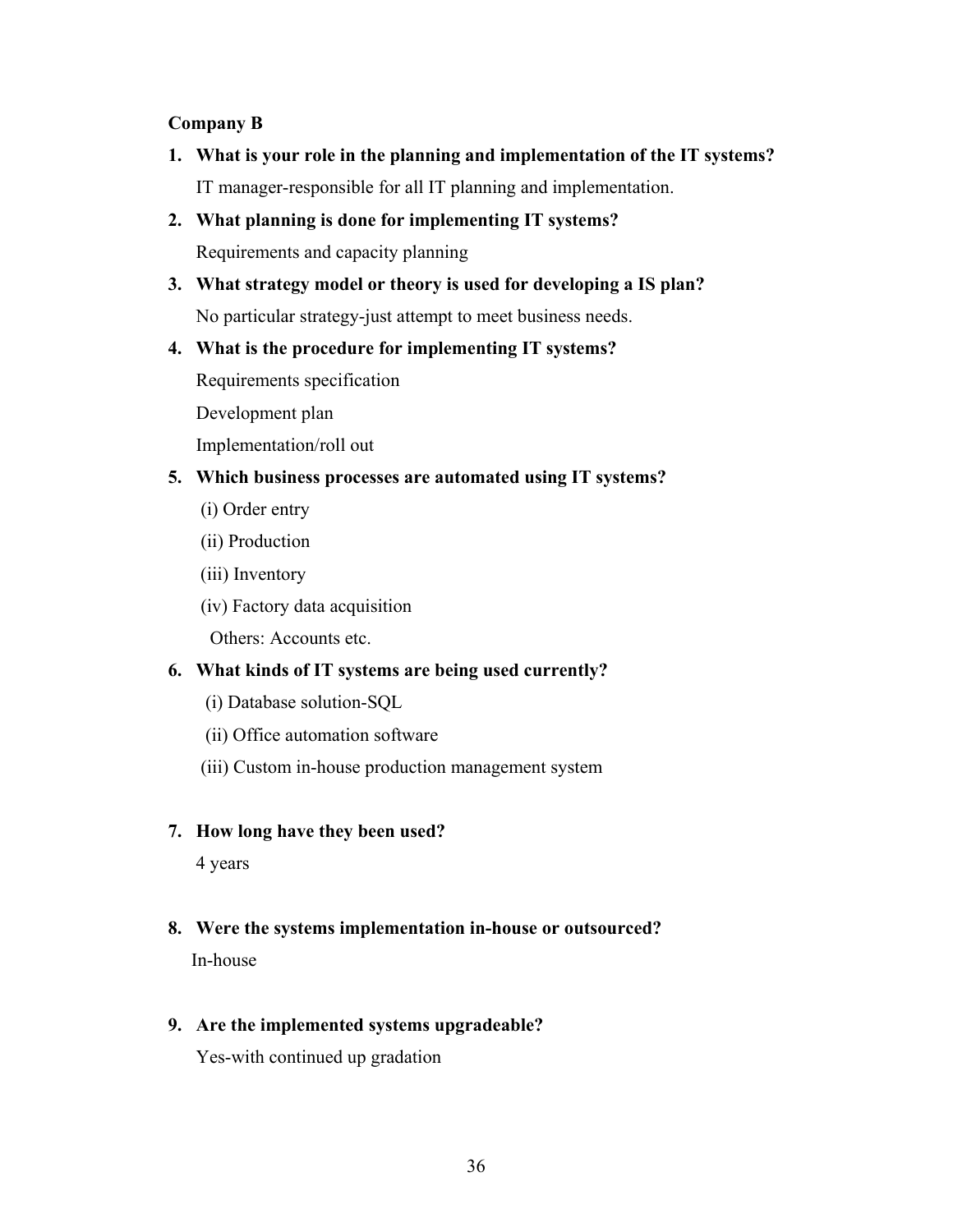**Company B**

1. **What is your role in the planning and implementation of the IT systems?**

   IT manager-responsible for all IT planning and implementation.

2. **What planning is done for implementing IT systems?**

   Requirements and capacity planning

3. **What strategy model or theory is used for developing a IS plan?**

   No particular strategy-just attempt to meet business needs.

4. **What is the procedure for implementing IT systems?**

   Requirements specification

   Development plan

   Implementation/roll out

5. **Which business processes are automated using IT systems?**

   (i) Order entry

   (ii) Production

   (iii) Inventory

   (iv) Factory data acquisition

   Others: Accounts etc.

6. **What kinds of IT systems are being used currently?**

   (i) Database solution-SQL

   (ii) Office automation software

   (iii) Custom in-house production management system

7. **How long have they been used?**

   4 years

8. **Were the systems implementation in-house or outsourced?**

   In-house

9. **Are the implemented systems upgradeable?**

   Yes-with continued up gradation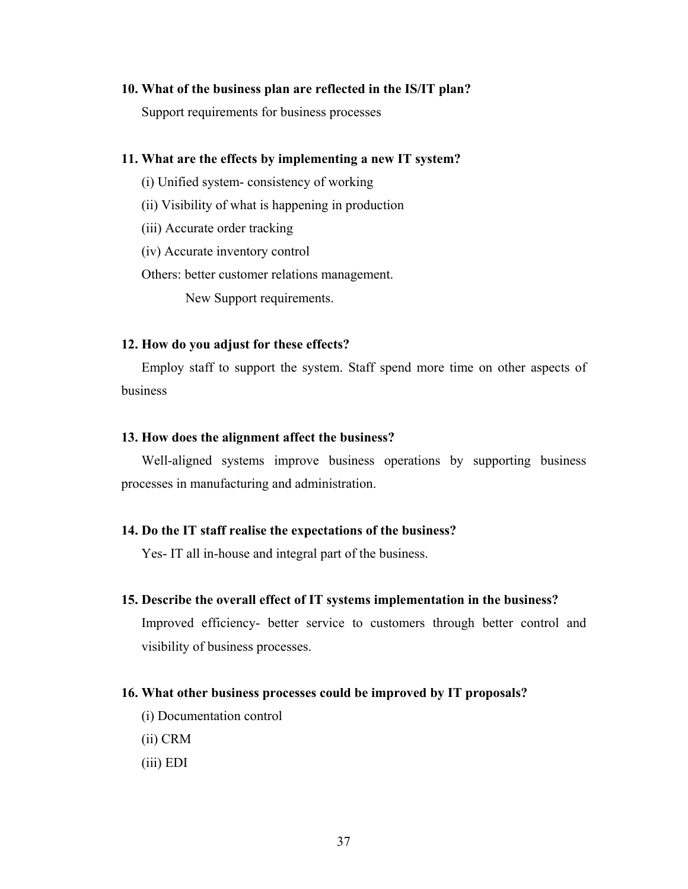**10. What of the business plan are reflected in the IS/IT plan?**

Support requirements for business processes

**11. What are the effects by implementing a new IT system?**

(i) Unified system- consistency of working

(ii) Visibility of what is happening in production

(iii) Accurate order tracking

(iv) Accurate inventory control

Others: better customer relations management.

New Support requirements.

**12. How do you adjust for these effects?**

Employ staff to support the system. Staff spend more time on other aspects of business

**13. How does the alignment affect the business?**

Well-aligned systems improve business operations by supporting business processes in manufacturing and administration.

**14. Do the IT staff realise the expectations of the business?**

Yes- IT all in-house and integral part of the business.

**15. Describe the overall effect of IT systems implementation in the business?**

Improved efficiency- better service to customers through better control and visibility of business processes.

**16. What other business processes could be improved by IT proposals?**

(i) Documentation control

(ii) CRM

(iii) EDI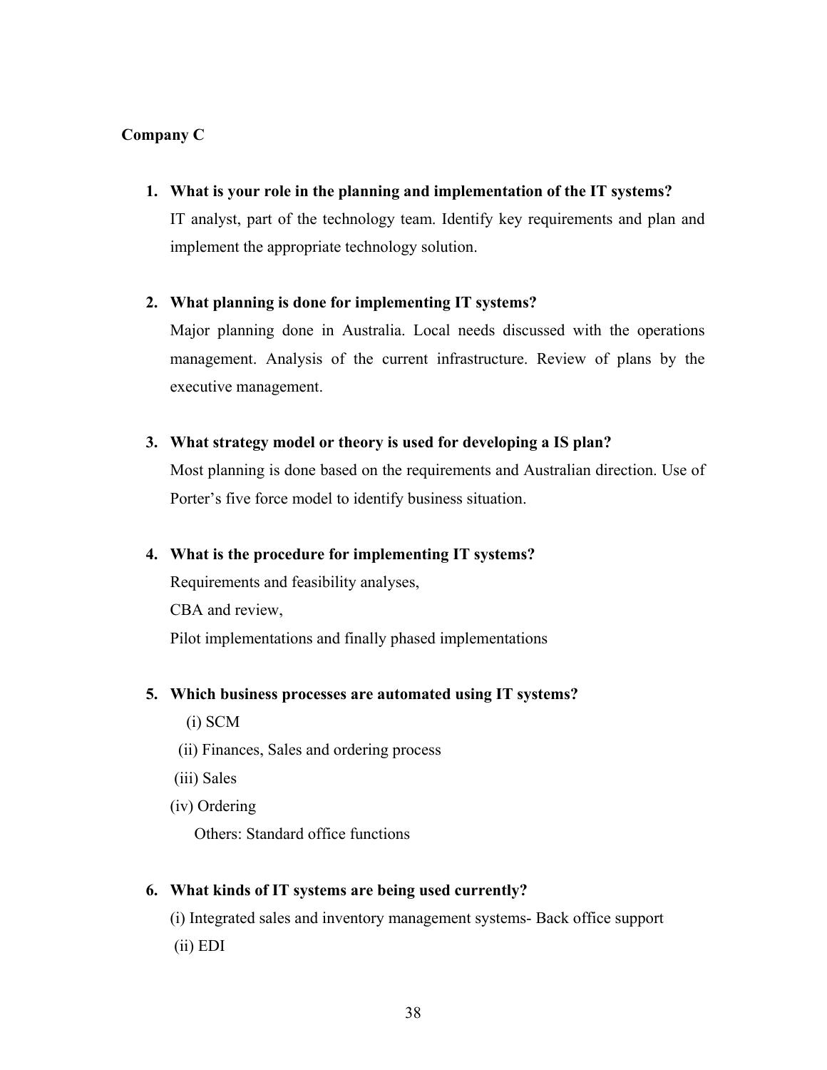**Company C**

1. **What is your role in the planning and implementation of the IT systems?**
   IT analyst, part of the technology team. Identify key requirements and plan and implement the appropriate technology solution.

2. **What planning is done for implementing IT systems?**
   Major planning done in Australia. Local needs discussed with the operations management. Analysis of the current infrastructure. Review of plans by the executive management.

3. **What strategy model or theory is used for developing a IS plan?**
   Most planning is done based on the requirements and Australian direction. Use of Porter's five force model to identify business situation.

4. **What is the procedure for implementing IT systems?**
   Requirements and feasibility analyses,
   CBA and review,
   Pilot implementations and finally phased implementations

5. **Which business processes are automated using IT systems?**
   (i) SCM
   (ii) Finances, Sales and ordering process
   (iii) Sales
   (iv) Ordering
   Others: Standard office functions

6. **What kinds of IT systems are being used currently?**
   (i) Integrated sales and inventory management systems- Back office support
   (ii) EDI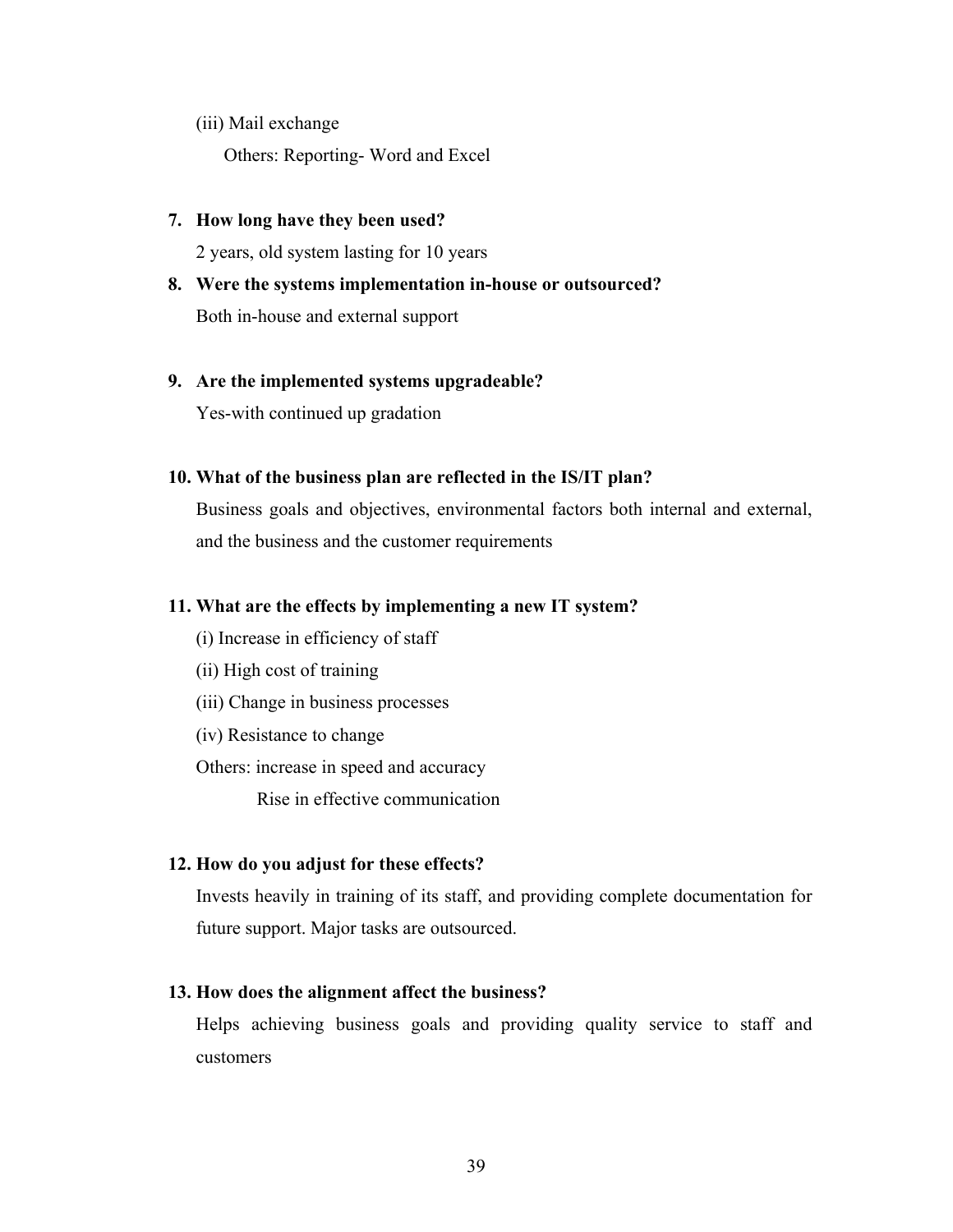(iii) Mail exchange

Others: Reporting- Word and Excel

**7. How long have they been used?**

2 years, old system lasting for 10 years

**8. Were the systems implementation in-house or outsourced?**

Both in-house and external support

**9. Are the implemented systems upgradeable?**

Yes-with continued up gradation

**10. What of the business plan are reflected in the IS/IT plan?**

Business goals and objectives, environmental factors both internal and external, and the business and the customer requirements

**11. What are the effects by implementing a new IT system?**

(i) Increase in efficiency of staff

(ii) High cost of training

(iii) Change in business processes

(iv) Resistance to change

Others: increase in speed and accuracy

Rise in effective communication

**12. How do you adjust for these effects?**

Invests heavily in training of its staff, and providing complete documentation for future support. Major tasks are outsourced.

**13. How does the alignment affect the business?**

Helps achieving business goals and providing quality service to staff and customers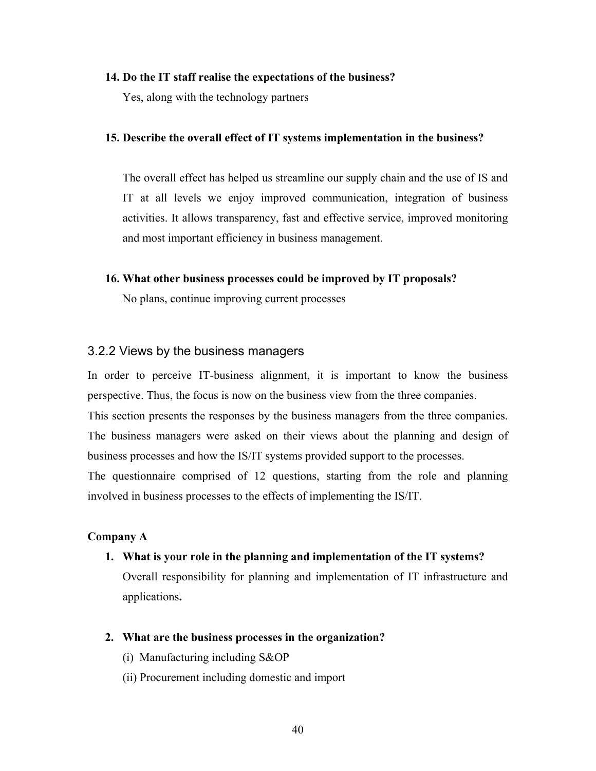**14. Do the IT staff realise the expectations of the business?**

Yes, along with the technology partners

**15. Describe the overall effect of IT systems implementation in the business?**

The overall effect has helped us streamline our supply chain and the use of IS and IT at all levels we enjoy improved communication, integration of business activities. It allows transparency, fast and effective service, improved monitoring and most important efficiency in business management.

**16. What other business processes could be improved by IT proposals?**

No plans, continue improving current processes

### 3.2.2 Views by the business managers

In order to perceive IT-business alignment, it is important to know the business perspective. Thus, the focus is now on the business view from the three companies.

This section presents the responses by the business managers from the three companies. The business managers were asked on their views about the planning and design of business processes and how the IS/IT systems provided support to the processes.

The questionnaire comprised of 12 questions, starting from the role and planning involved in business processes to the effects of implementing the IS/IT.

**Company A**

1. **What is your role in the planning and implementation of the IT systems?**

   Overall responsibility for planning and implementation of IT infrastructure and applications**.**

2. **What are the business processes in the organization?**

   (i) Manufacturing including S&OP

   (ii) Procurement including domestic and import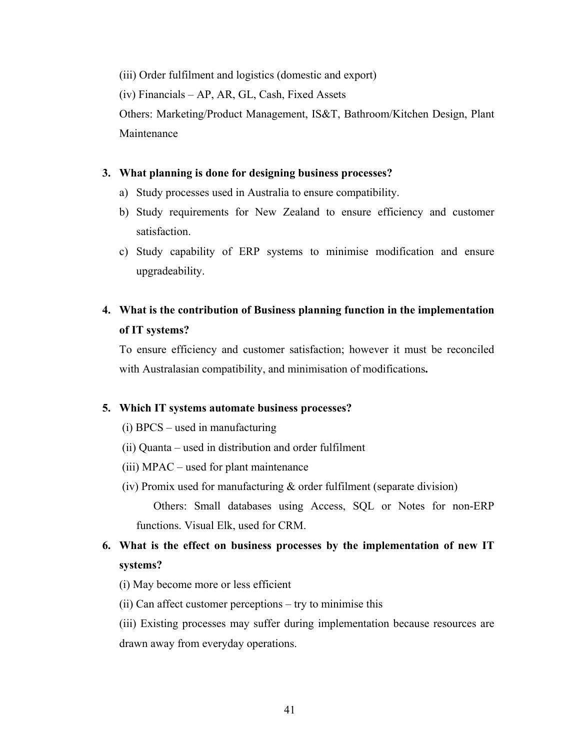(iii) Order fulfilment and logistics (domestic and export)

(iv) Financials – AP, AR, GL, Cash, Fixed Assets

Others: Marketing/Product Management, IS&T, Bathroom/Kitchen Design, Plant Maintenance

**3. What planning is done for designing business processes?**

a) Study processes used in Australia to ensure compatibility.

b) Study requirements for New Zealand to ensure efficiency and customer satisfaction.

c) Study capability of ERP systems to minimise modification and ensure upgradeability.

**4. What is the contribution of Business planning function in the implementation of IT systems?**

To ensure efficiency and customer satisfaction; however it must be reconciled with Australasian compatibility, and minimisation of modifications**.**

**5. Which IT systems automate business processes?**

(i) BPCS – used in manufacturing

(ii) Quanta – used in distribution and order fulfilment

(iii) MPAC – used for plant maintenance

(iv) Promix used for manufacturing & order fulfilment (separate division)

Others: Small databases using Access, SQL or Notes for non-ERP functions. Visual Elk, used for CRM.

**6. What is the effect on business processes by the implementation of new IT systems?**

(i) May become more or less efficient

(ii) Can affect customer perceptions – try to minimise this

(iii) Existing processes may suffer during implementation because resources are drawn away from everyday operations.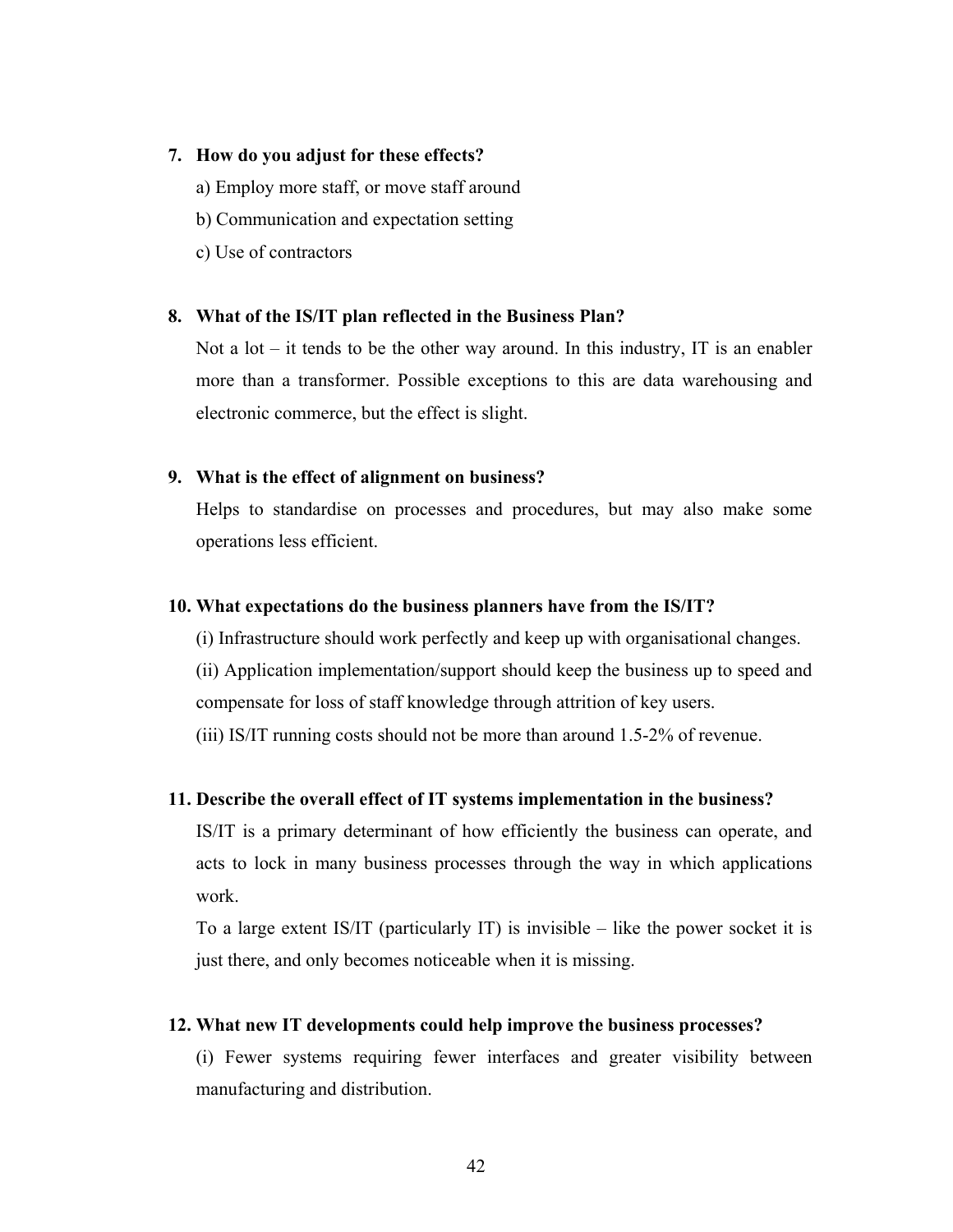7. **How do you adjust for these effects?**

   a) Employ more staff, or move staff around

   b) Communication and expectation setting

   c) Use of contractors

8. **What of the IS/IT plan reflected in the Business Plan?**

   Not a lot – it tends to be the other way around. In this industry, IT is an enabler more than a transformer. Possible exceptions to this are data warehousing and electronic commerce, but the effect is slight.

9. **What is the effect of alignment on business?**

   Helps to standardise on processes and procedures, but may also make some operations less efficient.

10. **What expectations do the business planners have from the IS/IT?**

    (i) Infrastructure should work perfectly and keep up with organisational changes.

    (ii) Application implementation/support should keep the business up to speed and compensate for loss of staff knowledge through attrition of key users.

    (iii) IS/IT running costs should not be more than around 1.5-2% of revenue.

11. **Describe the overall effect of IT systems implementation in the business?**

    IS/IT is a primary determinant of how efficiently the business can operate, and acts to lock in many business processes through the way in which applications work.

    To a large extent IS/IT (particularly IT) is invisible – like the power socket it is just there, and only becomes noticeable when it is missing.

12. **What new IT developments could help improve the business processes?**

    (i) Fewer systems requiring fewer interfaces and greater visibility between manufacturing and distribution.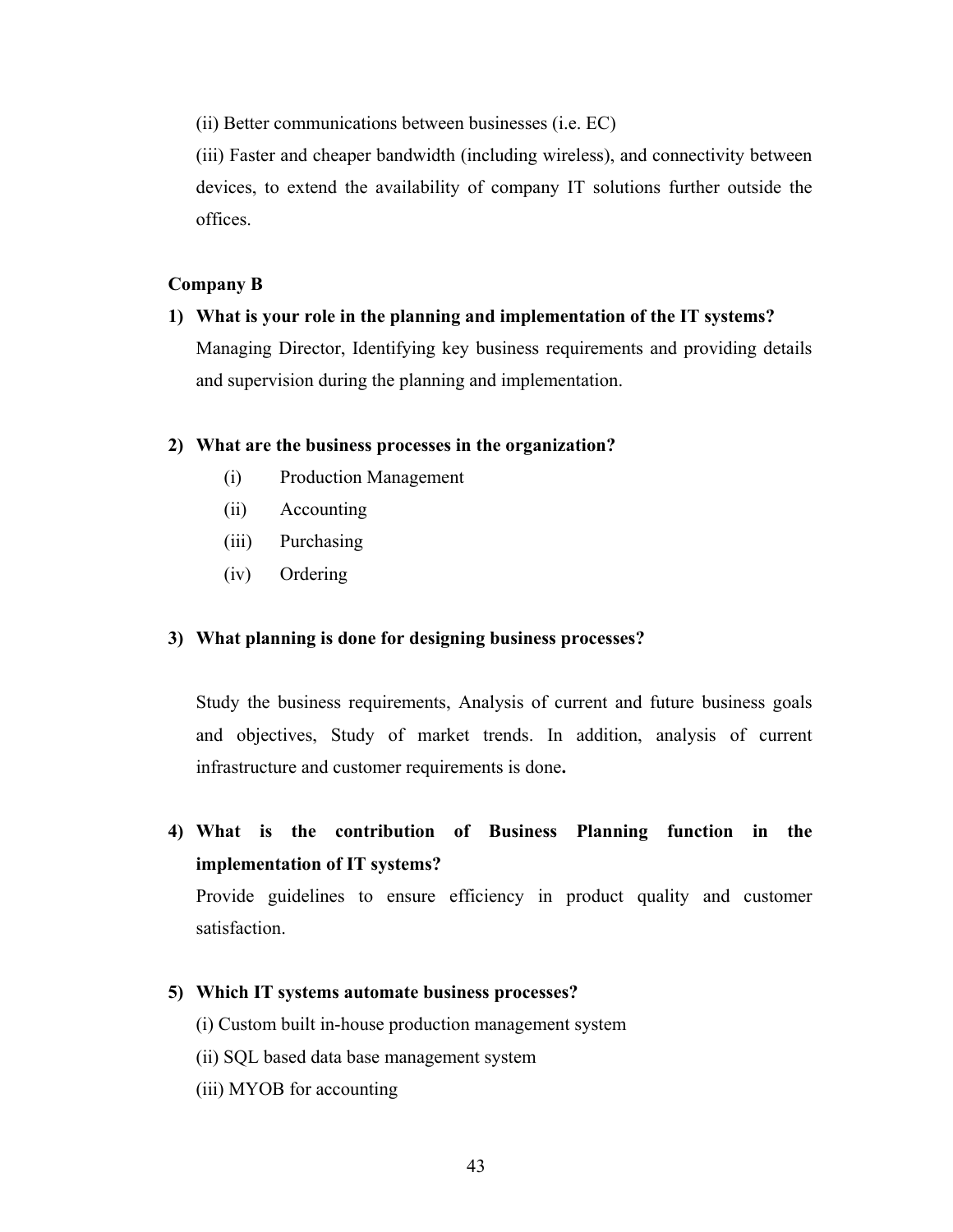(ii) Better communications between businesses (i.e. EC)

(iii) Faster and cheaper bandwidth (including wireless), and connectivity between devices, to extend the availability of company IT solutions further outside the offices.

**Company B**

1) **What is your role in the planning and implementation of the IT systems?**

   Managing Director, Identifying key business requirements and providing details and supervision during the planning and implementation.

2) **What are the business processes in the organization?**

   (i) Production Management

   (ii) Accounting

   (iii) Purchasing

   (iv) Ordering

3) **What planning is done for designing business processes?**

   Study the business requirements, Analysis of current and future business goals and objectives, Study of market trends. In addition, analysis of current infrastructure and customer requirements is done**.**

4) **What is the contribution of Business Planning function in the implementation of IT systems?**

   Provide guidelines to ensure efficiency in product quality and customer satisfaction.

5) **Which IT systems automate business processes?**

   (i) Custom built in-house production management system

   (ii) SQL based data base management system

   (iii) MYOB for accounting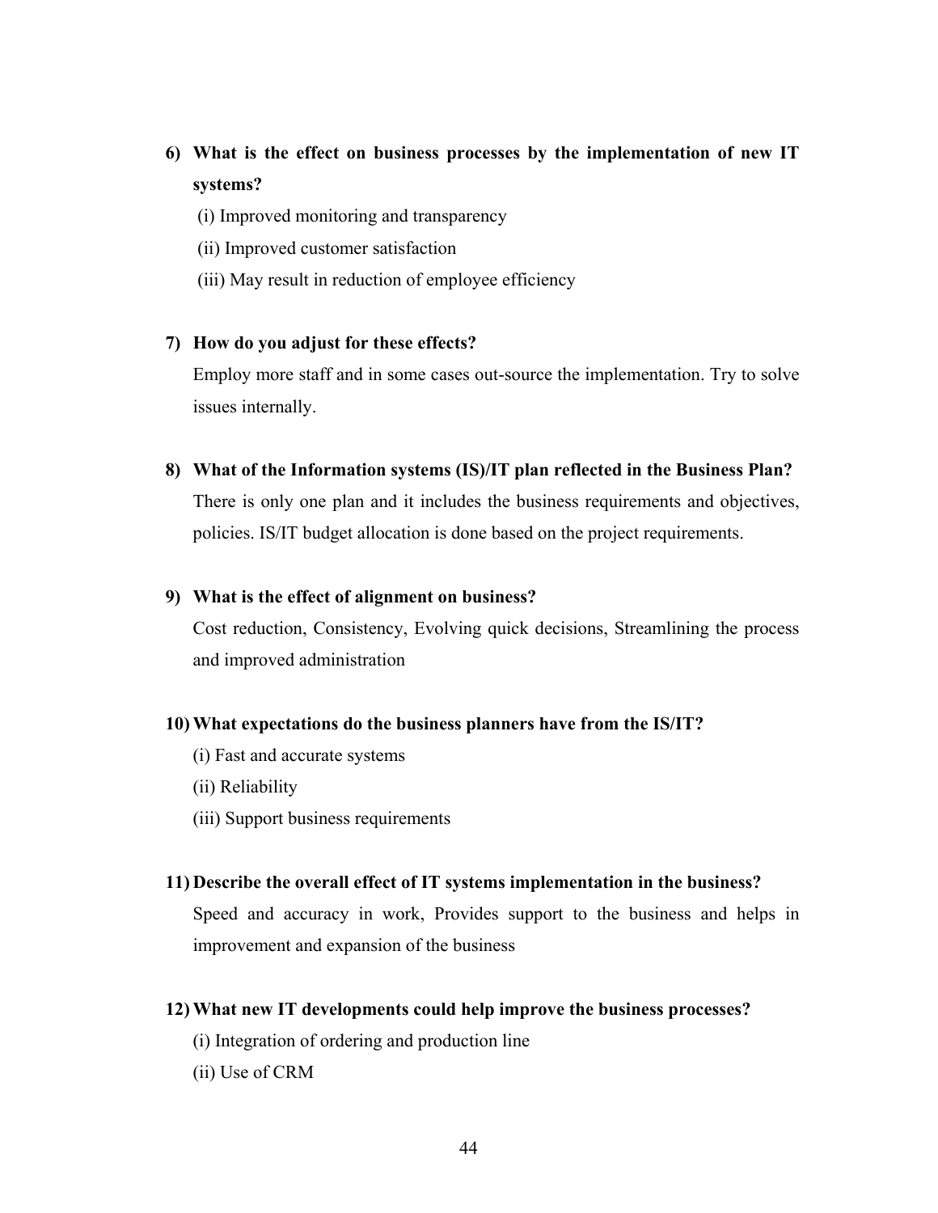**6) What is the effect on business processes by the implementation of new IT systems?**

(i) Improved monitoring and transparency

(ii) Improved customer satisfaction

(iii) May result in reduction of employee efficiency

**7) How do you adjust for these effects?**

Employ more staff and in some cases out-source the implementation. Try to solve issues internally.

**8) What of the Information systems (IS)/IT plan reflected in the Business Plan?**

There is only one plan and it includes the business requirements and objectives, policies. IS/IT budget allocation is done based on the project requirements.

**9) What is the effect of alignment on business?**

Cost reduction, Consistency, Evolving quick decisions, Streamlining the process and improved administration

**10) What expectations do the business planners have from the IS/IT?**

(i) Fast and accurate systems

(ii) Reliability

(iii) Support business requirements

**11) Describe the overall effect of IT systems implementation in the business?**

Speed and accuracy in work, Provides support to the business and helps in improvement and expansion of the business

**12) What new IT developments could help improve the business processes?**

(i) Integration of ordering and production line

(ii) Use of CRM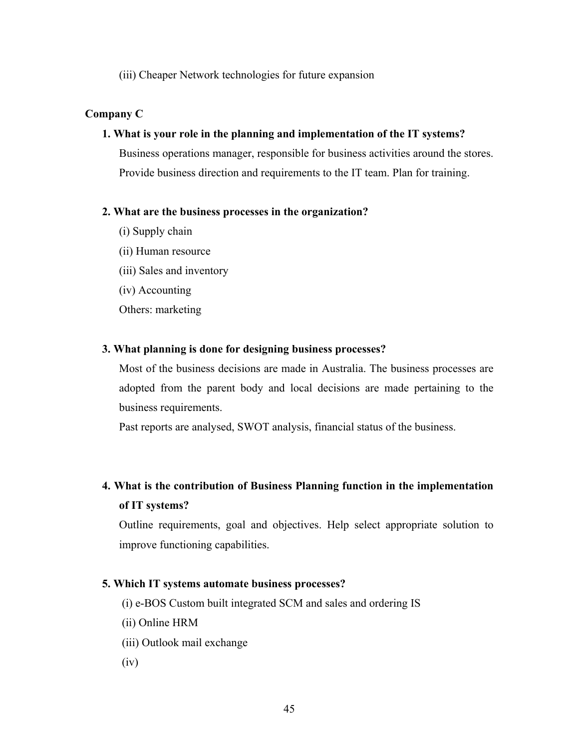(iii) Cheaper Network technologies for future expansion

**Company C**

**1. What is your role in the planning and implementation of the IT systems?**

Business operations manager, responsible for business activities around the stores. Provide business direction and requirements to the IT team. Plan for training.

**2. What are the business processes in the organization?**

(i) Supply chain

(ii) Human resource

(iii) Sales and inventory

(iv) Accounting

Others: marketing

**3. What planning is done for designing business processes?**

Most of the business decisions are made in Australia. The business processes are adopted from the parent body and local decisions are made pertaining to the business requirements.

Past reports are analysed, SWOT analysis, financial status of the business.

**4. What is the contribution of Business Planning function in the implementation of IT systems?**

Outline requirements, goal and objectives. Help select appropriate solution to improve functioning capabilities.

**5. Which IT systems automate business processes?**

(i) e-BOS Custom built integrated SCM and sales and ordering IS

(ii) Online HRM

(iii) Outlook mail exchange

(iv)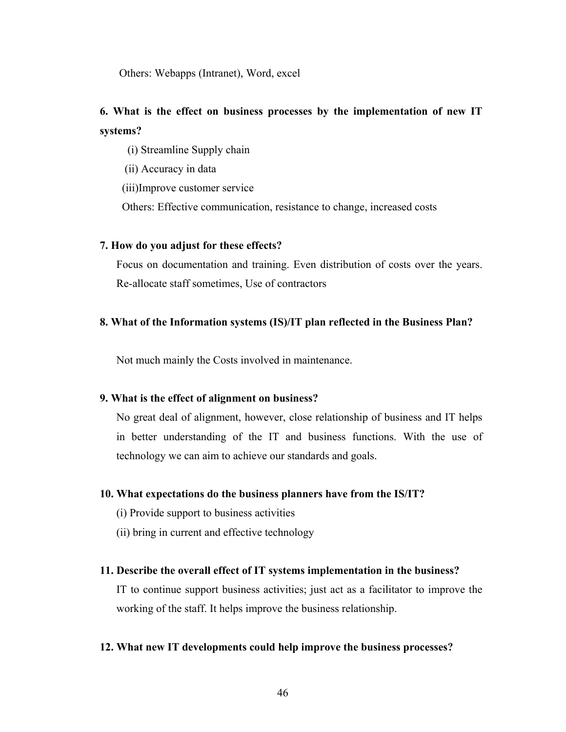Others: Webapps (Intranet), Word, excel

**6. What is the effect on business processes by the implementation of new IT systems?**

(i) Streamline Supply chain

(ii) Accuracy in data

(iii)Improve customer service

Others: Effective communication, resistance to change, increased costs

**7. How do you adjust for these effects?**

Focus on documentation and training. Even distribution of costs over the years. Re-allocate staff sometimes, Use of contractors

**8. What of the Information systems (IS)/IT plan reflected in the Business Plan?**

Not much mainly the Costs involved in maintenance.

**9. What is the effect of alignment on business?**

No great deal of alignment, however, close relationship of business and IT helps in better understanding of the IT and business functions. With the use of technology we can aim to achieve our standards and goals.

**10. What expectations do the business planners have from the IS/IT?**

(i) Provide support to business activities

(ii) bring in current and effective technology

**11. Describe the overall effect of IT systems implementation in the business?**

IT to continue support business activities; just act as a facilitator to improve the working of the staff. It helps improve the business relationship.

**12. What new IT developments could help improve the business processes?**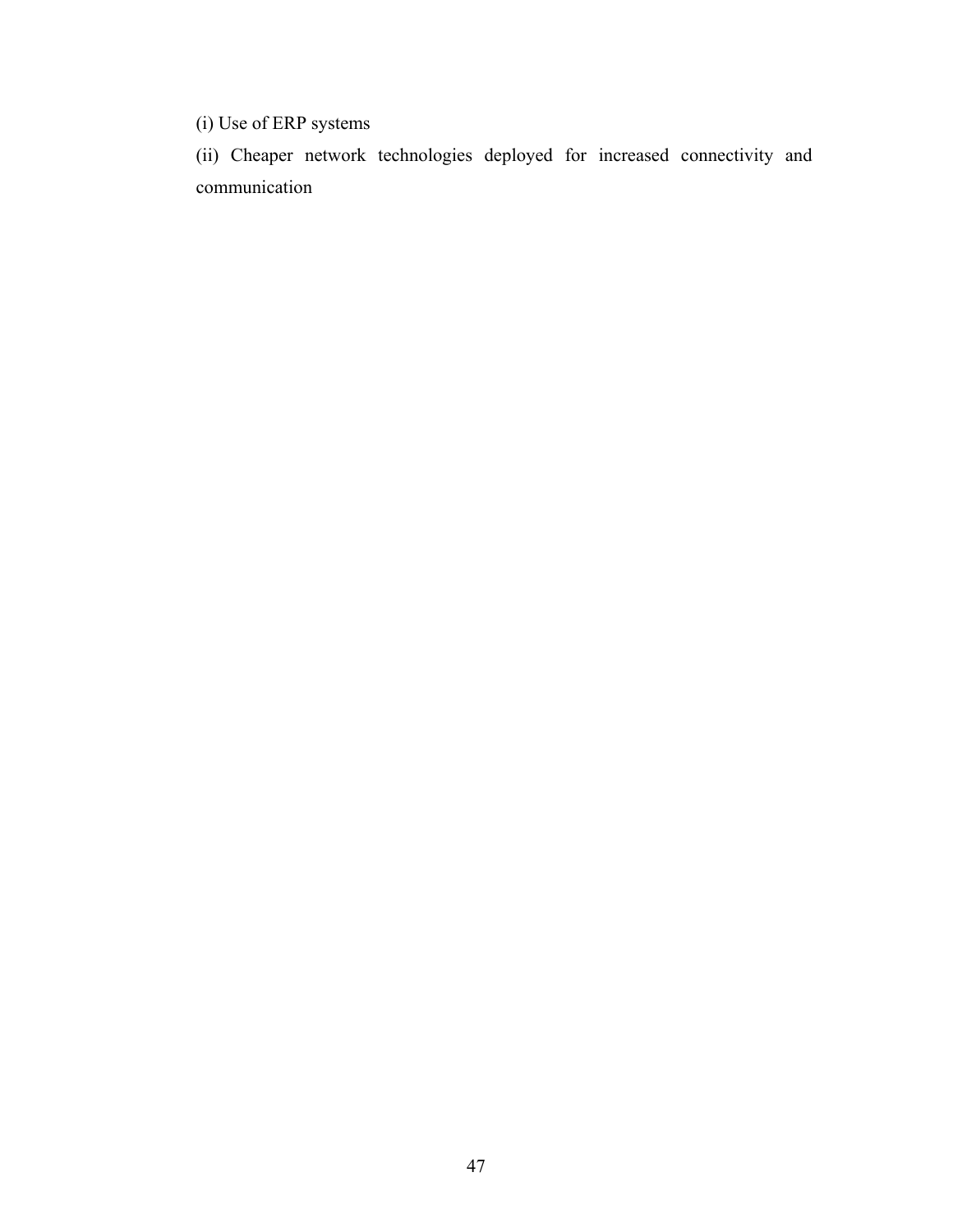(i) Use of ERP systems

(ii) Cheaper network technologies deployed for increased connectivity and communication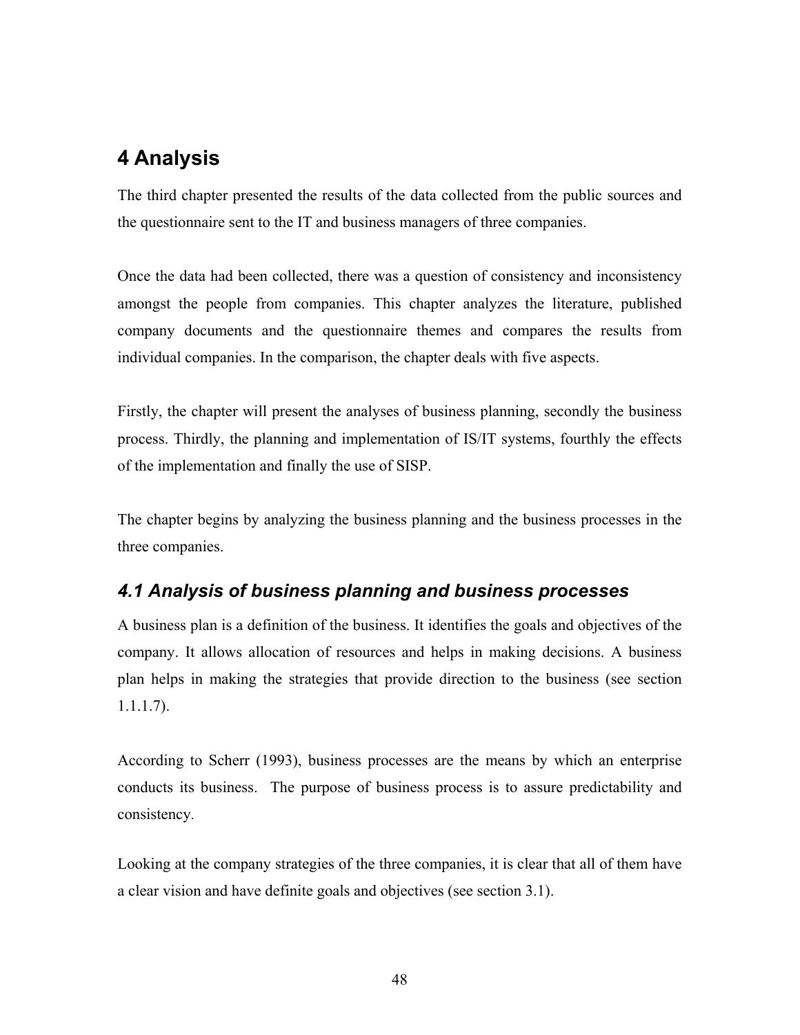# 4 Analysis

The third chapter presented the results of the data collected from the public sources and the questionnaire sent to the IT and business managers of three companies.

Once the data had been collected, there was a question of consistency and inconsistency amongst the people from companies. This chapter analyzes the literature, published company documents and the questionnaire themes and compares the results from individual companies. In the comparison, the chapter deals with five aspects.

Firstly, the chapter will present the analyses of business planning, secondly the business process. Thirdly, the planning and implementation of IS/IT systems, fourthly the effects of the implementation and finally the use of SISP.

The chapter begins by analyzing the business planning and the business processes in the three companies.

## *4.1 Analysis of business planning and business processes*

A business plan is a definition of the business. It identifies the goals and objectives of the company. It allows allocation of resources and helps in making decisions. A business plan helps in making the strategies that provide direction to the business (see section 1.1.1.7).

According to Scherr (1993), business processes are the means by which an enterprise conducts its business. The purpose of business process is to assure predictability and consistency.

Looking at the company strategies of the three companies, it is clear that all of them have a clear vision and have definite goals and objectives (see section 3.1).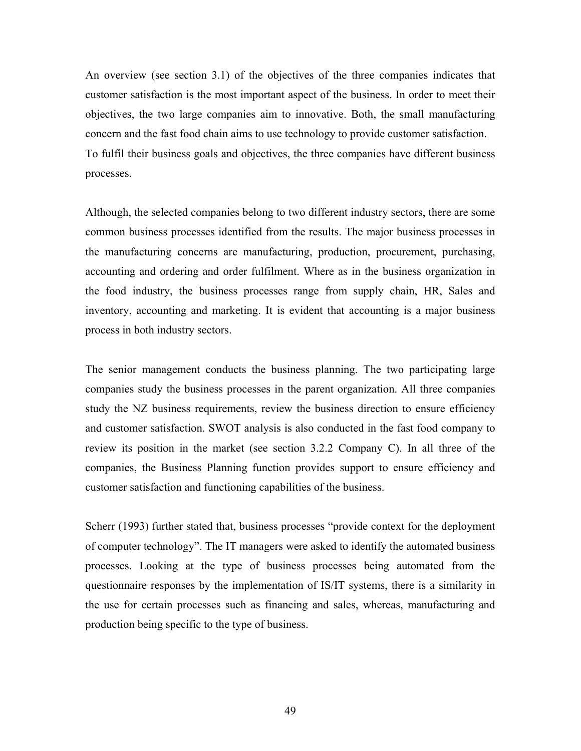An overview (see section 3.1) of the objectives of the three companies indicates that customer satisfaction is the most important aspect of the business. In order to meet their objectives, the two large companies aim to innovative. Both, the small manufacturing concern and the fast food chain aims to use technology to provide customer satisfaction. To fulfil their business goals and objectives, the three companies have different business processes.

Although, the selected companies belong to two different industry sectors, there are some common business processes identified from the results. The major business processes in the manufacturing concerns are manufacturing, production, procurement, purchasing, accounting and ordering and order fulfilment. Where as in the business organization in the food industry, the business processes range from supply chain, HR, Sales and inventory, accounting and marketing. It is evident that accounting is a major business process in both industry sectors.

The senior management conducts the business planning. The two participating large companies study the business processes in the parent organization. All three companies study the NZ business requirements, review the business direction to ensure efficiency and customer satisfaction. SWOT analysis is also conducted in the fast food company to review its position in the market (see section 3.2.2 Company C). In all three of the companies, the Business Planning function provides support to ensure efficiency and customer satisfaction and functioning capabilities of the business.

Scherr (1993) further stated that, business processes "provide context for the deployment of computer technology". The IT managers were asked to identify the automated business processes. Looking at the type of business processes being automated from the questionnaire responses by the implementation of IS/IT systems, there is a similarity in the use for certain processes such as financing and sales, whereas, manufacturing and production being specific to the type of business.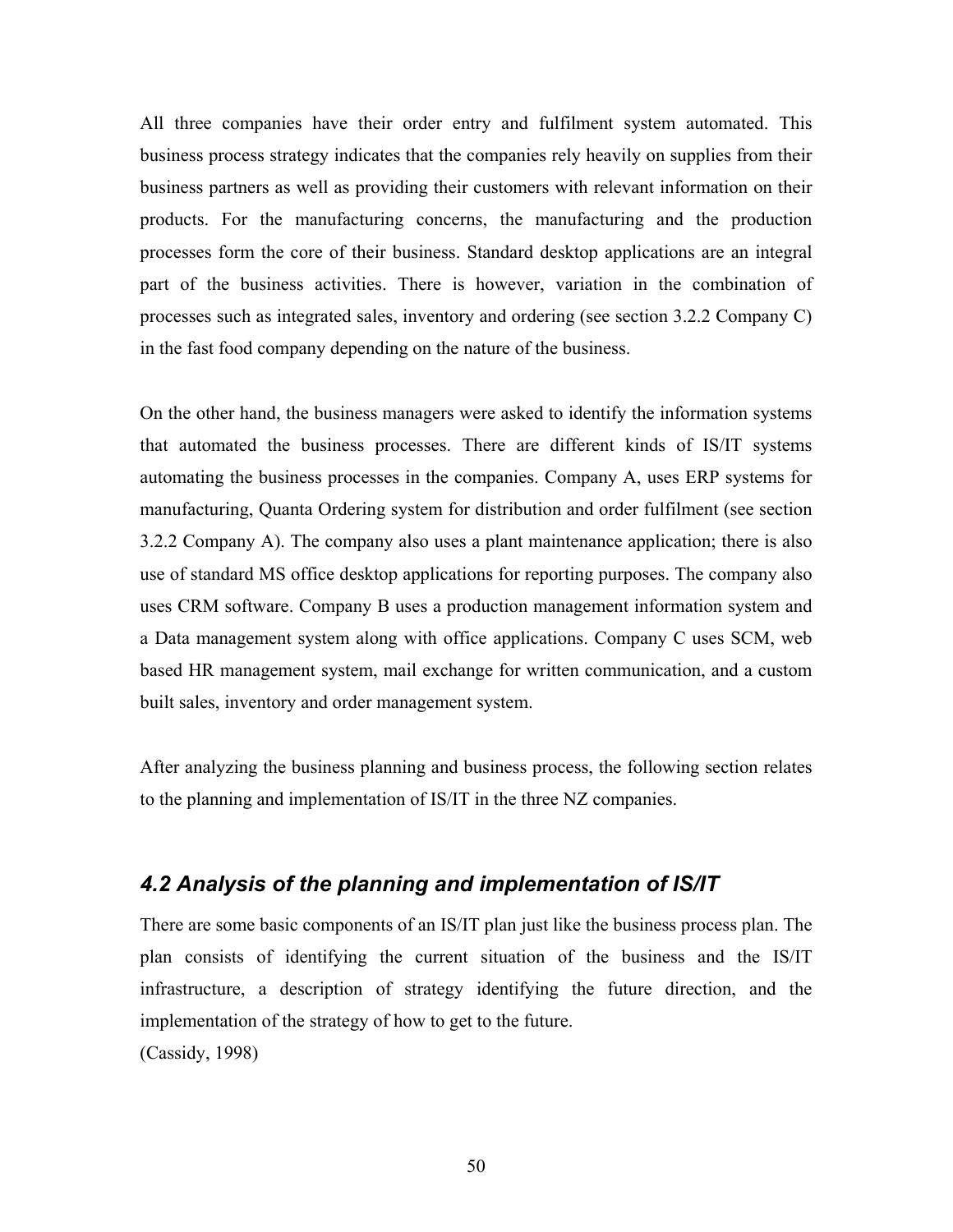All three companies have their order entry and fulfilment system automated. This business process strategy indicates that the companies rely heavily on supplies from their business partners as well as providing their customers with relevant information on their products. For the manufacturing concerns, the manufacturing and the production processes form the core of their business. Standard desktop applications are an integral part of the business activities. There is however, variation in the combination of processes such as integrated sales, inventory and ordering (see section 3.2.2 Company C) in the fast food company depending on the nature of the business.

On the other hand, the business managers were asked to identify the information systems that automated the business processes. There are different kinds of IS/IT systems automating the business processes in the companies. Company A, uses ERP systems for manufacturing, Quanta Ordering system for distribution and order fulfilment (see section 3.2.2 Company A). The company also uses a plant maintenance application; there is also use of standard MS office desktop applications for reporting purposes. The company also uses CRM software. Company B uses a production management information system and a Data management system along with office applications. Company C uses SCM, web based HR management system, mail exchange for written communication, and a custom built sales, inventory and order management system.

After analyzing the business planning and business process, the following section relates to the planning and implementation of IS/IT in the three NZ companies.

## *4.2 Analysis of the planning and implementation of IS/IT*

There are some basic components of an IS/IT plan just like the business process plan. The plan consists of identifying the current situation of the business and the IS/IT infrastructure, a description of strategy identifying the future direction, and the implementation of the strategy of how to get to the future.
(Cassidy, 1998)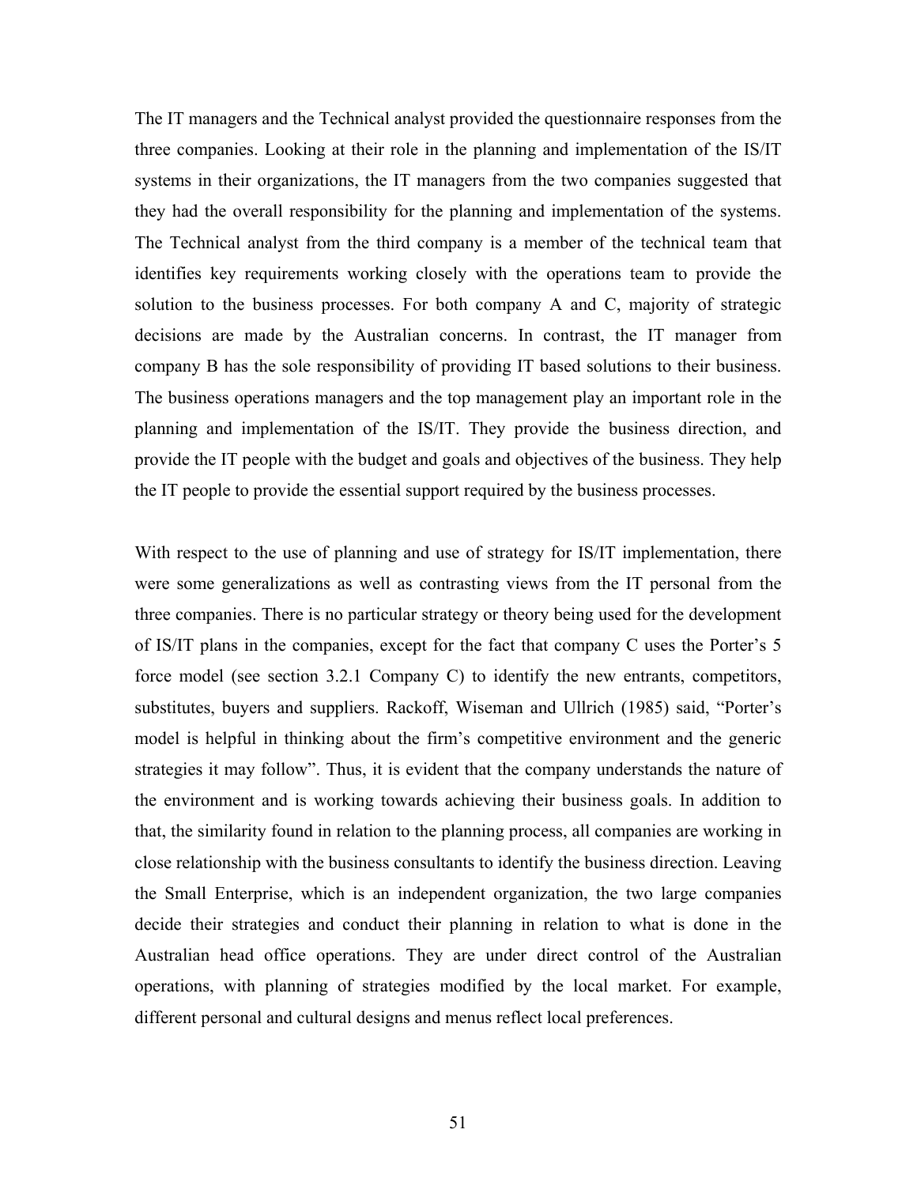The IT managers and the Technical analyst provided the questionnaire responses from the three companies. Looking at their role in the planning and implementation of the IS/IT systems in their organizations, the IT managers from the two companies suggested that they had the overall responsibility for the planning and implementation of the systems. The Technical analyst from the third company is a member of the technical team that identifies key requirements working closely with the operations team to provide the solution to the business processes. For both company A and C, majority of strategic decisions are made by the Australian concerns. In contrast, the IT manager from company B has the sole responsibility of providing IT based solutions to their business. The business operations managers and the top management play an important role in the planning and implementation of the IS/IT. They provide the business direction, and provide the IT people with the budget and goals and objectives of the business. They help the IT people to provide the essential support required by the business processes.

With respect to the use of planning and use of strategy for IS/IT implementation, there were some generalizations as well as contrasting views from the IT personal from the three companies. There is no particular strategy or theory being used for the development of IS/IT plans in the companies, except for the fact that company C uses the Porter's 5 force model (see section 3.2.1 Company C) to identify the new entrants, competitors, substitutes, buyers and suppliers. Rackoff, Wiseman and Ullrich (1985) said, "Porter's model is helpful in thinking about the firm's competitive environment and the generic strategies it may follow". Thus, it is evident that the company understands the nature of the environment and is working towards achieving their business goals. In addition to that, the similarity found in relation to the planning process, all companies are working in close relationship with the business consultants to identify the business direction. Leaving the Small Enterprise, which is an independent organization, the two large companies decide their strategies and conduct their planning in relation to what is done in the Australian head office operations. They are under direct control of the Australian operations, with planning of strategies modified by the local market. For example, different personal and cultural designs and menus reflect local preferences.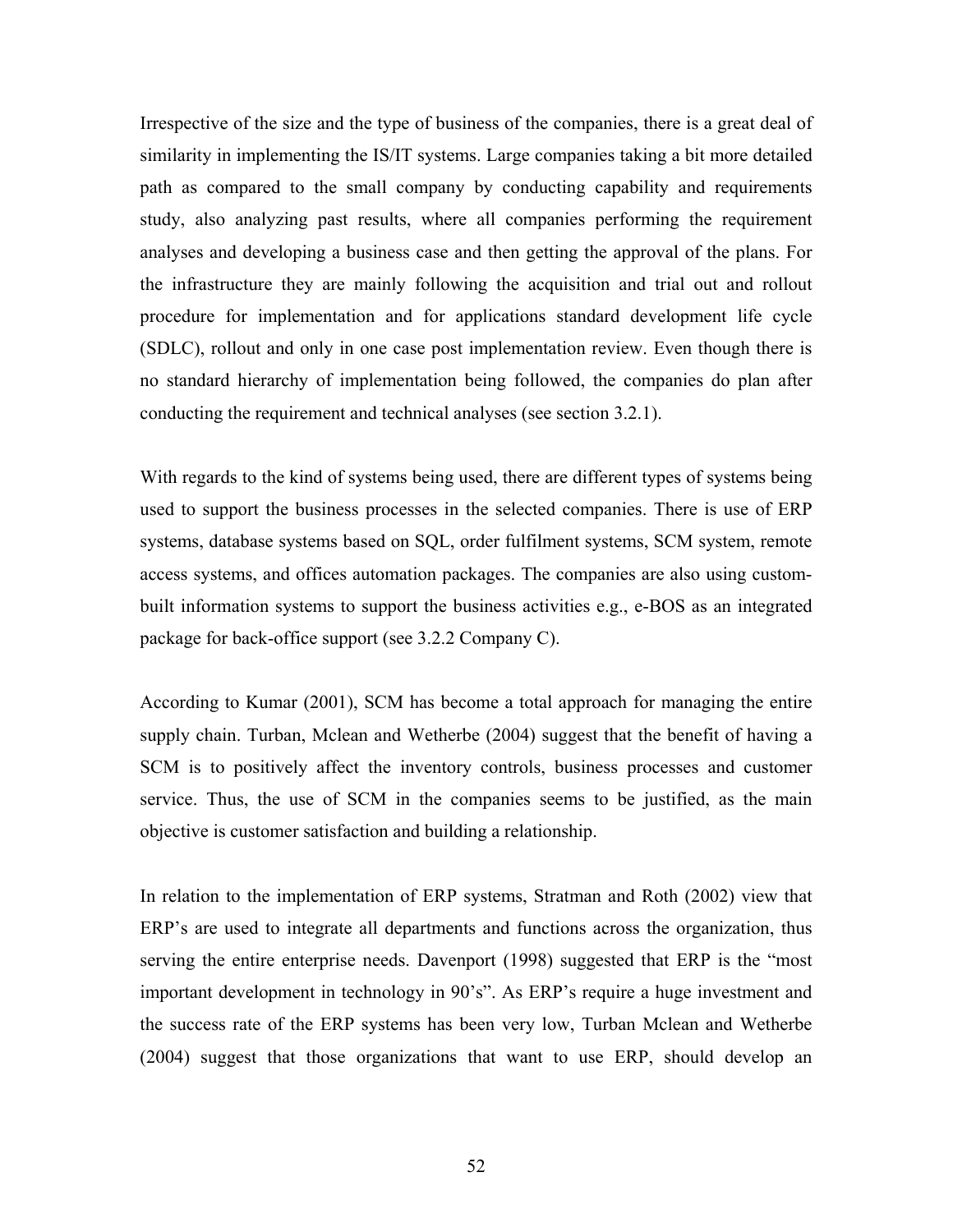Irrespective of the size and the type of business of the companies, there is a great deal of similarity in implementing the IS/IT systems. Large companies taking a bit more detailed path as compared to the small company by conducting capability and requirements study, also analyzing past results, where all companies performing the requirement analyses and developing a business case and then getting the approval of the plans. For the infrastructure they are mainly following the acquisition and trial out and rollout procedure for implementation and for applications standard development life cycle (SDLC), rollout and only in one case post implementation review. Even though there is no standard hierarchy of implementation being followed, the companies do plan after conducting the requirement and technical analyses (see section 3.2.1).

With regards to the kind of systems being used, there are different types of systems being used to support the business processes in the selected companies. There is use of ERP systems, database systems based on SQL, order fulfilment systems, SCM system, remote access systems, and offices automation packages. The companies are also using custom-built information systems to support the business activities e.g., e-BOS as an integrated package for back-office support (see 3.2.2 Company C).

According to Kumar (2001), SCM has become a total approach for managing the entire supply chain. Turban, Mclean and Wetherbe (2004) suggest that the benefit of having a SCM is to positively affect the inventory controls, business processes and customer service. Thus, the use of SCM in the companies seems to be justified, as the main objective is customer satisfaction and building a relationship.

In relation to the implementation of ERP systems, Stratman and Roth (2002) view that ERP's are used to integrate all departments and functions across the organization, thus serving the entire enterprise needs. Davenport (1998) suggested that ERP is the "most important development in technology in 90's". As ERP's require a huge investment and the success rate of the ERP systems has been very low, Turban Mclean and Wetherbe (2004) suggest that those organizations that want to use ERP, should develop an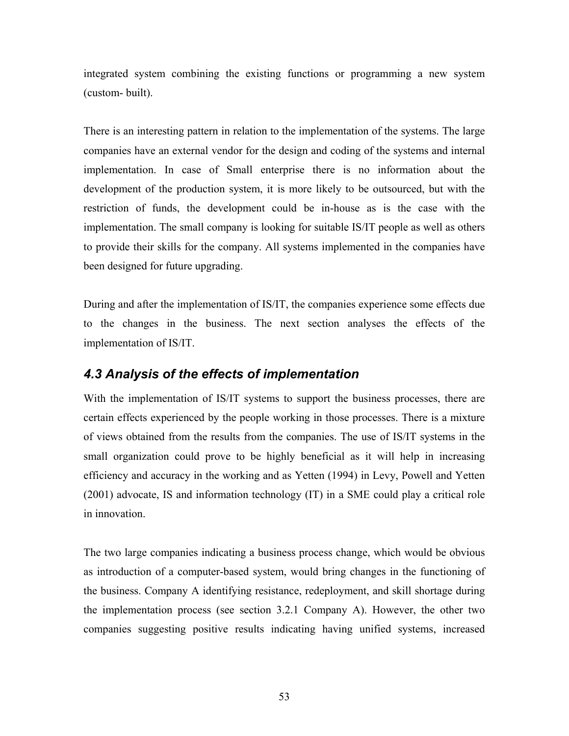integrated system combining the existing functions or programming a new system (custom- built).

There is an interesting pattern in relation to the implementation of the systems. The large companies have an external vendor for the design and coding of the systems and internal implementation. In case of Small enterprise there is no information about the development of the production system, it is more likely to be outsourced, but with the restriction of funds, the development could be in-house as is the case with the implementation. The small company is looking for suitable IS/IT people as well as others to provide their skills for the company. All systems implemented in the companies have been designed for future upgrading.

During and after the implementation of IS/IT, the companies experience some effects due to the changes in the business. The next section analyses the effects of the implementation of IS/IT.

## *4.3 Analysis of the effects of implementation*

With the implementation of IS/IT systems to support the business processes, there are certain effects experienced by the people working in those processes. There is a mixture of views obtained from the results from the companies. The use of IS/IT systems in the small organization could prove to be highly beneficial as it will help in increasing efficiency and accuracy in the working and as Yetten (1994) in Levy, Powell and Yetten (2001) advocate, IS and information technology (IT) in a SME could play a critical role in innovation.

The two large companies indicating a business process change, which would be obvious as introduction of a computer-based system, would bring changes in the functioning of the business. Company A identifying resistance, redeployment, and skill shortage during the implementation process (see section 3.2.1 Company A). However, the other two companies suggesting positive results indicating having unified systems, increased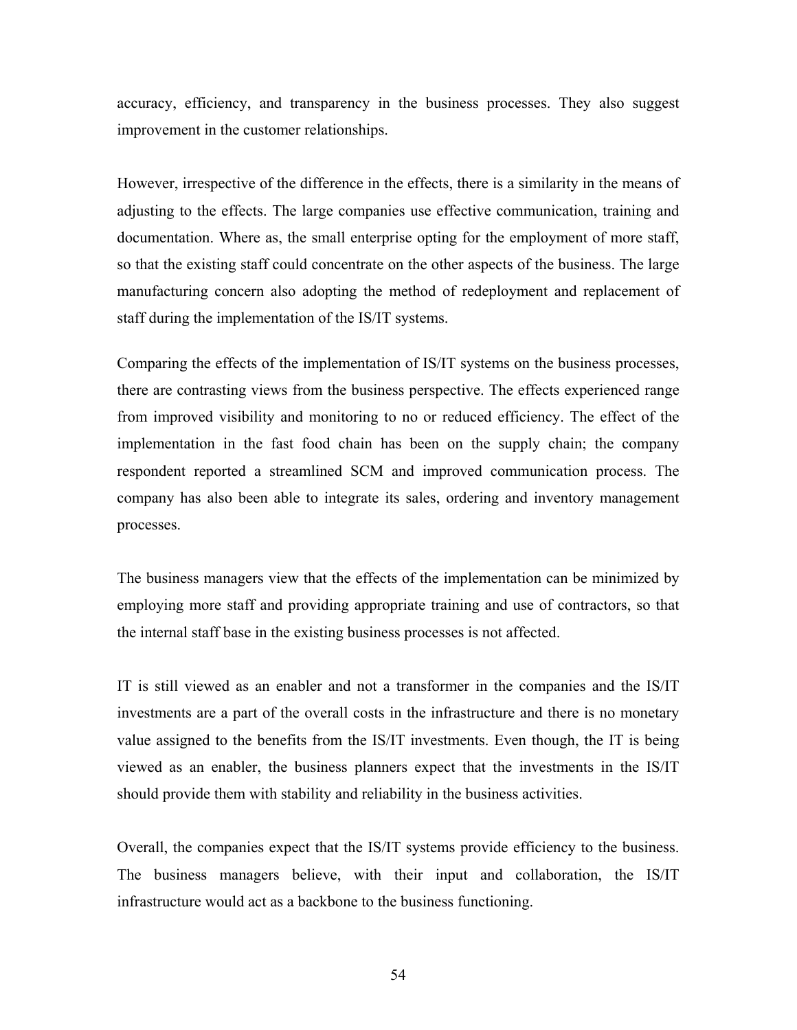accuracy, efficiency, and transparency in the business processes. They also suggest improvement in the customer relationships.

However, irrespective of the difference in the effects, there is a similarity in the means of adjusting to the effects. The large companies use effective communication, training and documentation. Where as, the small enterprise opting for the employment of more staff, so that the existing staff could concentrate on the other aspects of the business. The large manufacturing concern also adopting the method of redeployment and replacement of staff during the implementation of the IS/IT systems.

Comparing the effects of the implementation of IS/IT systems on the business processes, there are contrasting views from the business perspective. The effects experienced range from improved visibility and monitoring to no or reduced efficiency. The effect of the implementation in the fast food chain has been on the supply chain; the company respondent reported a streamlined SCM and improved communication process. The company has also been able to integrate its sales, ordering and inventory management processes.

The business managers view that the effects of the implementation can be minimized by employing more staff and providing appropriate training and use of contractors, so that the internal staff base in the existing business processes is not affected.

IT is still viewed as an enabler and not a transformer in the companies and the IS/IT investments are a part of the overall costs in the infrastructure and there is no monetary value assigned to the benefits from the IS/IT investments. Even though, the IT is being viewed as an enabler, the business planners expect that the investments in the IS/IT should provide them with stability and reliability in the business activities.

Overall, the companies expect that the IS/IT systems provide efficiency to the business. The business managers believe, with their input and collaboration, the IS/IT infrastructure would act as a backbone to the business functioning.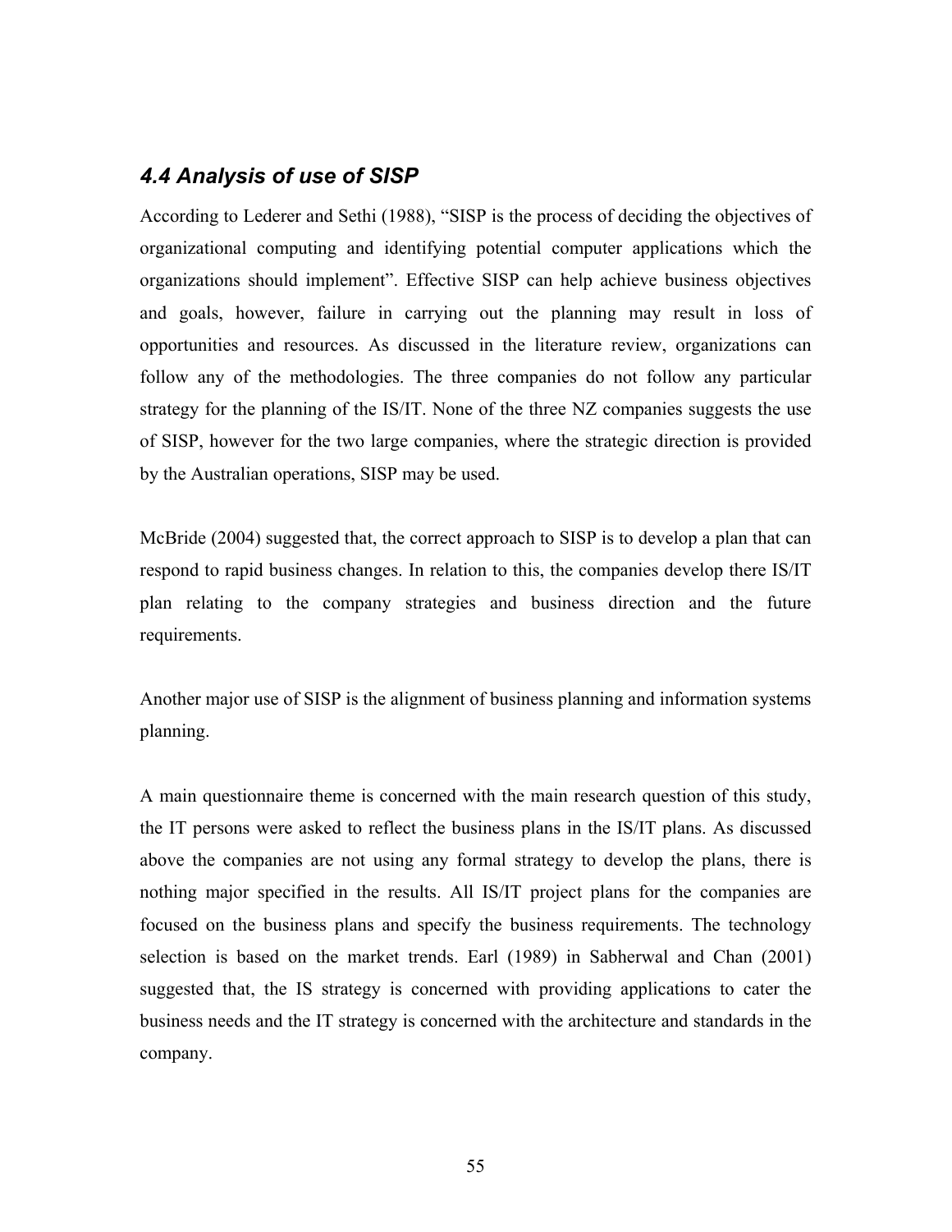## *4.4 Analysis of use of SISP*

According to Lederer and Sethi (1988), "SISP is the process of deciding the objectives of organizational computing and identifying potential computer applications which the organizations should implement". Effective SISP can help achieve business objectives and goals, however, failure in carrying out the planning may result in loss of opportunities and resources. As discussed in the literature review, organizations can follow any of the methodologies. The three companies do not follow any particular strategy for the planning of the IS/IT. None of the three NZ companies suggests the use of SISP, however for the two large companies, where the strategic direction is provided by the Australian operations, SISP may be used.

McBride (2004) suggested that, the correct approach to SISP is to develop a plan that can respond to rapid business changes. In relation to this, the companies develop there IS/IT plan relating to the company strategies and business direction and the future requirements.

Another major use of SISP is the alignment of business planning and information systems planning.

A main questionnaire theme is concerned with the main research question of this study, the IT persons were asked to reflect the business plans in the IS/IT plans. As discussed above the companies are not using any formal strategy to develop the plans, there is nothing major specified in the results. All IS/IT project plans for the companies are focused on the business plans and specify the business requirements. The technology selection is based on the market trends. Earl (1989) in Sabherwal and Chan (2001) suggested that, the IS strategy is concerned with providing applications to cater the business needs and the IT strategy is concerned with the architecture and standards in the company.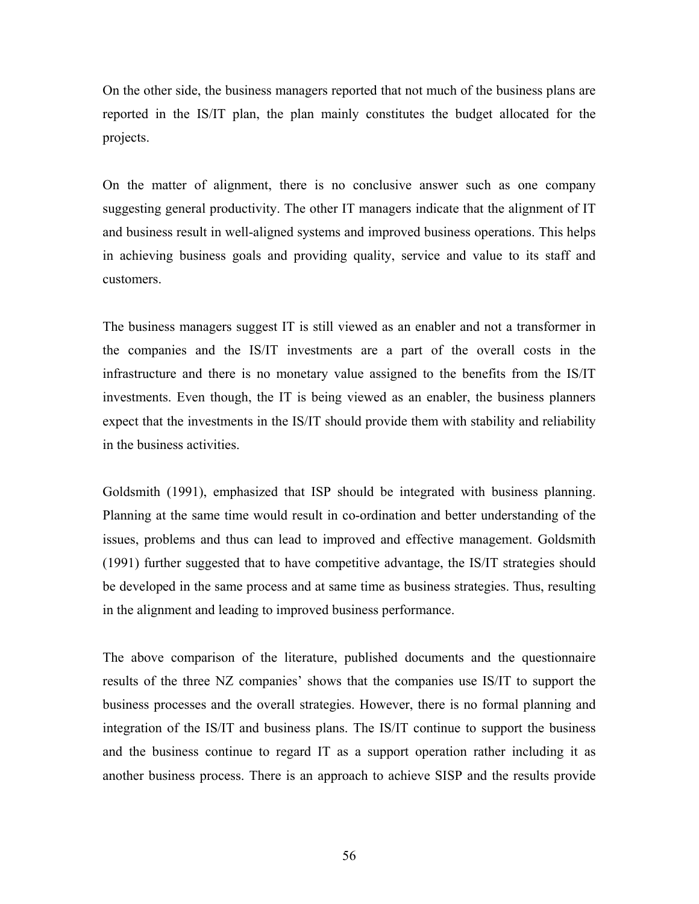On the other side, the business managers reported that not much of the business plans are reported in the IS/IT plan, the plan mainly constitutes the budget allocated for the projects.

On the matter of alignment, there is no conclusive answer such as one company suggesting general productivity. The other IT managers indicate that the alignment of IT and business result in well-aligned systems and improved business operations. This helps in achieving business goals and providing quality, service and value to its staff and customers.

The business managers suggest IT is still viewed as an enabler and not a transformer in the companies and the IS/IT investments are a part of the overall costs in the infrastructure and there is no monetary value assigned to the benefits from the IS/IT investments. Even though, the IT is being viewed as an enabler, the business planners expect that the investments in the IS/IT should provide them with stability and reliability in the business activities.

Goldsmith (1991), emphasized that ISP should be integrated with business planning. Planning at the same time would result in co-ordination and better understanding of the issues, problems and thus can lead to improved and effective management. Goldsmith (1991) further suggested that to have competitive advantage, the IS/IT strategies should be developed in the same process and at same time as business strategies. Thus, resulting in the alignment and leading to improved business performance.

The above comparison of the literature, published documents and the questionnaire results of the three NZ companies' shows that the companies use IS/IT to support the business processes and the overall strategies. However, there is no formal planning and integration of the IS/IT and business plans. The IS/IT continue to support the business and the business continue to regard IT as a support operation rather including it as another business process. There is an approach to achieve SISP and the results provide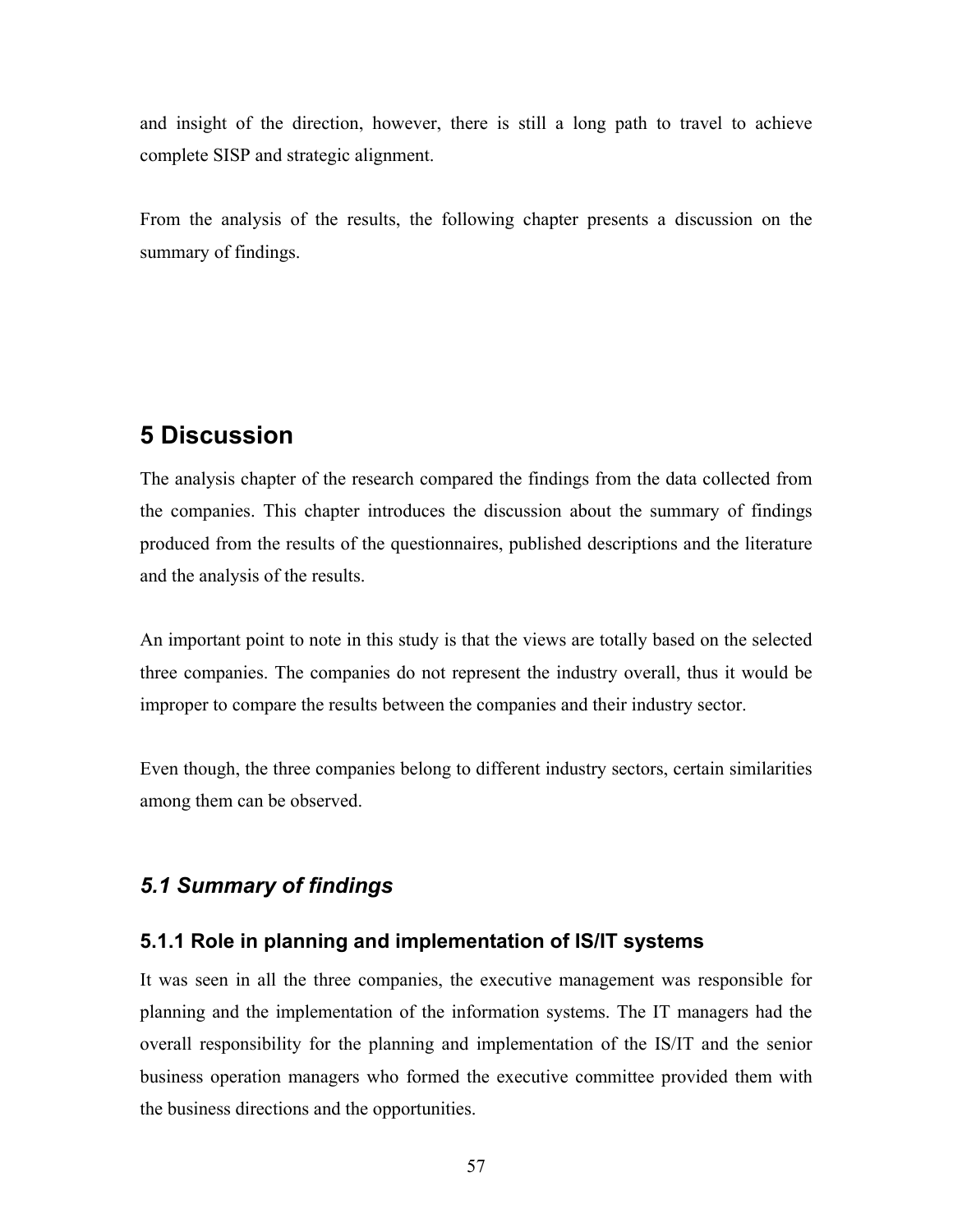and insight of the direction, however, there is still a long path to travel to achieve complete SISP and strategic alignment.

From the analysis of the results, the following chapter presents a discussion on the summary of findings.

# 5 Discussion

The analysis chapter of the research compared the findings from the data collected from the companies. This chapter introduces the discussion about the summary of findings produced from the results of the questionnaires, published descriptions and the literature and the analysis of the results.

An important point to note in this study is that the views are totally based on the selected three companies. The companies do not represent the industry overall, thus it would be improper to compare the results between the companies and their industry sector.

Even though, the three companies belong to different industry sectors, certain similarities among them can be observed.

## *5.1 Summary of findings*

### 5.1.1 Role in planning and implementation of IS/IT systems

It was seen in all the three companies, the executive management was responsible for planning and the implementation of the information systems. The IT managers had the overall responsibility for the planning and implementation of the IS/IT and the senior business operation managers who formed the executive committee provided them with the business directions and the opportunities.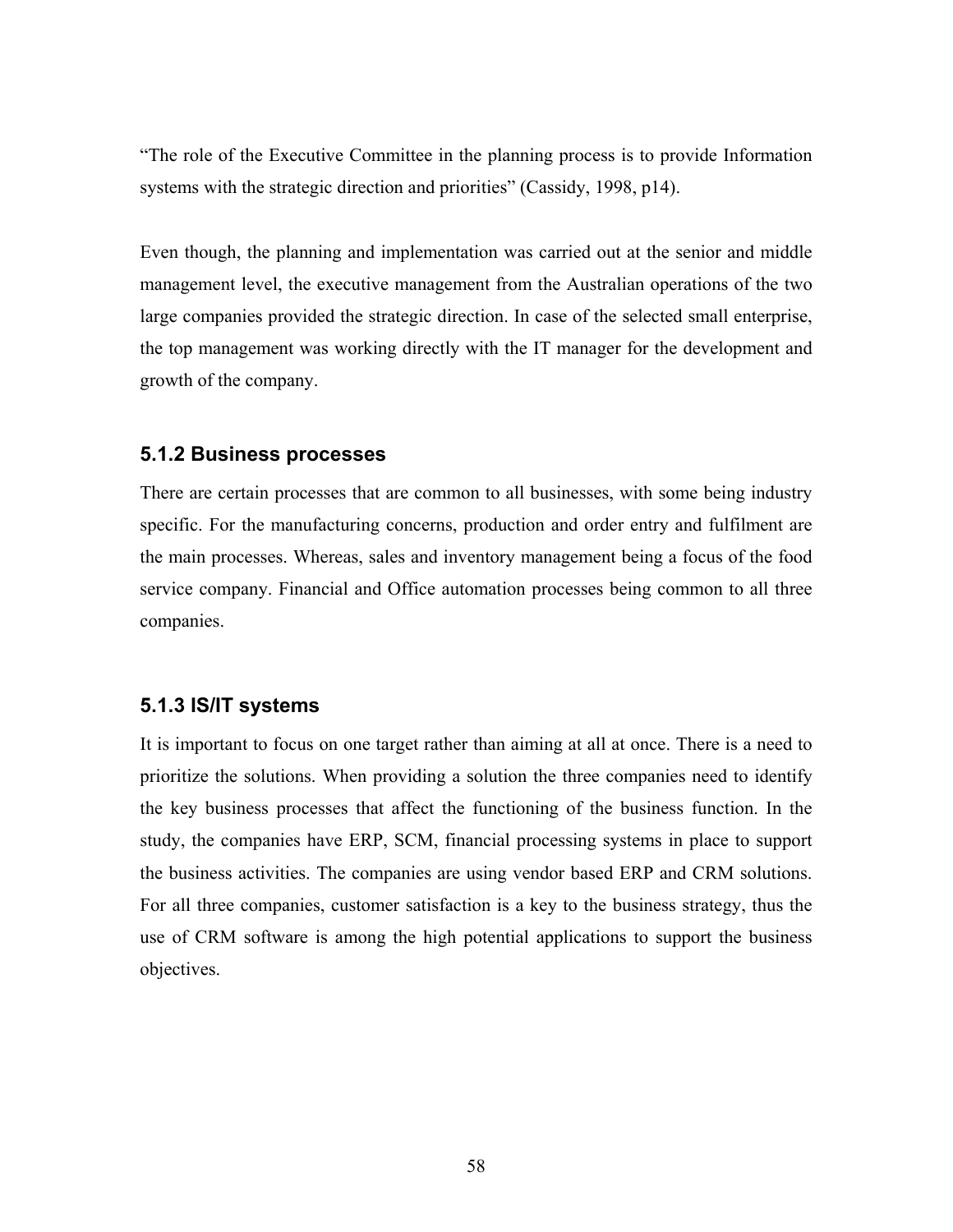"The role of the Executive Committee in the planning process is to provide Information systems with the strategic direction and priorities" (Cassidy, 1998, p14).

Even though, the planning and implementation was carried out at the senior and middle management level, the executive management from the Australian operations of the two large companies provided the strategic direction. In case of the selected small enterprise, the top management was working directly with the IT manager for the development and growth of the company.

### 5.1.2 Business processes

There are certain processes that are common to all businesses, with some being industry specific. For the manufacturing concerns, production and order entry and fulfilment are the main processes. Whereas, sales and inventory management being a focus of the food service company. Financial and Office automation processes being common to all three companies.

### 5.1.3 IS/IT systems

It is important to focus on one target rather than aiming at all at once. There is a need to prioritize the solutions. When providing a solution the three companies need to identify the key business processes that affect the functioning of the business function. In the study, the companies have ERP, SCM, financial processing systems in place to support the business activities. The companies are using vendor based ERP and CRM solutions. For all three companies, customer satisfaction is a key to the business strategy, thus the use of CRM software is among the high potential applications to support the business objectives.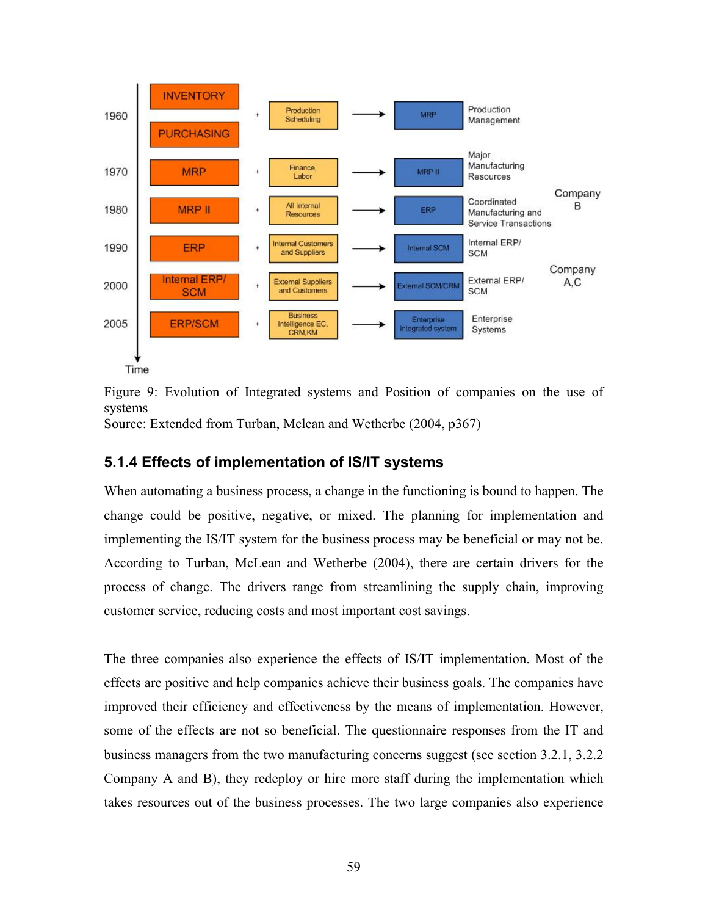| Year | System | + | Added | → | Result | Description | Position |
|---|---|---|---|---|---|---|---|
| 1960 | INVENTORY, PURCHASING | + | Production Scheduling | → | MRP | Production Management | |
| 1970 | MRP | + | Finance, Labor | → | MRP II | Major Manufacturing Resources | |
| 1980 | MRP II | + | All Internal Resources | → | ERP | Coordinated Manufacturing and Service Transactions | Company B |
| 1990 | ERP | + | Internal Customers and Suppliers | → | Internal SCM | Internal ERP/ SCM | |
| 2000 | Internal ERP/ SCM | + | External Suppliers and Customers | → | External SCM/CRM | External ERP/ SCM | Company A,C |
| 2005 | ERP/SCM | + | Business Intelligence EC, CRM,KM | → | Enterprise integrated system | Enterprise Systems | |

Time ↓

Figure 9: Evolution of Integrated systems and Position of companies on the use of systems
Source: Extended from Turban, Mclean and Wetherbe (2004, p367)

### 5.1.4 Effects of implementation of IS/IT systems

When automating a business process, a change in the functioning is bound to happen. The change could be positive, negative, or mixed. The planning for implementation and implementing the IS/IT system for the business process may be beneficial or may not be. According to Turban, McLean and Wetherbe (2004), there are certain drivers for the process of change. The drivers range from streamlining the supply chain, improving customer service, reducing costs and most important cost savings.

The three companies also experience the effects of IS/IT implementation. Most of the effects are positive and help companies achieve their business goals. The companies have improved their efficiency and effectiveness by the means of implementation. However, some of the effects are not so beneficial. The questionnaire responses from the IT and business managers from the two manufacturing concerns suggest (see section 3.2.1, 3.2.2 Company A and B), they redeploy or hire more staff during the implementation which takes resources out of the business processes. The two large companies also experience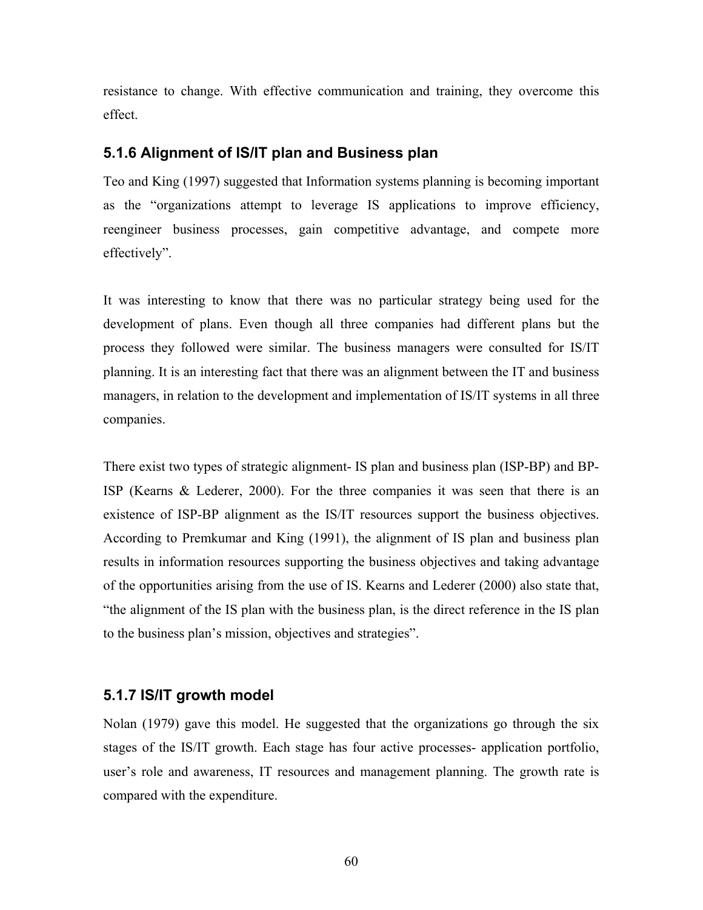resistance to change. With effective communication and training, they overcome this effect.

### 5.1.6 Alignment of IS/IT plan and Business plan

Teo and King (1997) suggested that Information systems planning is becoming important as the "organizations attempt to leverage IS applications to improve efficiency, reengineer business processes, gain competitive advantage, and compete more effectively".

It was interesting to know that there was no particular strategy being used for the development of plans. Even though all three companies had different plans but the process they followed were similar. The business managers were consulted for IS/IT planning. It is an interesting fact that there was an alignment between the IT and business managers, in relation to the development and implementation of IS/IT systems in all three companies.

There exist two types of strategic alignment- IS plan and business plan (ISP-BP) and BP-ISP (Kearns & Lederer, 2000). For the three companies it was seen that there is an existence of ISP-BP alignment as the IS/IT resources support the business objectives. According to Premkumar and King (1991), the alignment of IS plan and business plan results in information resources supporting the business objectives and taking advantage of the opportunities arising from the use of IS. Kearns and Lederer (2000) also state that, "the alignment of the IS plan with the business plan, is the direct reference in the IS plan to the business plan's mission, objectives and strategies".

### 5.1.7 IS/IT growth model

Nolan (1979) gave this model. He suggested that the organizations go through the six stages of the IS/IT growth. Each stage has four active processes- application portfolio, user's role and awareness, IT resources and management planning. The growth rate is compared with the expenditure.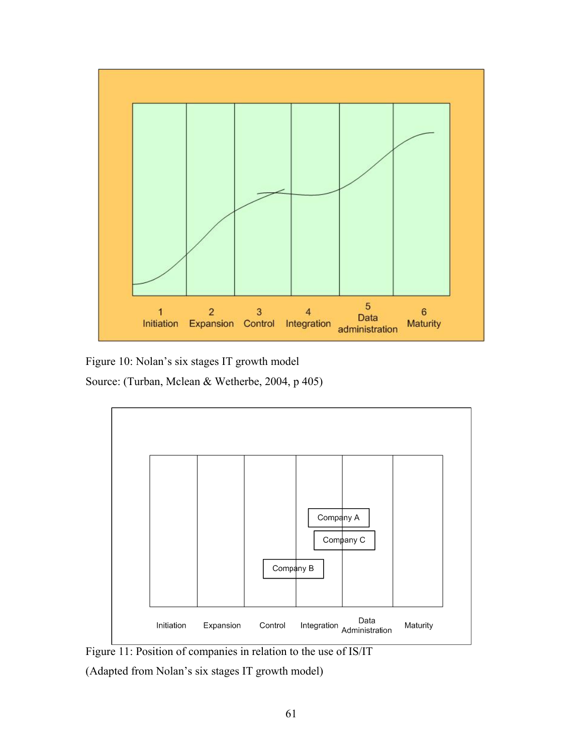| 1 Initiation | 2 Expansion | 3 Control | 4 Integration | 5 Data administration | 6 Maturity |
|---|---|---|---|---|---|

Figure 10: Nolan's six stages IT growth model

Source: (Turban, Mclean & Wetherbe, 2004, p 405)

| Initiation | Expansion | Control | Integration | Data Administration | Maturity |
|---|---|---|---|---|---|
| | | | Company A | Company A | |
| | | | Company C | Company C | |
| | | Company B | Company B | | |

Figure 11: Position of companies in relation to the use of IS/IT

(Adapted from Nolan's six stages IT growth model)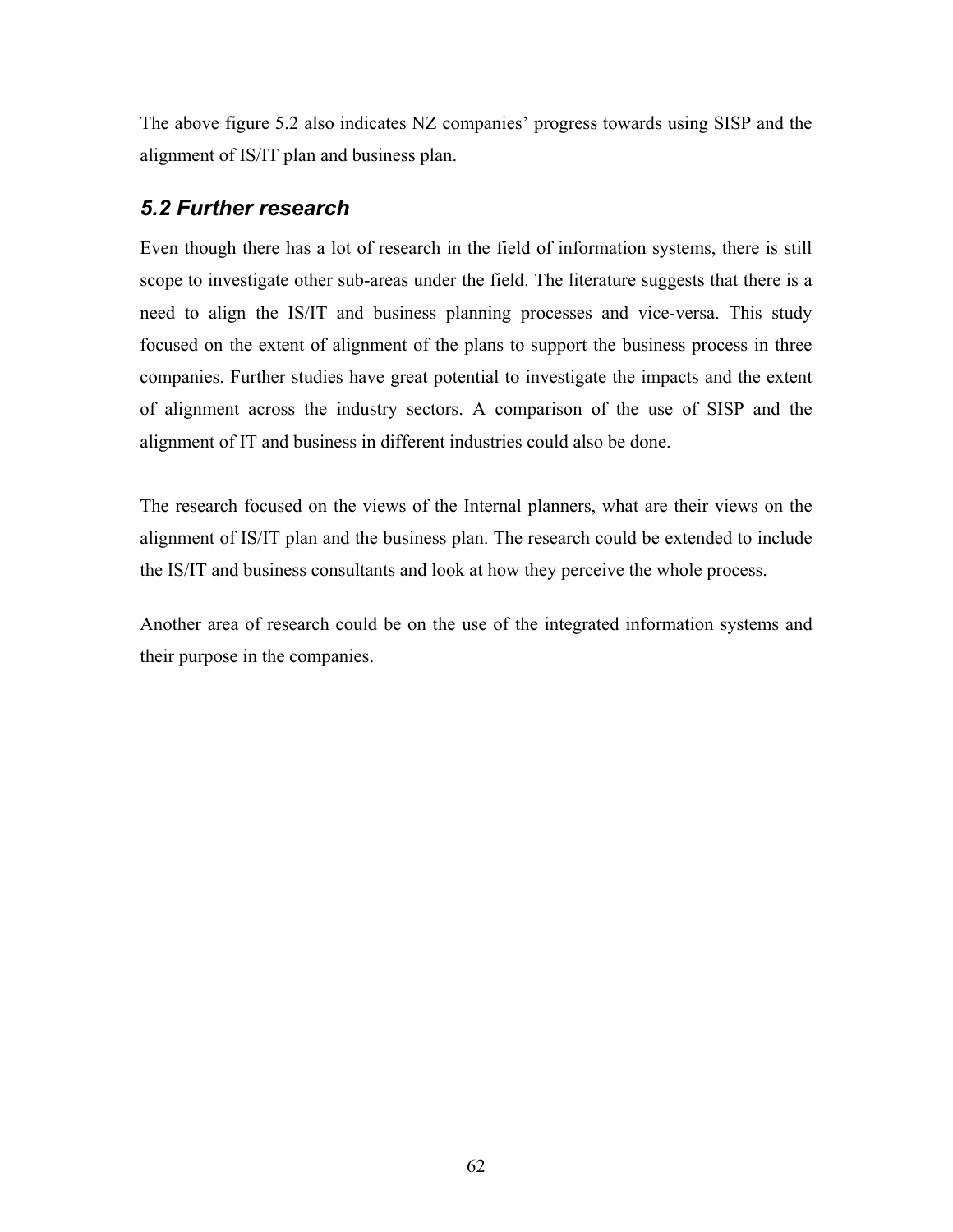The above figure 5.2 also indicates NZ companies' progress towards using SISP and the alignment of IS/IT plan and business plan.

## *5.2 Further research*

Even though there has a lot of research in the field of information systems, there is still scope to investigate other sub-areas under the field. The literature suggests that there is a need to align the IS/IT and business planning processes and vice-versa. This study focused on the extent of alignment of the plans to support the business process in three companies. Further studies have great potential to investigate the impacts and the extent of alignment across the industry sectors. A comparison of the use of SISP and the alignment of IT and business in different industries could also be done.

The research focused on the views of the Internal planners, what are their views on the alignment of IS/IT plan and the business plan. The research could be extended to include the IS/IT and business consultants and look at how they perceive the whole process.

Another area of research could be on the use of the integrated information systems and their purpose in the companies.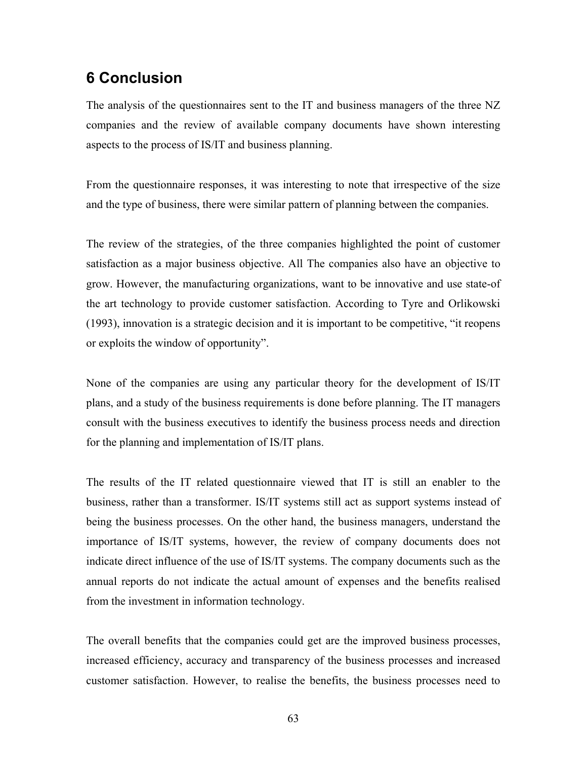# 6 Conclusion

The analysis of the questionnaires sent to the IT and business managers of the three NZ companies and the review of available company documents have shown interesting aspects to the process of IS/IT and business planning.

From the questionnaire responses, it was interesting to note that irrespective of the size and the type of business, there were similar pattern of planning between the companies.

The review of the strategies, of the three companies highlighted the point of customer satisfaction as a major business objective. All The companies also have an objective to grow. However, the manufacturing organizations, want to be innovative and use state-of the art technology to provide customer satisfaction. According to Tyre and Orlikowski (1993), innovation is a strategic decision and it is important to be competitive, "it reopens or exploits the window of opportunity".

None of the companies are using any particular theory for the development of IS/IT plans, and a study of the business requirements is done before planning. The IT managers consult with the business executives to identify the business process needs and direction for the planning and implementation of IS/IT plans.

The results of the IT related questionnaire viewed that IT is still an enabler to the business, rather than a transformer. IS/IT systems still act as support systems instead of being the business processes. On the other hand, the business managers, understand the importance of IS/IT systems, however, the review of company documents does not indicate direct influence of the use of IS/IT systems. The company documents such as the annual reports do not indicate the actual amount of expenses and the benefits realised from the investment in information technology.

The overall benefits that the companies could get are the improved business processes, increased efficiency, accuracy and transparency of the business processes and increased customer satisfaction. However, to realise the benefits, the business processes need to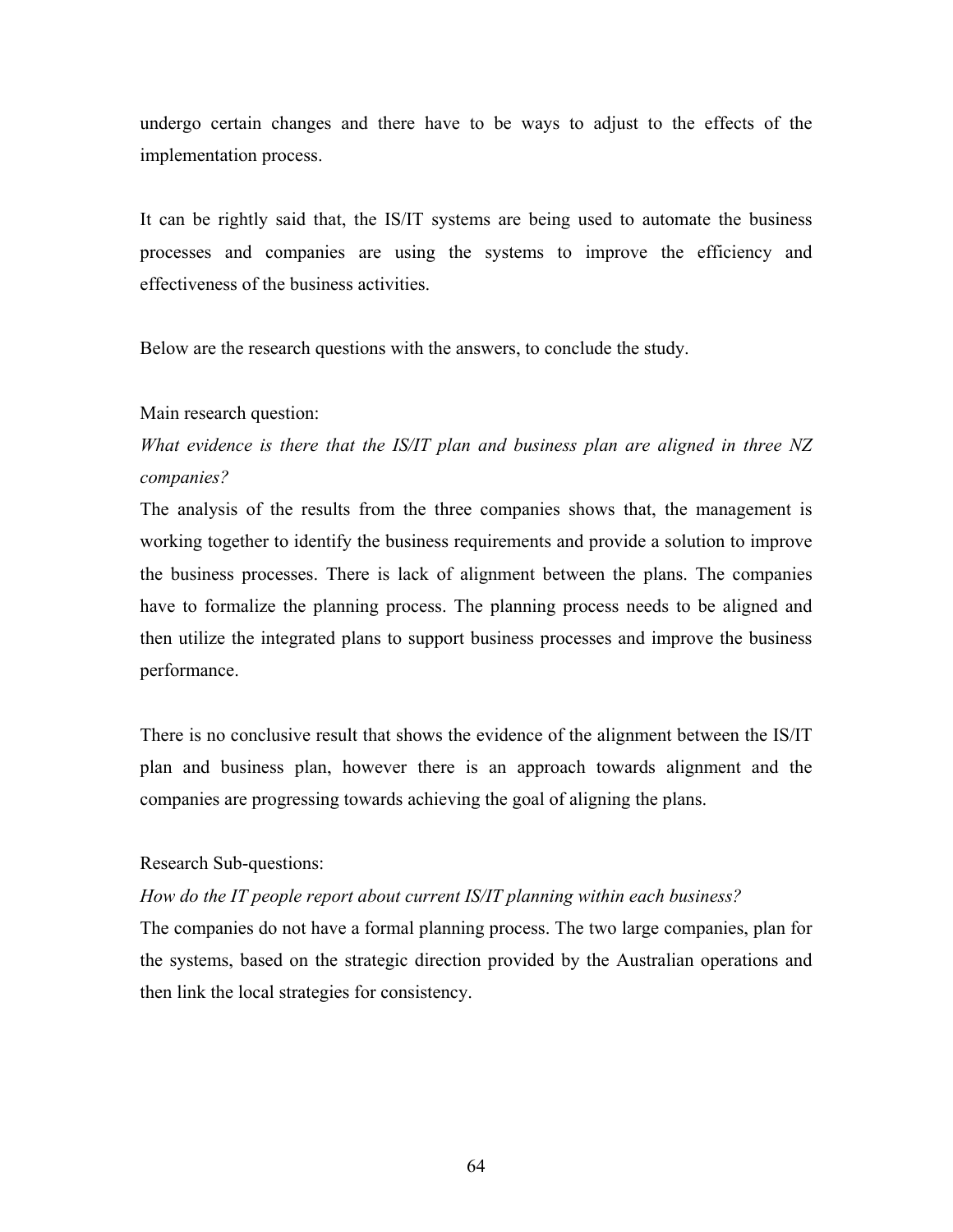undergo certain changes and there have to be ways to adjust to the effects of the implementation process.

It can be rightly said that, the IS/IT systems are being used to automate the business processes and companies are using the systems to improve the efficiency and effectiveness of the business activities.

Below are the research questions with the answers, to conclude the study.

Main research question:

*What evidence is there that the IS/IT plan and business plan are aligned in three NZ companies?*

The analysis of the results from the three companies shows that, the management is working together to identify the business requirements and provide a solution to improve the business processes. There is lack of alignment between the plans. The companies have to formalize the planning process. The planning process needs to be aligned and then utilize the integrated plans to support business processes and improve the business performance.

There is no conclusive result that shows the evidence of the alignment between the IS/IT plan and business plan, however there is an approach towards alignment and the companies are progressing towards achieving the goal of aligning the plans.

Research Sub-questions:

*How do the IT people report about current IS/IT planning within each business?*

The companies do not have a formal planning process. The two large companies, plan for the systems, based on the strategic direction provided by the Australian operations and then link the local strategies for consistency.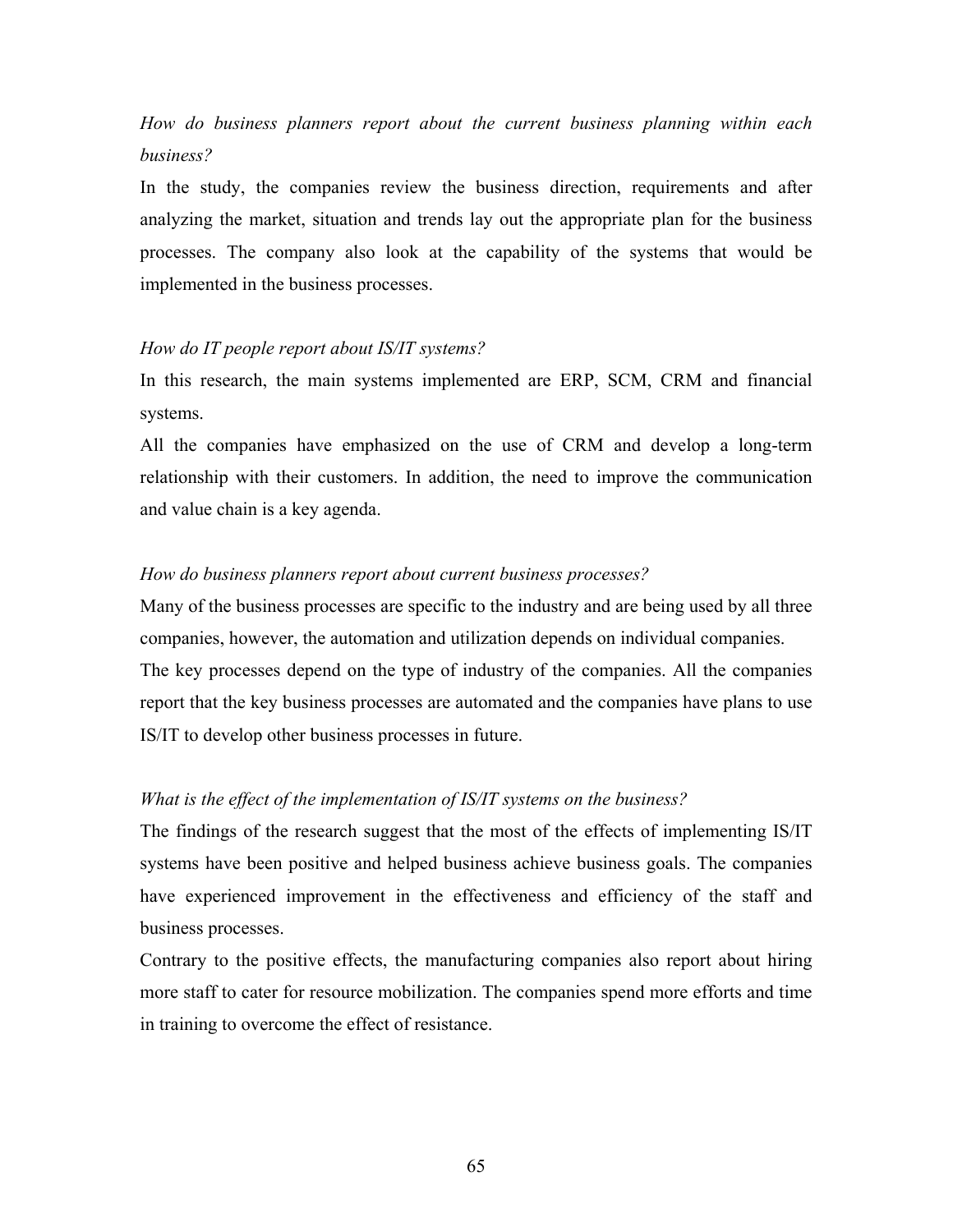*How do business planners report about the current business planning within each business?*

In the study, the companies review the business direction, requirements and after analyzing the market, situation and trends lay out the appropriate plan for the business processes. The company also look at the capability of the systems that would be implemented in the business processes.

*How do IT people report about IS/IT systems?*

In this research, the main systems implemented are ERP, SCM, CRM and financial systems.

All the companies have emphasized on the use of CRM and develop a long-term relationship with their customers. In addition, the need to improve the communication and value chain is a key agenda.

*How do business planners report about current business processes?*

Many of the business processes are specific to the industry and are being used by all three companies, however, the automation and utilization depends on individual companies.

The key processes depend on the type of industry of the companies. All the companies report that the key business processes are automated and the companies have plans to use IS/IT to develop other business processes in future.

*What is the effect of the implementation of IS/IT systems on the business?*

The findings of the research suggest that the most of the effects of implementing IS/IT systems have been positive and helped business achieve business goals. The companies have experienced improvement in the effectiveness and efficiency of the staff and business processes.

Contrary to the positive effects, the manufacturing companies also report about hiring more staff to cater for resource mobilization. The companies spend more efforts and time in training to overcome the effect of resistance.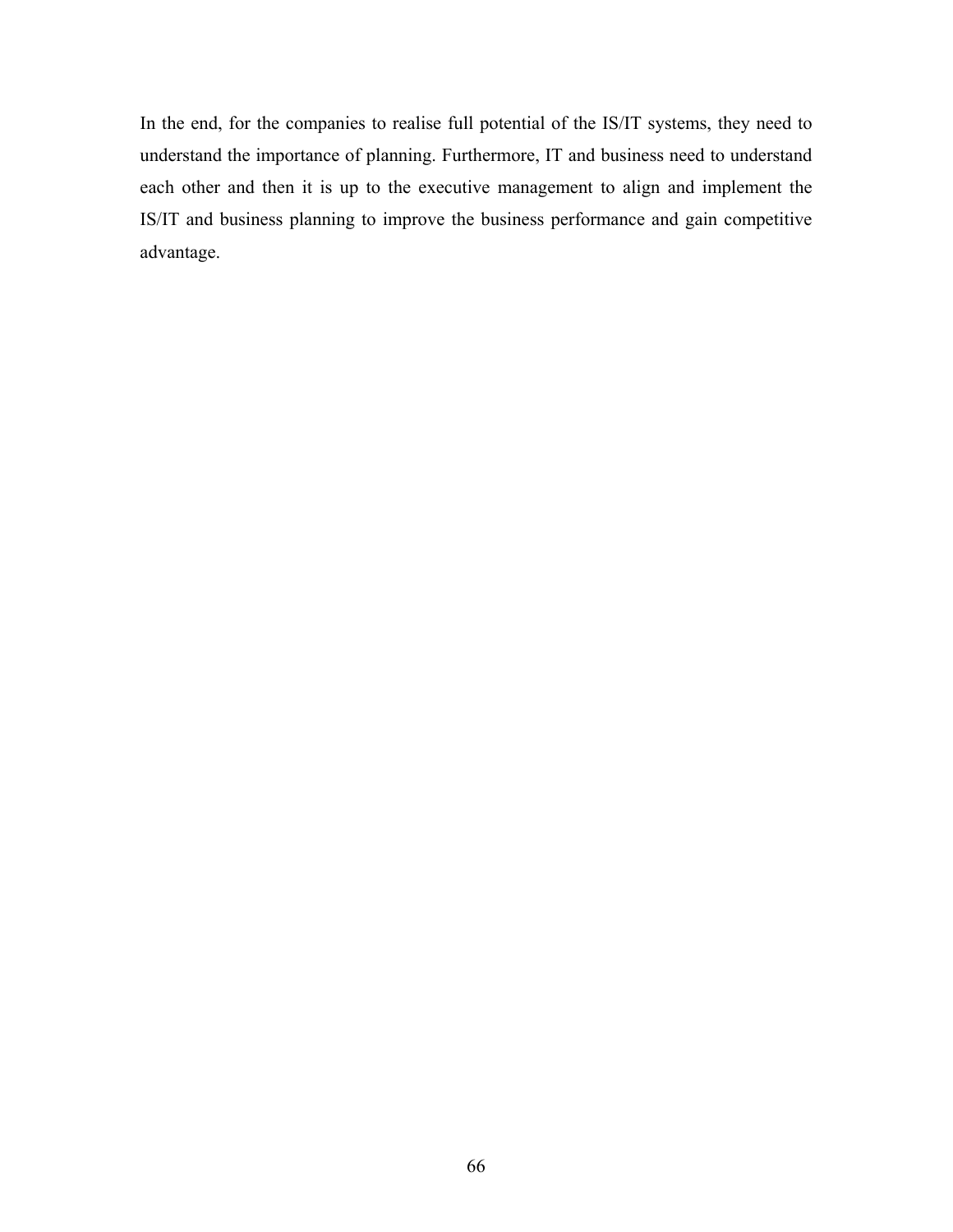In the end, for the companies to realise full potential of the IS/IT systems, they need to understand the importance of planning. Furthermore, IT and business need to understand each other and then it is up to the executive management to align and implement the IS/IT and business planning to improve the business performance and gain competitive advantage.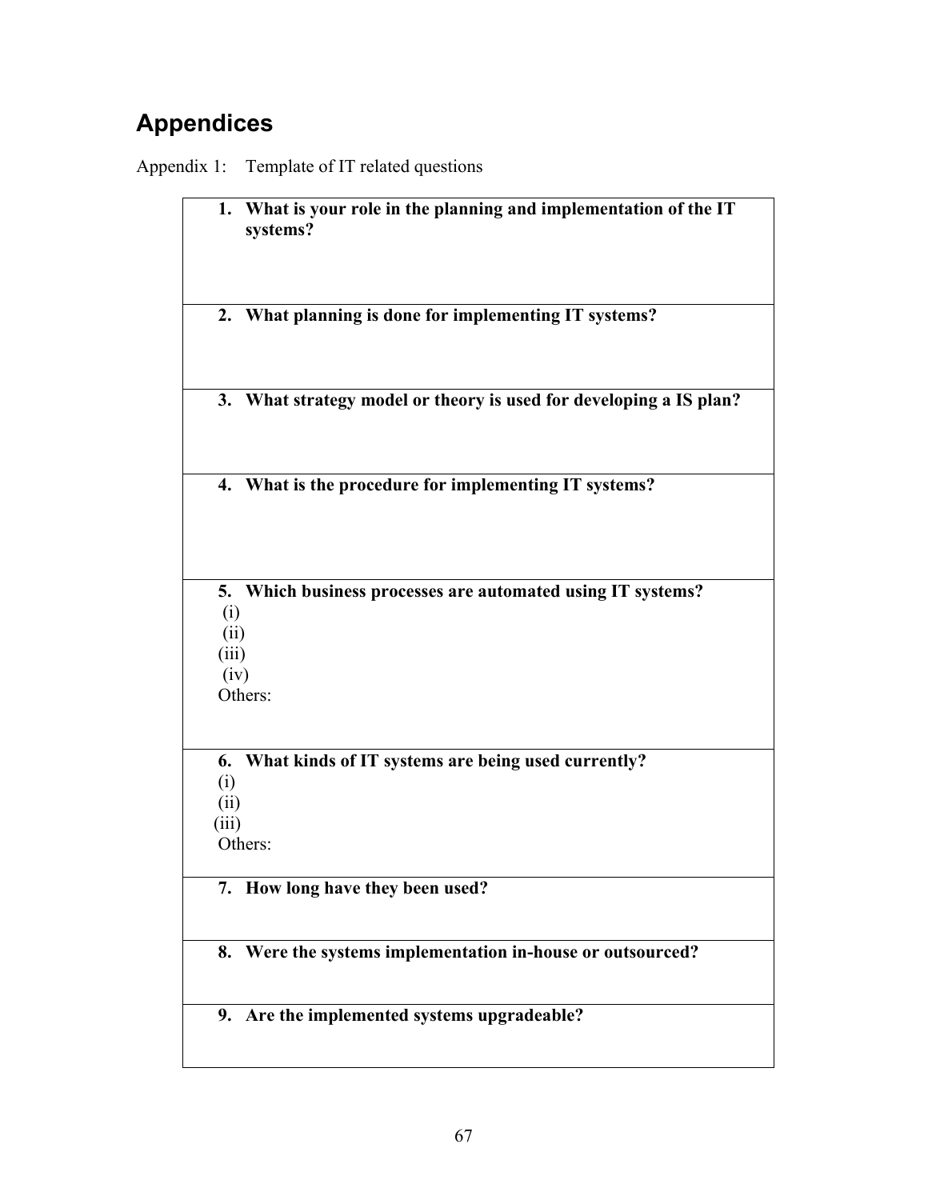# Appendices

Appendix 1: Template of IT related questions

| |
|---|
| **1. What is your role in the planning and implementation of the IT systems?** |
| **2. What planning is done for implementing IT systems?** |
| **3. What strategy model or theory is used for developing a IS plan?** |
| **4. What is the procedure for implementing IT systems?** |
| **5. Which business processes are automated using IT systems?**<br>(i)<br>(ii)<br>(iii)<br>(iv)<br>Others: |
| **6. What kinds of IT systems are being used currently?**<br>(i)<br>(ii)<br>(iii)<br>Others: |
| **7. How long have they been used?** |
| **8. Were the systems implementation in-house or outsourced?** |
| **9. Are the implemented systems upgradeable?** |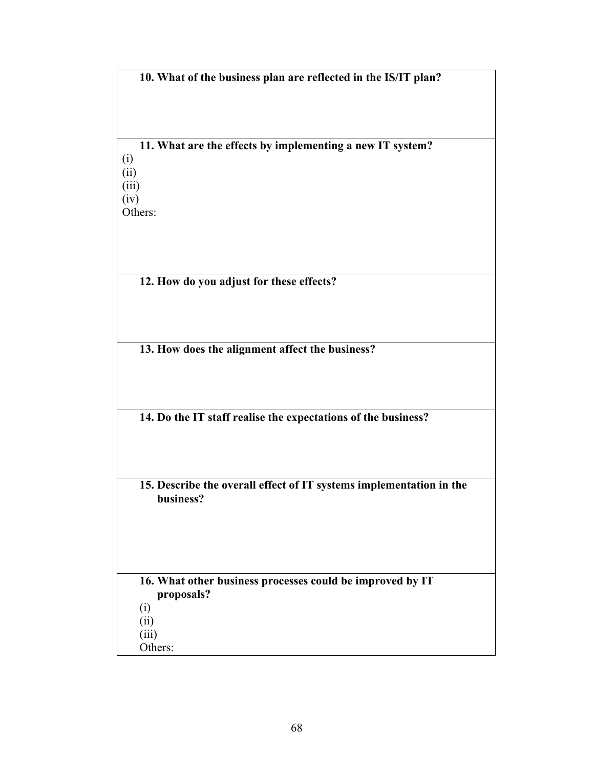**10. What of the business plan are reflected in the IS/IT plan?**

**11. What are the effects by implementing a new IT system?**

(i)
(ii)
(iii)
(iv)
Others:

**12. How do you adjust for these effects?**

**13. How does the alignment affect the business?**

**14. Do the IT staff realise the expectations of the business?**

**15. Describe the overall effect of IT systems implementation in the business?**

**16. What other business processes could be improved by IT proposals?**

(i)
(ii)
(iii)
Others: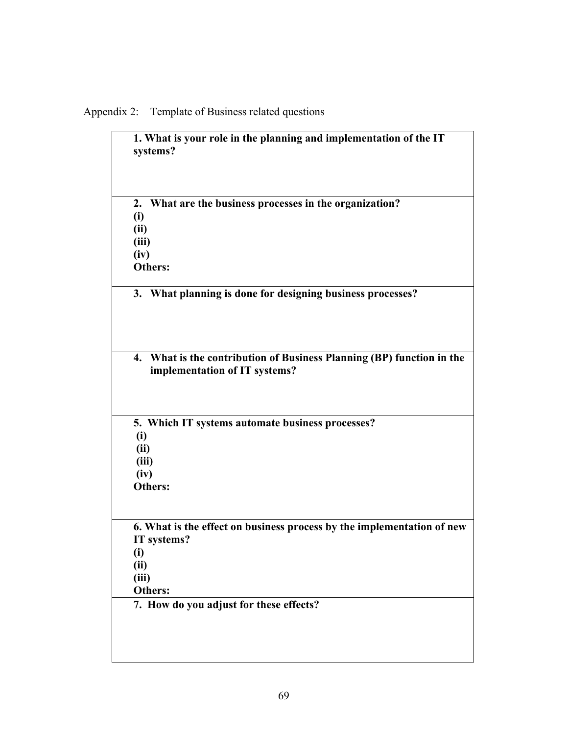Appendix 2: Template of Business related questions

| **1. What is your role in the planning and implementation of the IT systems?** |
|---|
| **2. What are the business processes in the organization?**<br>**(i)**<br>**(ii)**<br>**(iii)**<br>**(iv)**<br>**Others:** |
| **3. What planning is done for designing business processes?** |
| **4. What is the contribution of Business Planning (BP) function in the implementation of IT systems?** |
| **5. Which IT systems automate business processes?**<br>**(i)**<br>**(ii)**<br>**(iii)**<br>**(iv)**<br>**Others:** |
| **6. What is the effect on business process by the implementation of new IT systems?**<br>**(i)**<br>**(ii)**<br>**(iii)**<br>**Others:** |
| **7. How do you adjust for these effects?** |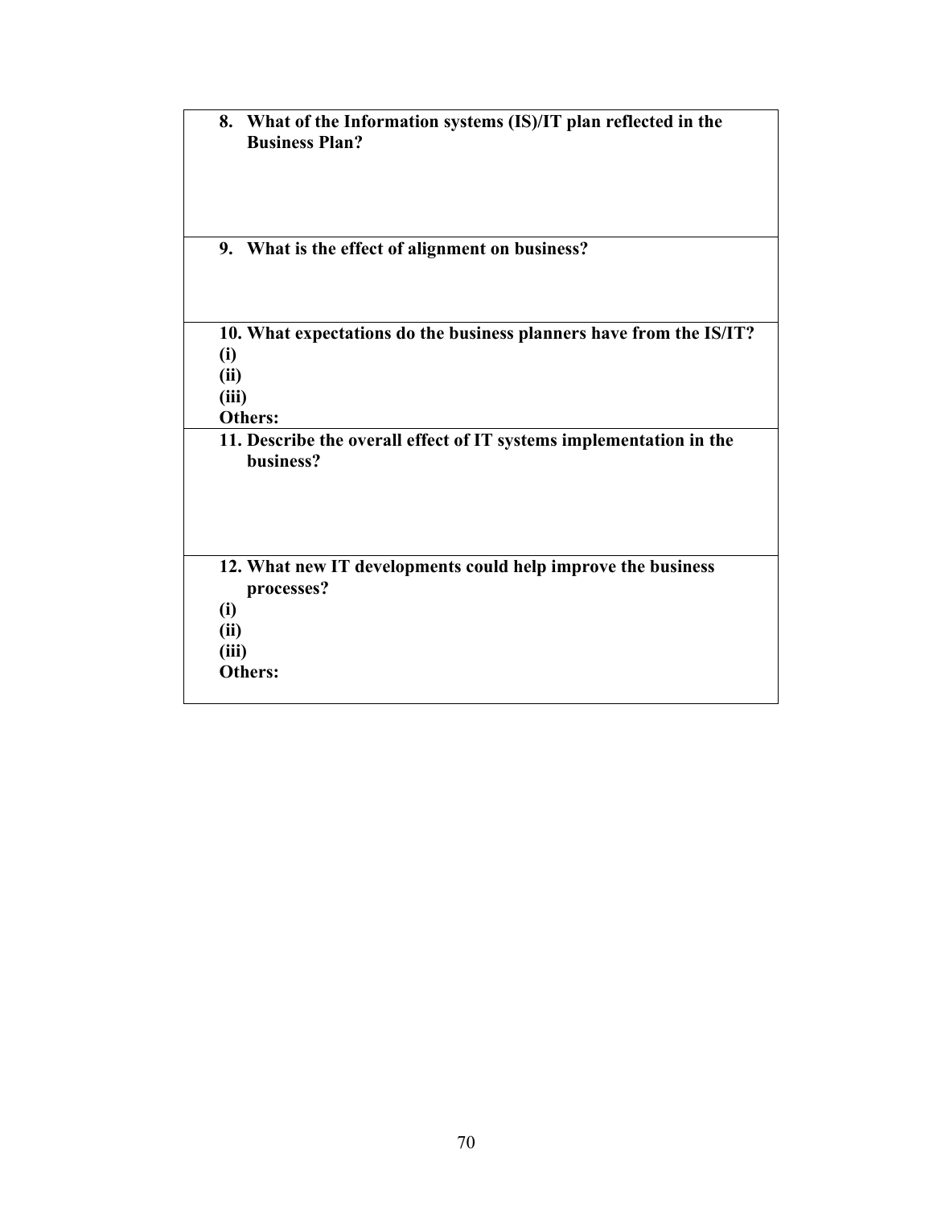**8. What of the Information systems (IS)/IT plan reflected in the Business Plan?**

**9. What is the effect of alignment on business?**

**10. What expectations do the business planners have from the IS/IT?**

**(i)**

**(ii)**

**(iii)**

**Others:**

**11. Describe the overall effect of IT systems implementation in the business?**

**12. What new IT developments could help improve the business processes?**

**(i)**

**(ii)**

**(iii)**

**Others:**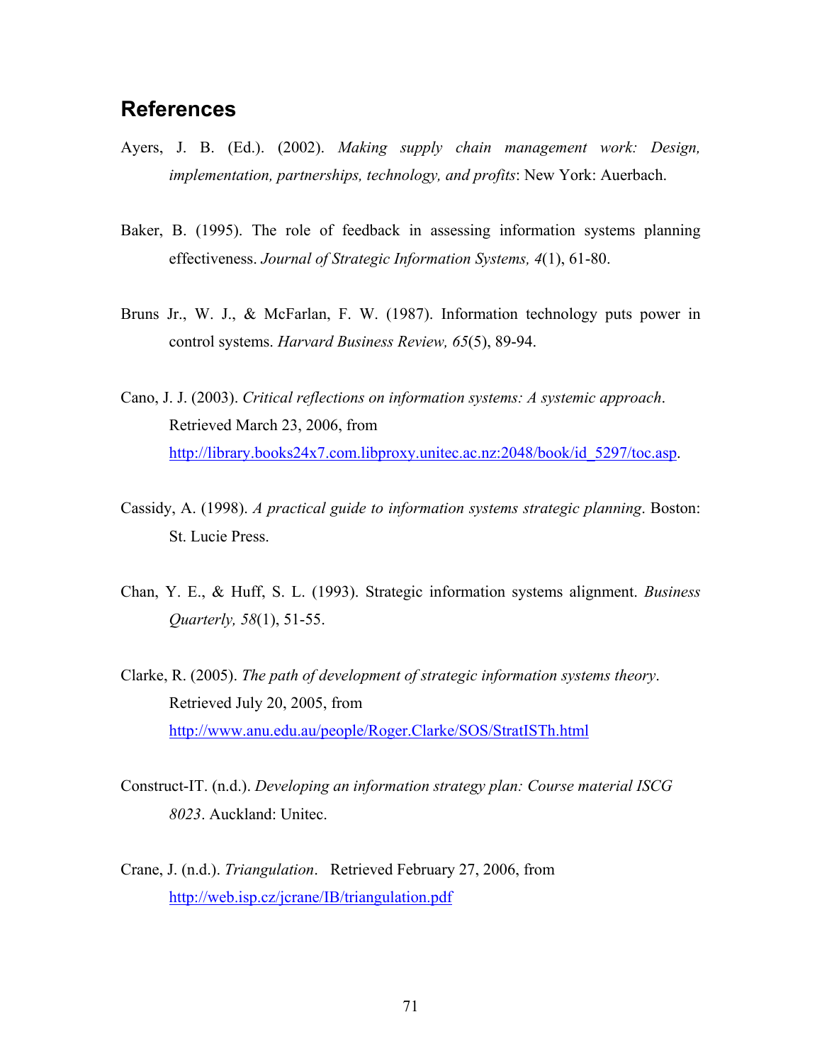## References

Ayers, J. B. (Ed.). (2002). *Making supply chain management work: Design, implementation, partnerships, technology, and profits*: New York: Auerbach.

Baker, B. (1995). The role of feedback in assessing information systems planning effectiveness. *Journal of Strategic Information Systems, 4*(1), 61-80.

Bruns Jr., W. J., & McFarlan, F. W. (1987). Information technology puts power in control systems. *Harvard Business Review, 65*(5), 89-94.

Cano, J. J. (2003). *Critical reflections on information systems: A systemic approach*. Retrieved March 23, 2006, from http://library.books24x7.com.libproxy.unitec.ac.nz:2048/book/id_5297/toc.asp.

Cassidy, A. (1998). *A practical guide to information systems strategic planning*. Boston: St. Lucie Press.

Chan, Y. E., & Huff, S. L. (1993). Strategic information systems alignment. *Business Quarterly, 58*(1), 51-55.

Clarke, R. (2005). *The path of development of strategic information systems theory*. Retrieved July 20, 2005, from http://www.anu.edu.au/people/Roger.Clarke/SOS/StratISTh.html

Construct-IT. (n.d.). *Developing an information strategy plan: Course material ISCG 8023*. Auckland: Unitec.

Crane, J. (n.d.). *Triangulation*. Retrieved February 27, 2006, from http://web.isp.cz/jcrane/IB/triangulation.pdf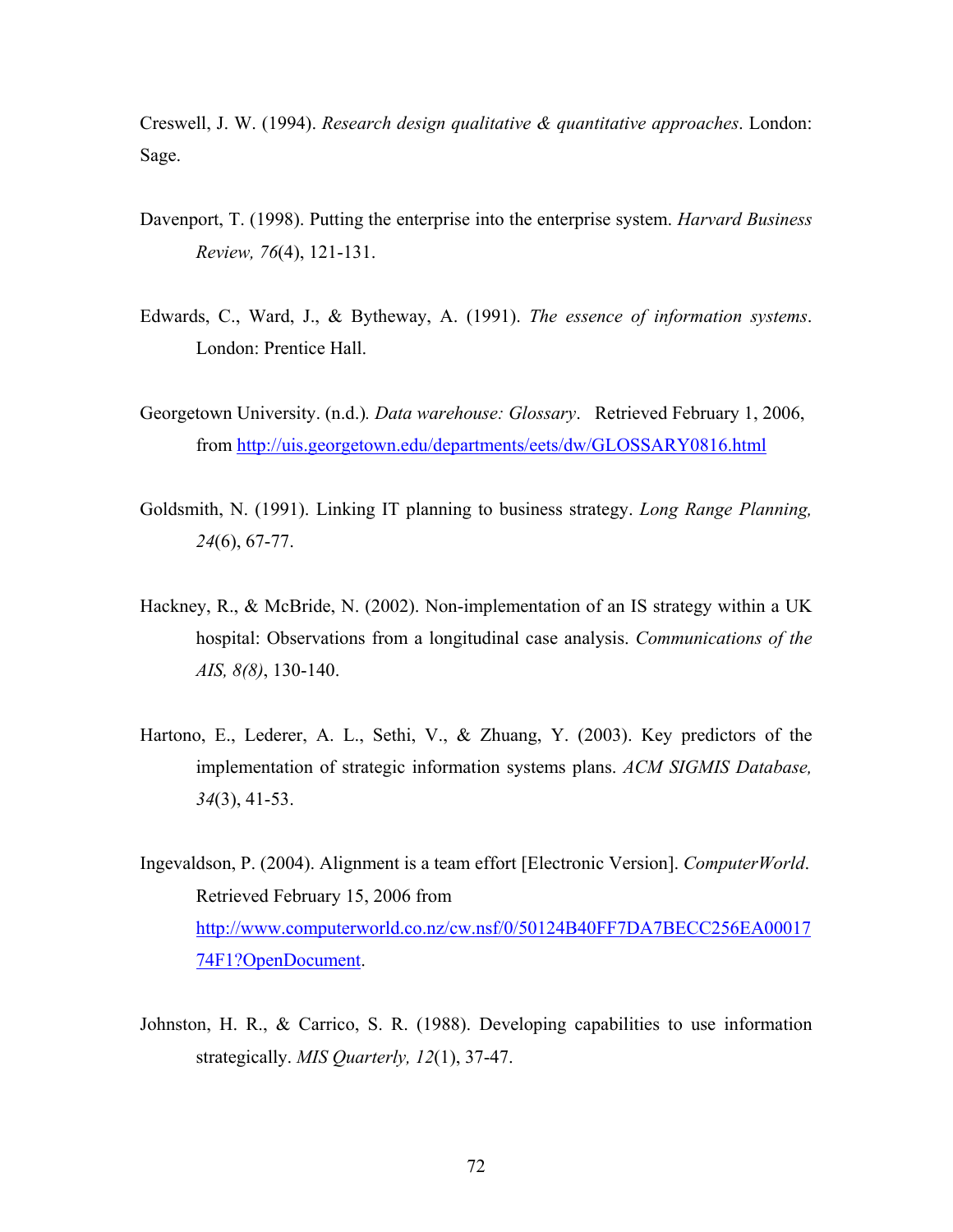Creswell, J. W. (1994). *Research design qualitative & quantitative approaches*. London: Sage.

Davenport, T. (1998). Putting the enterprise into the enterprise system. *Harvard Business Review, 76*(4), 121-131.

Edwards, C., Ward, J., & Bytheway, A. (1991). *The essence of information systems*. London: Prentice Hall.

Georgetown University. (n.d.). *Data warehouse: Glossary*. Retrieved February 1, 2006, from http://uis.georgetown.edu/departments/eets/dw/GLOSSARY0816.html

Goldsmith, N. (1991). Linking IT planning to business strategy. *Long Range Planning, 24*(6), 67-77.

Hackney, R., & McBride, N. (2002). Non-implementation of an IS strategy within a UK hospital: Observations from a longitudinal case analysis. *Communications of the AIS, 8(8)*, 130-140.

Hartono, E., Lederer, A. L., Sethi, V., & Zhuang, Y. (2003). Key predictors of the implementation of strategic information systems plans. *ACM SIGMIS Database, 34*(3), 41-53.

Ingevaldson, P. (2004). Alignment is a team effort [Electronic Version]. *ComputerWorld*. Retrieved February 15, 2006 from http://www.computerworld.co.nz/cw.nsf/0/50124B40FF7DA7BECC256EA0001774F1?OpenDocument.

Johnston, H. R., & Carrico, S. R. (1988). Developing capabilities to use information strategically. *MIS Quarterly, 12*(1), 37-47.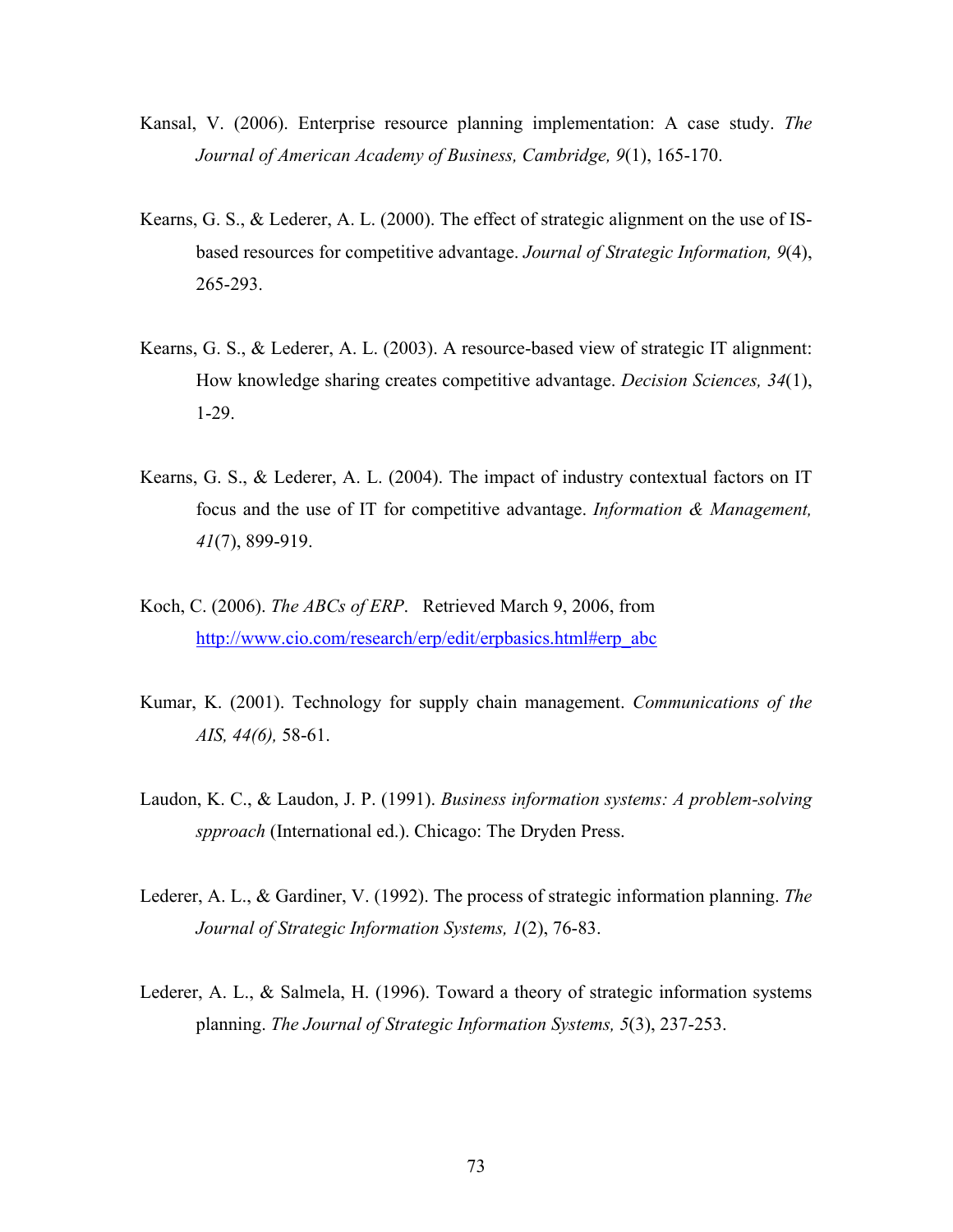Kansal, V. (2006). Enterprise resource planning implementation: A case study. *The Journal of American Academy of Business, Cambridge, 9*(1), 165-170.

Kearns, G. S., & Lederer, A. L. (2000). The effect of strategic alignment on the use of IS-based resources for competitive advantage. *Journal of Strategic Information, 9*(4), 265-293.

Kearns, G. S., & Lederer, A. L. (2003). A resource-based view of strategic IT alignment: How knowledge sharing creates competitive advantage. *Decision Sciences, 34*(1), 1-29.

Kearns, G. S., & Lederer, A. L. (2004). The impact of industry contextual factors on IT focus and the use of IT for competitive advantage. *Information & Management, 41*(7), 899-919.

Koch, C. (2006). *The ABCs of ERP*. Retrieved March 9, 2006, from http://www.cio.com/research/erp/edit/erpbasics.html#erp_abc

Kumar, K. (2001). Technology for supply chain management. *Communications of the AIS, 44(6),* 58-61.

Laudon, K. C., & Laudon, J. P. (1991). *Business information systems: A problem-solving spproach* (International ed.). Chicago: The Dryden Press.

Lederer, A. L., & Gardiner, V. (1992). The process of strategic information planning. *The Journal of Strategic Information Systems, 1*(2), 76-83.

Lederer, A. L., & Salmela, H. (1996). Toward a theory of strategic information systems planning. *The Journal of Strategic Information Systems, 5*(3), 237-253.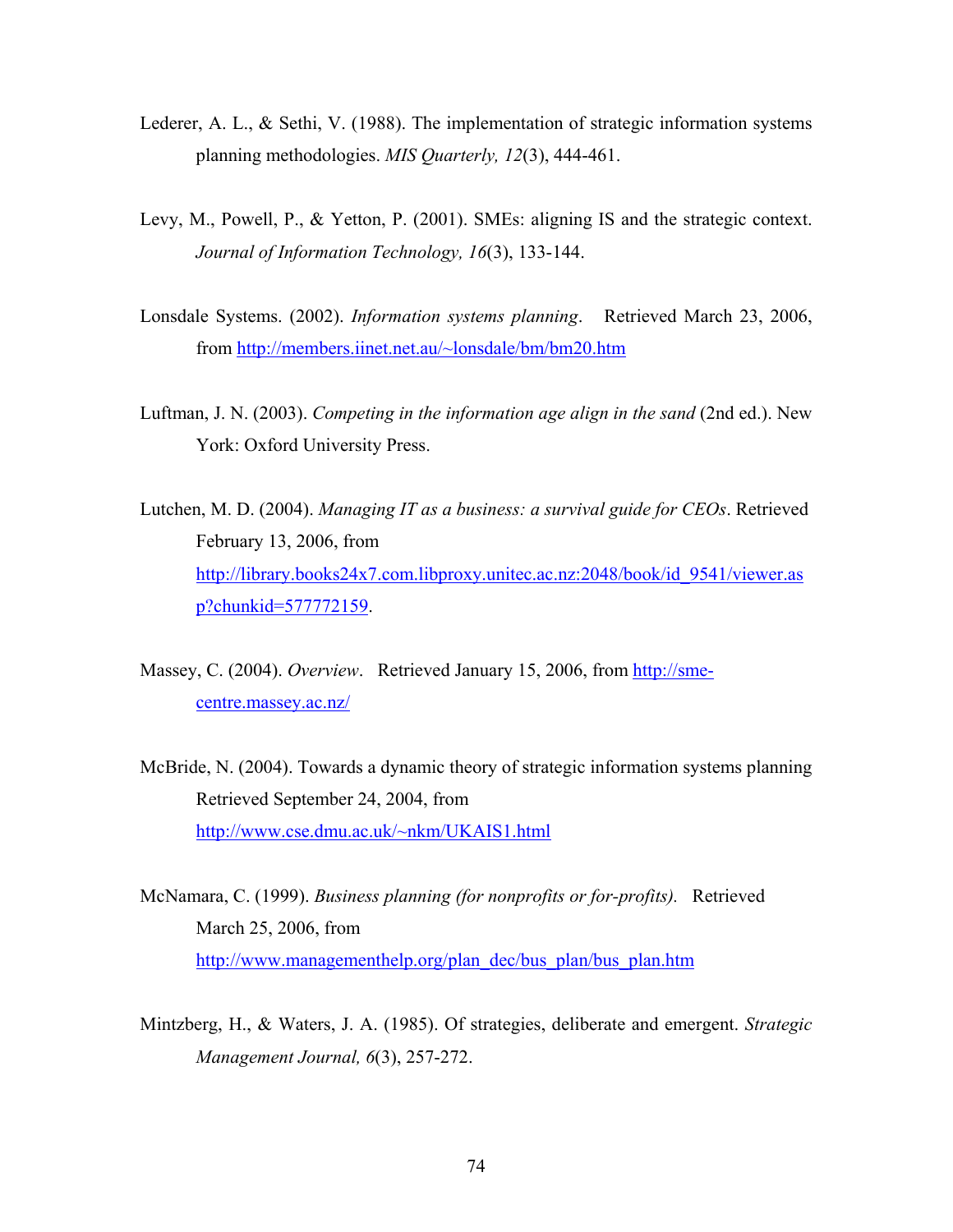Lederer, A. L., & Sethi, V. (1988). The implementation of strategic information systems planning methodologies. *MIS Quarterly, 12*(3), 444-461.

Levy, M., Powell, P., & Yetton, P. (2001). SMEs: aligning IS and the strategic context. *Journal of Information Technology, 16*(3), 133-144.

Lonsdale Systems. (2002). *Information systems planning*. Retrieved March 23, 2006, from http://members.iinet.net.au/~lonsdale/bm/bm20.htm

Luftman, J. N. (2003). *Competing in the information age align in the sand* (2nd ed.). New York: Oxford University Press.

Lutchen, M. D. (2004). *Managing IT as a business: a survival guide for CEOs*. Retrieved February 13, 2006, from http://library.books24x7.com.libproxy.unitec.ac.nz:2048/book/id_9541/viewer.asp?chunkid=577772159.

Massey, C. (2004). *Overview*. Retrieved January 15, 2006, from http://sme-centre.massey.ac.nz/

McBride, N. (2004). Towards a dynamic theory of strategic information systems planning Retrieved September 24, 2004, from http://www.cse.dmu.ac.uk/~nkm/UKAIS1.html

McNamara, C. (1999). *Business planning (for nonprofits or for-profits).* Retrieved March 25, 2006, from http://www.managementhelp.org/plan_dec/bus_plan/bus_plan.htm

Mintzberg, H., & Waters, J. A. (1985). Of strategies, deliberate and emergent. *Strategic Management Journal, 6*(3), 257-272.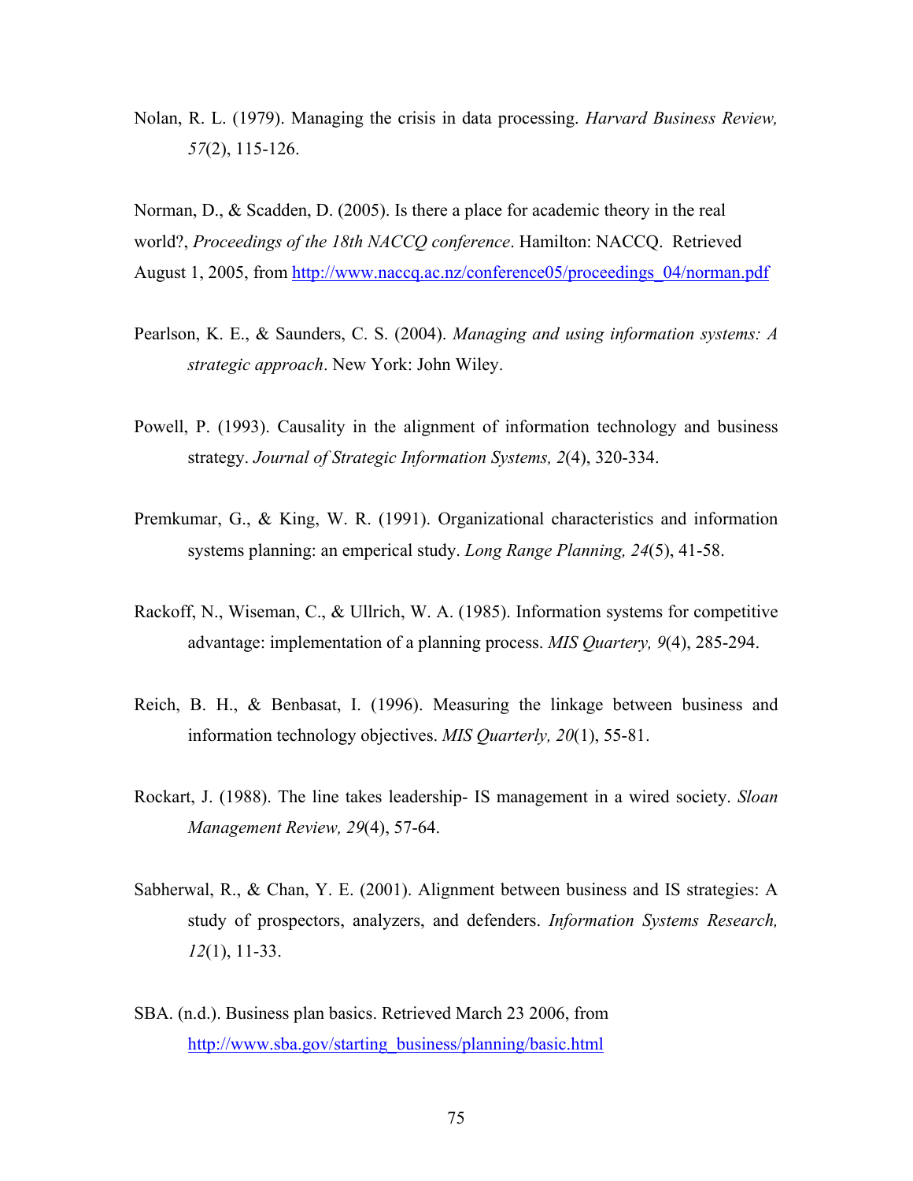Nolan, R. L. (1979). Managing the crisis in data processing. *Harvard Business Review, 57*(2), 115-126.

Norman, D., & Scadden, D. (2005). Is there a place for academic theory in the real world?, *Proceedings of the 18th NACCQ conference*. Hamilton: NACCQ. Retrieved August 1, 2005, from http://www.naccq.ac.nz/conference05/proceedings_04/norman.pdf

Pearlson, K. E., & Saunders, C. S. (2004). *Managing and using information systems: A strategic approach*. New York: John Wiley.

Powell, P. (1993). Causality in the alignment of information technology and business strategy. *Journal of Strategic Information Systems, 2*(4), 320-334.

Premkumar, G., & King, W. R. (1991). Organizational characteristics and information systems planning: an emperical study. *Long Range Planning, 24*(5), 41-58.

Rackoff, N., Wiseman, C., & Ullrich, W. A. (1985). Information systems for competitive advantage: implementation of a planning process. *MIS Quartery, 9*(4), 285-294.

Reich, B. H., & Benbasat, I. (1996). Measuring the linkage between business and information technology objectives. *MIS Quarterly, 20*(1), 55-81.

Rockart, J. (1988). The line takes leadership- IS management in a wired society. *Sloan Management Review, 29*(4), 57-64.

Sabherwal, R., & Chan, Y. E. (2001). Alignment between business and IS strategies: A study of prospectors, analyzers, and defenders. *Information Systems Research, 12*(1), 11-33.

SBA. (n.d.). Business plan basics. Retrieved March 23 2006, from http://www.sba.gov/starting_business/planning/basic.html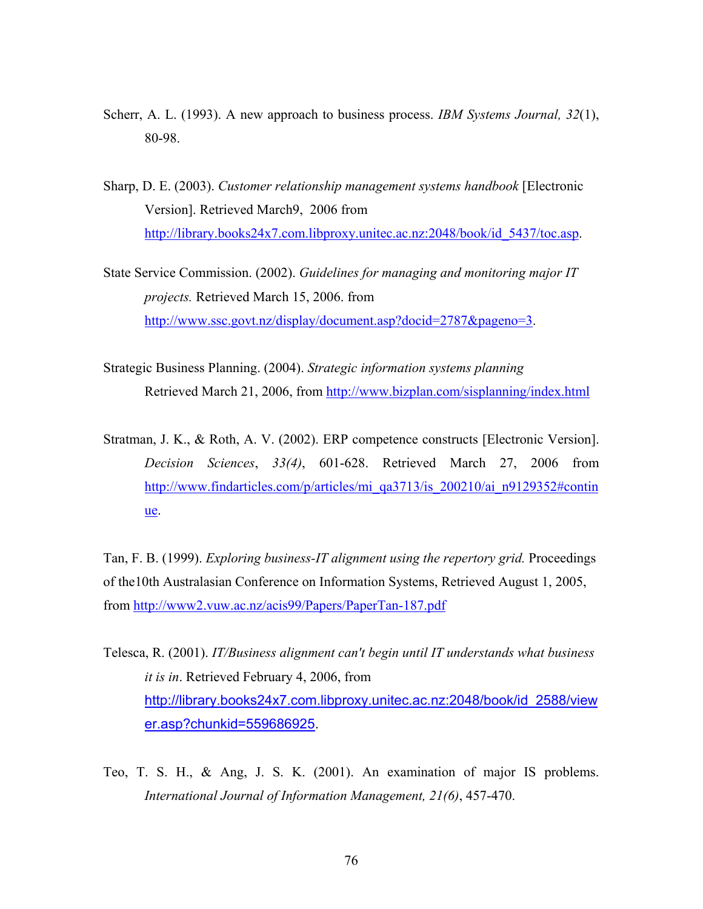Scherr, A. L. (1993). A new approach to business process. *IBM Systems Journal, 32*(1), 80-98.

Sharp, D. E. (2003). *Customer relationship management systems handbook* [Electronic Version]. Retrieved March9, 2006 from http://library.books24x7.com.libproxy.unitec.ac.nz:2048/book/id_5437/toc.asp.

State Service Commission. (2002). *Guidelines for managing and monitoring major IT projects.* Retrieved March 15, 2006. from http://www.ssc.govt.nz/display/document.asp?docid=2787&pageno=3.

Strategic Business Planning. (2004). *Strategic information systems planning* Retrieved March 21, 2006, from http://www.bizplan.com/sisplanning/index.html

Stratman, J. K., & Roth, A. V. (2002). ERP competence constructs [Electronic Version]. *Decision Sciences*, *33(4)*, 601-628. Retrieved March 27, 2006 from http://www.findarticles.com/p/articles/mi_qa3713/is_200210/ai_n9129352#continue.

Tan, F. B. (1999). *Exploring business-IT alignment using the repertory grid.* Proceedings of the10th Australasian Conference on Information Systems, Retrieved August 1, 2005, from http://www2.vuw.ac.nz/acis99/Papers/PaperTan-187.pdf

Telesca, R. (2001). *IT/Business alignment can't begin until IT understands what business it is in*. Retrieved February 4, 2006, from http://library.books24x7.com.libproxy.unitec.ac.nz:2048/book/id_2588/viewer.asp?chunkid=559686925.

Teo, T. S. H., & Ang, J. S. K. (2001). An examination of major IS problems. *International Journal of Information Management, 21(6)*, 457-470.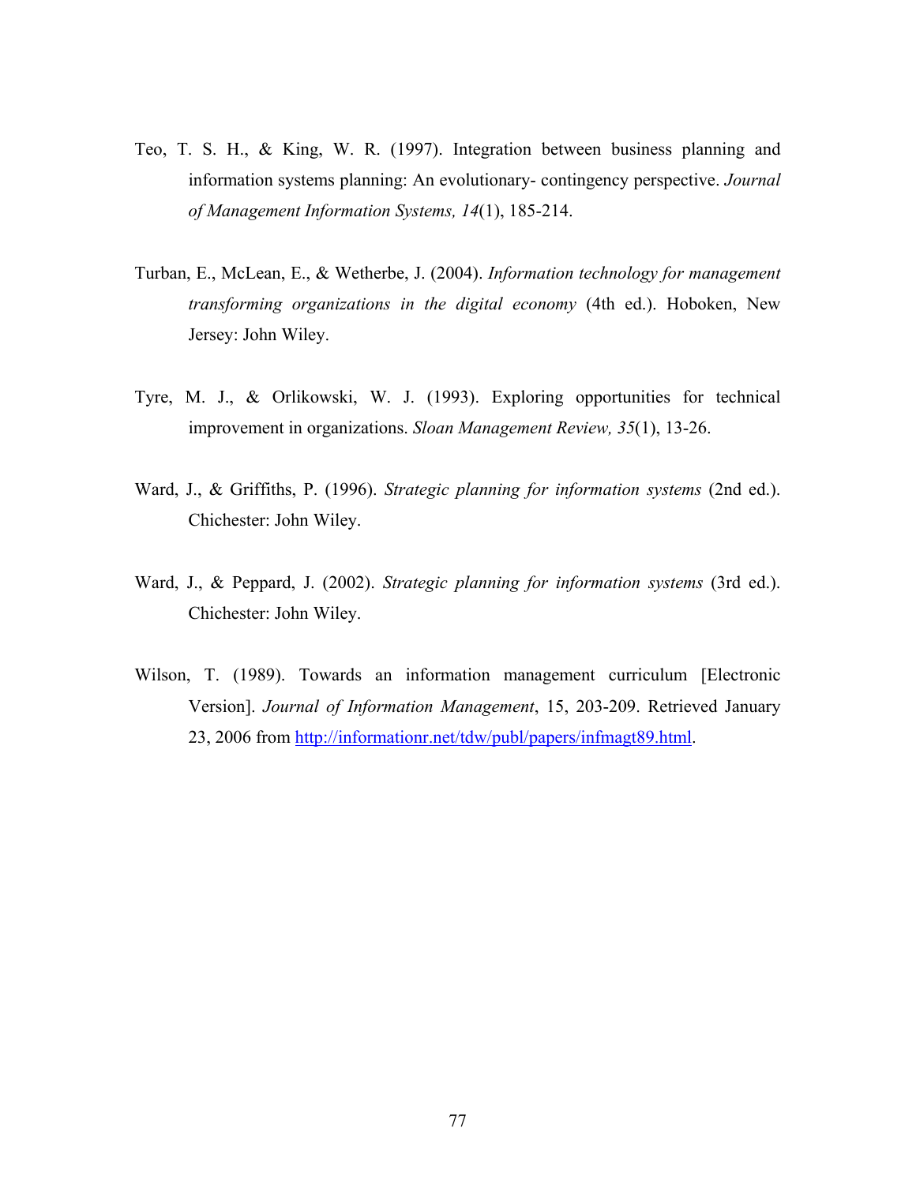Teo, T. S. H., & King, W. R. (1997). Integration between business planning and information systems planning: An evolutionary- contingency perspective. *Journal of Management Information Systems, 14*(1), 185-214.

Turban, E., McLean, E., & Wetherbe, J. (2004). *Information technology for management transforming organizations in the digital economy* (4th ed.). Hoboken, New Jersey: John Wiley.

Tyre, M. J., & Orlikowski, W. J. (1993). Exploring opportunities for technical improvement in organizations. *Sloan Management Review, 35*(1), 13-26.

Ward, J., & Griffiths, P. (1996). *Strategic planning for information systems* (2nd ed.). Chichester: John Wiley.

Ward, J., & Peppard, J. (2002). *Strategic planning for information systems* (3rd ed.). Chichester: John Wiley.

Wilson, T. (1989). Towards an information management curriculum [Electronic Version]. *Journal of Information Management*, 15, 203-209. Retrieved January 23, 2006 from http://informationr.net/tdw/publ/papers/infmagt89.html.